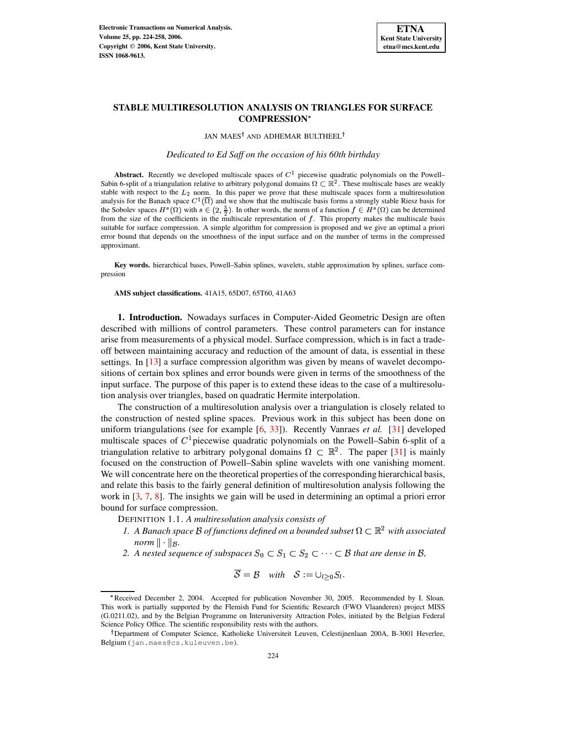# STABLE MULTIRESOLUTION ANALYSIS ON TRIANGLES FOR SURFACE COMPRESSION*

JAN MAES† AND ADHEMAR BULTHEEL†

*Dedicated to Ed Saff on the occasion of his 60th birthday*

**Abstract.** Recently we developed multiscale spaces of $C^1$ piecewise quadratic polynomials on the Powell–Sabin 6-split of a triangulation relative to arbitrary polygonal domains $\Omega \subset \mathbb{R}^2$. These multiscale bases are weakly stable with respect to the $L_2$ norm. In this paper we prove that these multiscale spaces form a multiresolution analysis for the Banach space $C^1(\overline{\Omega})$ and we show that the multiscale basis forms a strongly stable Riesz basis for the Sobolev spaces $H^s(\Omega)$ with $s \in (2, \frac{5}{2})$. In other words, the norm of a function $f \in H^s(\Omega)$ can be determined from the size of the coefficients in the multiscale representation of $f$. This property makes the multiscale basis suitable for surface compression. A simple algorithm for compression is proposed and we give an optimal a priori error bound that depends on the smoothness of the input surface and on the number of terms in the compressed approximant.

**Key words.** hierarchical bases, Powell–Sabin splines, wavelets, stable approximation by splines, surface compression

**AMS subject classifications.** 41A15, 65D07, 65T60, 41A63

## 1. Introduction.

Nowadays surfaces in Computer-Aided Geometric Design are often described with millions of control parameters. These control parameters can for instance arise from measurements of a physical model. Surface compression, which is in fact a trade-off between maintaining accuracy and reduction of the amount of data, is essential in these settings. In [13] a surface compression algorithm was given by means of wavelet decompositions of certain box splines and error bounds were given in terms of the smoothness of the input surface. The purpose of this paper is to extend these ideas to the case of a multiresolution analysis over triangles, based on quadratic Hermite interpolation.

The construction of a multiresolution analysis over a triangulation is closely related to the construction of nested spline spaces. Previous work in this subject has been done on uniform triangulations (see for example [6, 33]). Recently Vanraes *et al.* [31] developed multiscale spaces of $C^1$piecewise quadratic polynomials on the Powell–Sabin 6-split of a triangulation relative to arbitrary polygonal domains $\Omega \subset \mathbb{R}^2$. The paper [31] is mainly focused on the construction of Powell–Sabin spline wavelets with one vanishing moment. We will concentrate here on the theoretical properties of the corresponding hierarchical basis, and relate this basis to the fairly general definition of multiresolution analysis following the work in [3, 7, 8]. The insights we gain will be used in determining an optimal a priori error bound for surface compression.

DEFINITION 1.1. *A multiresolution analysis consists of*

1. *A Banach space $\mathcal{B}$ of functions defined on a bounded subset $\Omega \subset \mathbb{R}^2$ with associated norm $\|\cdot\|_{\mathcal{B}}$.*
2. *A nested sequence of subspaces $S_0 \subset S_1 \subset S_2 \subset \cdots \subset \mathcal{B}$ that are dense in $\mathcal{B}$,*

$$\overline{\mathcal{S}} = \mathcal{B} \quad with \quad \mathcal{S} := \cup_{l \geq 0} S_l.$$

---

*Received December 2, 2004. Accepted for publication November 30, 2005. Recommended by I. Sloan. This work is partially supported by the Flemish Fund for Scientific Research (FWO Vlaanderen) project MISS (G.0211.02), and by the Belgian Programme on Interuniversity Attraction Poles, initiated by the Belgian Federal Science Policy Office. The scientific responsibility rests with the authors.

†Department of Computer Science, Katholieke Universiteit Leuven, Celestijnenlaan 200A, B-3001 Heverlee, Belgium (jan.maes@cs.kuleuven.be).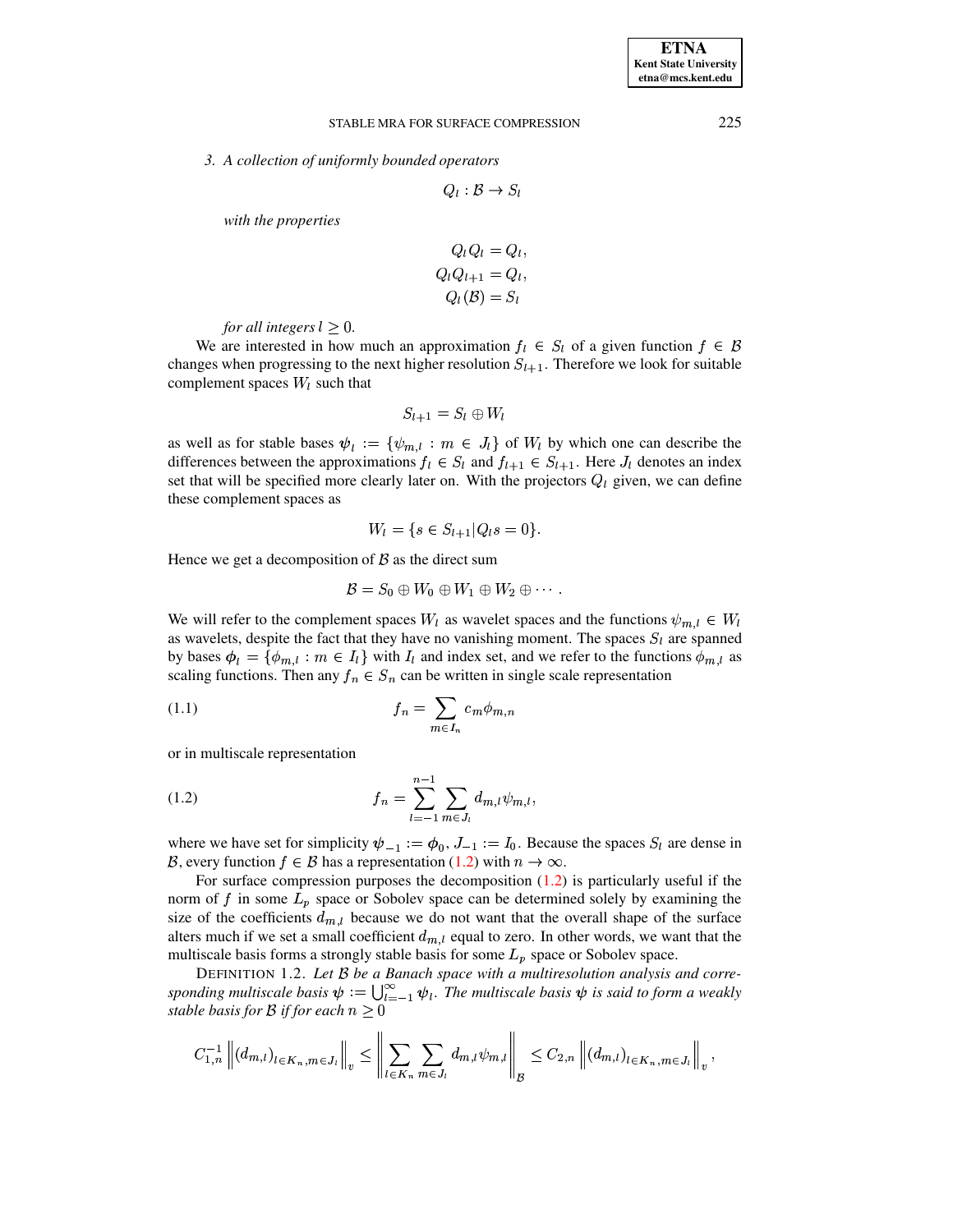*3. A collection of uniformly bounded operators*

$$Q_l : \mathcal{B} \to S_l$$

*with the properties*

$$\begin{aligned} Q_l Q_l &= Q_l, \\ Q_l Q_{l+1} &= Q_l, \\ Q_l(\mathcal{B}) &= S_l \end{aligned}$$

*for all integers $l \geq 0$.*

We are interested in how much an approximation $f_l \in S_l$ of a given function $f \in \mathcal{B}$ changes when progressing to the next higher resolution $S_{l+1}$. Therefore we look for suitable complement spaces $W_l$ such that

$$S_{l+1} = S_l \oplus W_l$$

as well as for stable bases $\boldsymbol{\psi}_l := \{\psi_{m,l} : m \in J_l\}$ of $W_l$ by which one can describe the differences between the approximations $f_l \in S_l$ and $f_{l+1} \in S_{l+1}$. Here $J_l$ denotes an index set that will be specified more clearly later on. With the projectors $Q_l$ given, we can define these complement spaces as

$$W_l = \{s \in S_{l+1} | Q_l s = 0\}.$$

Hence we get a decomposition of $\mathcal{B}$ as the direct sum

$$\mathcal{B} = S_0 \oplus W_0 \oplus W_1 \oplus W_2 \oplus \cdots .$$

We will refer to the complement spaces $W_l$ as wavelet spaces and the functions $\psi_{m,l} \in W_l$ as wavelets, despite the fact that they have no vanishing moment. The spaces $S_l$ are spanned by bases $\boldsymbol{\phi}_l = \{\phi_{m,l} : m \in I_l\}$ with $I_l$ and index set, and we refer to the functions $\phi_{m,l}$ as scaling functions. Then any $f_n \in S_n$ can be written in single scale representation

$$f_n = \sum_{m \in I_n} c_m \phi_{m,n} \tag{1.1}$$

or in multiscale representation

$$f_n = \sum_{l=-1}^{n-1} \sum_{m \in J_l} d_{m,l} \psi_{m,l}, \tag{1.2}$$

where we have set for simplicity $\boldsymbol{\psi}_{-1} := \boldsymbol{\phi}_0$, $J_{-1} := I_0$. Because the spaces $S_l$ are dense in $\mathcal{B}$, every function $f \in \mathcal{B}$ has a representation (1.2) with $n \to \infty$.

For surface compression purposes the decomposition (1.2) is particularly useful if the norm of $f$ in some $L_p$ space or Sobolev space can be determined solely by examining the size of the coefficients $d_{m,l}$ because we do not want that the overall shape of the surface alters much if we set a small coefficient $d_{m,l}$ equal to zero. In other words, we want that the multiscale basis forms a strongly stable basis for some $L_p$ space or Sobolev space.

DEFINITION 1.2. *Let $\mathcal{B}$ be a Banach space with a multiresolution analysis and corresponding multiscale basis $\boldsymbol{\psi} := \bigcup_{l=-1}^{\infty} \boldsymbol{\psi}_l$. The multiscale basis $\boldsymbol{\psi}$ is said to form a weakly stable basis for $\mathcal{B}$ if for each $n \geq 0$*

$$C_{1,n}^{-1} \left\| (d_{m,l})_{l \in K_n, m \in J_l} \right\|_v \leq \left\| \sum_{l \in K_n} \sum_{m \in J_l} d_{m,l} \psi_{m,l} \right\|_{\mathcal{B}} \leq C_{2,n} \left\| (d_{m,l})_{l \in K_n, m \in J_l} \right\|_v ,$$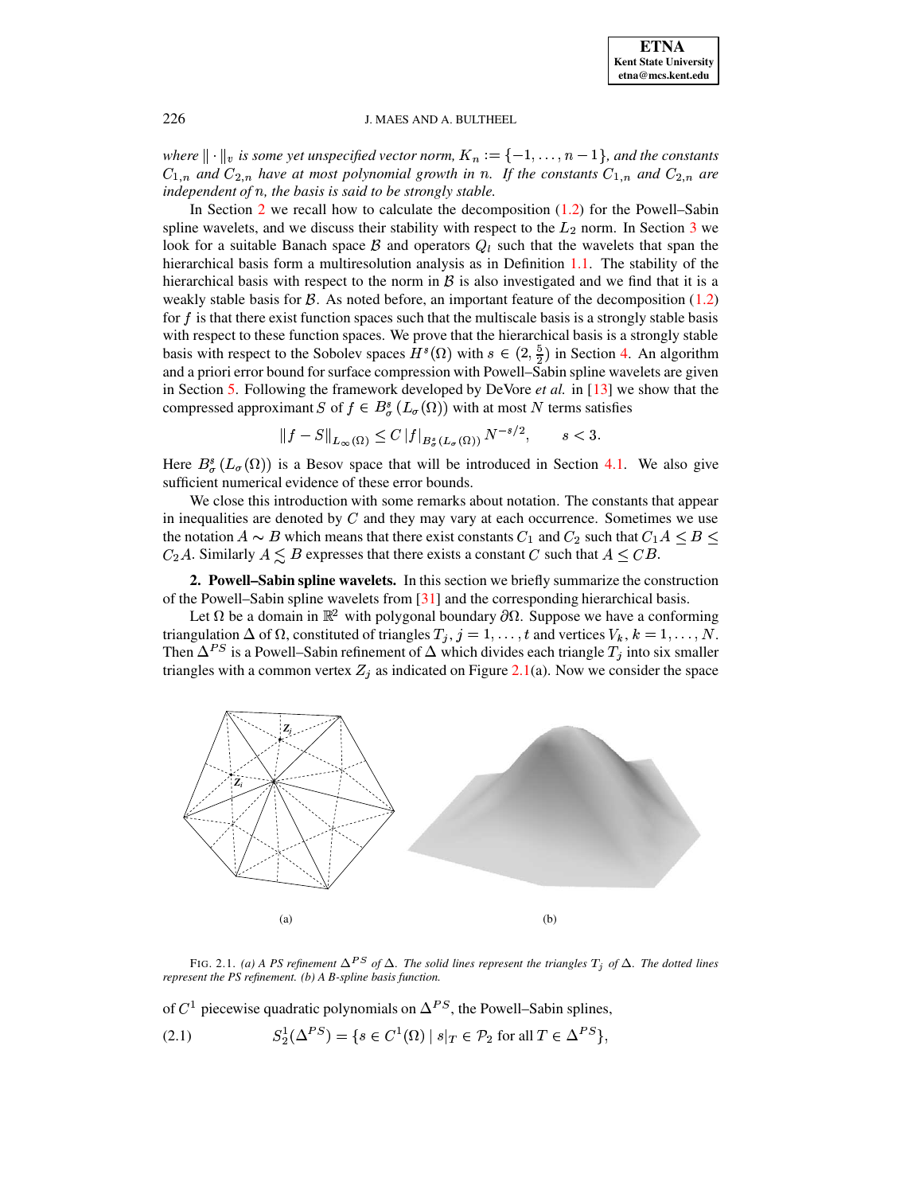*where $\|\cdot\|_v$ is some yet unspecified vector norm, $K_n := \{-1, \ldots, n-1\}$, and the constants $C_{1,n}$ and $C_{2,n}$ have at most polynomial growth in $n$. If the constants $C_{1,n}$ and $C_{2,n}$ are independent of $n$, the basis is said to be strongly stable.*

In Section 2 we recall how to calculate the decomposition (1.2) for the Powell–Sabin spline wavelets, and we discuss their stability with respect to the $L_2$ norm. In Section 3 we look for a suitable Banach space $\mathcal{B}$ and operators $Q_l$ such that the wavelets that span the hierarchical basis form a multiresolution analysis as in Definition 1.1. The stability of the hierarchical basis with respect to the norm in $\mathcal{B}$ is also investigated and we find that it is a weakly stable basis for $\mathcal{B}$. As noted before, an important feature of the decomposition (1.2) for $f$ is that there exist function spaces such that the multiscale basis is a strongly stable basis with respect to these function spaces. We prove that the hierarchical basis is a strongly stable basis with respect to the Sobolev spaces $H^s(\Omega)$ with $s \in (2, \frac{5}{2})$ in Section 4. An algorithm and a priori error bound for surface compression with Powell–Sabin spline wavelets are given in Section 5. Following the framework developed by DeVore *et al.* in [13] we show that the compressed approximant $S$ of $f \in B^s_\sigma(L_\sigma(\Omega))$ with at most $N$ terms satisfies

$$\|f - S\|_{L_\infty(\Omega)} \leq C\, |f|_{B^s_\sigma(L_\sigma(\Omega))} N^{-s/2}, \qquad s < 3.$$

Here $B^s_\sigma(L_\sigma(\Omega))$ is a Besov space that will be introduced in Section 4.1. We also give sufficient numerical evidence of these error bounds.

We close this introduction with some remarks about notation. The constants that appear in inequalities are denoted by $C$ and they may vary at each occurrence. Sometimes we use the notation $A \sim B$ which means that there exist constants $C_1$ and $C_2$ such that $C_1 A \leq B \leq C_2 A$. Similarly $A \lesssim B$ expresses that there exists a constant $C$ such that $A \leq CB$.

## 2. Powell–Sabin spline wavelets.

In this section we briefly summarize the construction of the Powell–Sabin spline wavelets from [31] and the corresponding hierarchical basis.

Let $\Omega$ be a domain in $\mathbb{R}^2$ with polygonal boundary $\partial\Omega$. Suppose we have a conforming triangulation $\Delta$ of $\Omega$, constituted of triangles $T_j$, $j = 1, \ldots, t$ and vertices $V_k$, $k = 1, \ldots, N$. Then $\Delta^{PS}$ is a Powell–Sabin refinement of $\Delta$ which divides each triangle $T_j$ into six smaller triangles with a common vertex $Z_j$ as indicated on Figure 2.1(a). Now we consider the space

FIG. 2.1. *(a) A PS refinement $\Delta^{PS}$ of $\Delta$. The solid lines represent the triangles $T_j$ of $\Delta$. The dotted lines represent the PS refinement. (b) A B-spline basis function.*

of $C^1$ piecewise quadratic polynomials on $\Delta^{PS}$, the Powell–Sabin splines,

$$S^1_2(\Delta^{PS}) = \{s \in C^1(\Omega) \mid s|_T \in \mathcal{P}_2 \text{ for all } T \in \Delta^{PS}\}, \tag{2.1}$$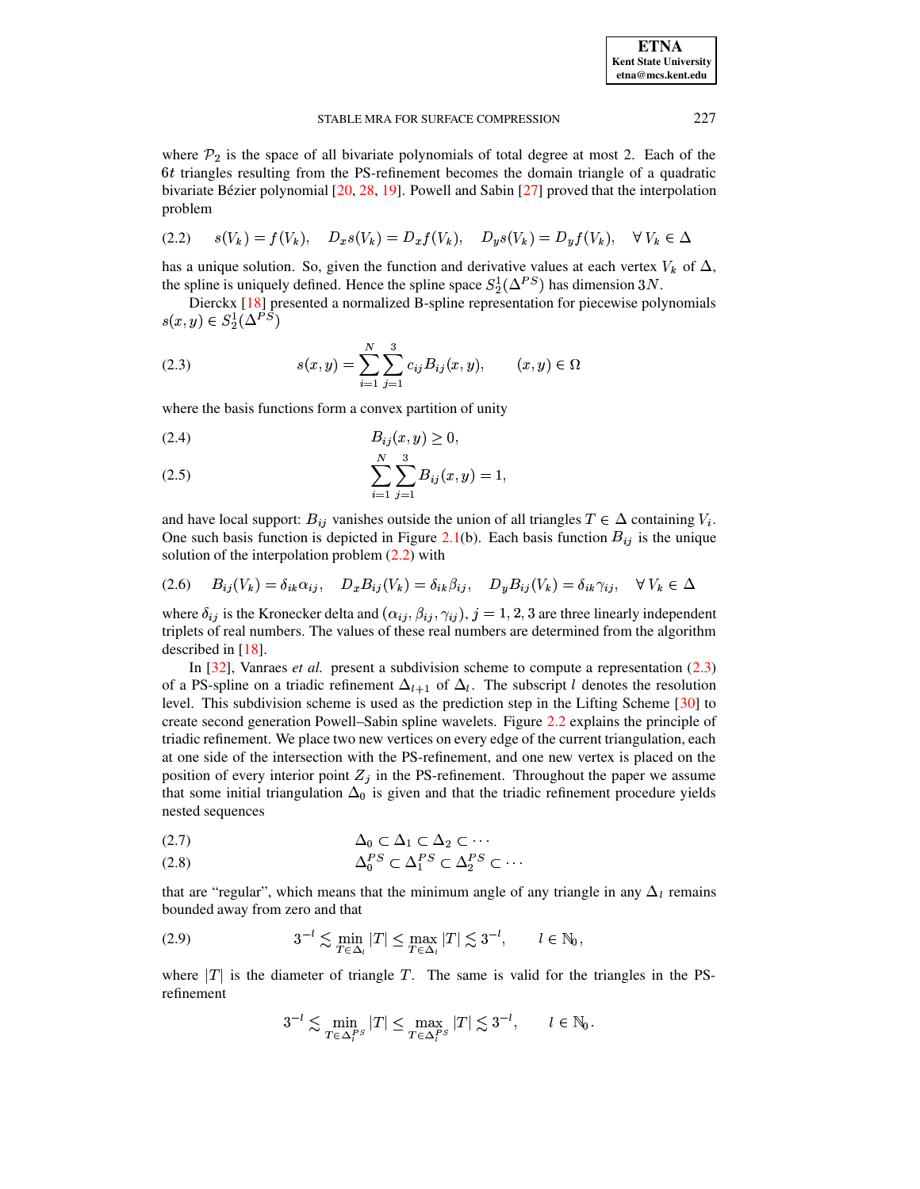where $\mathcal{P}_2$ is the space of all bivariate polynomials of total degree at most 2. Each of the $6t$ triangles resulting from the PS-refinement becomes the domain triangle of a quadratic bivariate Bézier polynomial [20, 28, 19]. Powell and Sabin [27] proved that the interpolation problem

$$s(V_k) = f(V_k), \quad D_x s(V_k) = D_x f(V_k), \quad D_y s(V_k) = D_y f(V_k), \quad \forall\, V_k \in \Delta \tag{2.2}$$

has a unique solution. So, given the function and derivative values at each vertex $V_k$ of $\Delta$, the spline is uniquely defined. Hence the spline space $S_2^1(\Delta^{PS})$ has dimension $3N$.

Dierckx [18] presented a normalized B-spline representation for piecewise polynomials $s(x, y) \in S_2^1(\Delta^{PS})$

$$s(x, y) = \sum_{i=1}^{N} \sum_{j=1}^{3} c_{ij} B_{ij}(x, y), \qquad (x, y) \in \Omega \tag{2.3}$$

where the basis functions form a convex partition of unity

$$B_{ij}(x, y) \geq 0, \tag{2.4}$$

$$\sum_{i=1}^{N} \sum_{j=1}^{3} B_{ij}(x, y) = 1, \tag{2.5}$$

and have local support: $B_{ij}$ vanishes outside the union of all triangles $T \in \Delta$ containing $V_i$. One such basis function is depicted in Figure 2.1(b). Each basis function $B_{ij}$ is the unique solution of the interpolation problem (2.2) with

$$B_{ij}(V_k) = \delta_{ik}\alpha_{ij}, \quad D_x B_{ij}(V_k) = \delta_{ik}\beta_{ij}, \quad D_y B_{ij}(V_k) = \delta_{ik}\gamma_{ij}, \quad \forall\, V_k \in \Delta \tag{2.6}$$

where $\delta_{ij}$ is the Kronecker delta and $(\alpha_{ij}, \beta_{ij}, \gamma_{ij})$, $j = 1, 2, 3$ are three linearly independent triplets of real numbers. The values of these real numbers are determined from the algorithm described in [18].

In [32], Vanraes *et al.* present a subdivision scheme to compute a representation (2.3) of a PS-spline on a triadic refinement $\Delta_{l+1}$ of $\Delta_l$. The subscript $l$ denotes the resolution level. This subdivision scheme is used as the prediction step in the Lifting Scheme [30] to create second generation Powell–Sabin spline wavelets. Figure 2.2 explains the principle of triadic refinement. We place two new vertices on every edge of the current triangulation, each at one side of the intersection with the PS-refinement, and one new vertex is placed on the position of every interior point $Z_j$ in the PS-refinement. Throughout the paper we assume that some initial triangulation $\Delta_0$ is given and that the triadic refinement procedure yields nested sequences

$$\Delta_0 \subset \Delta_1 \subset \Delta_2 \subset \cdots \tag{2.7}$$

$$\Delta_0^{PS} \subset \Delta_1^{PS} \subset \Delta_2^{PS} \subset \cdots \tag{2.8}$$

that are "regular", which means that the minimum angle of any triangle in any $\Delta_l$ remains bounded away from zero and that

$$3^{-l} \lesssim \min_{T \in \Delta_l} |T| \leq \max_{T \in \Delta_l} |T| \lesssim 3^{-l}, \qquad l \in \mathbb{N}_0, \tag{2.9}$$

where $|T|$ is the diameter of triangle $T$. The same is valid for the triangles in the PS-refinement

$$3^{-l} \lesssim \min_{T \in \Delta_l^{PS}} |T| \leq \max_{T \in \Delta_l^{PS}} |T| \lesssim 3^{-l}, \qquad l \in \mathbb{N}_0.$$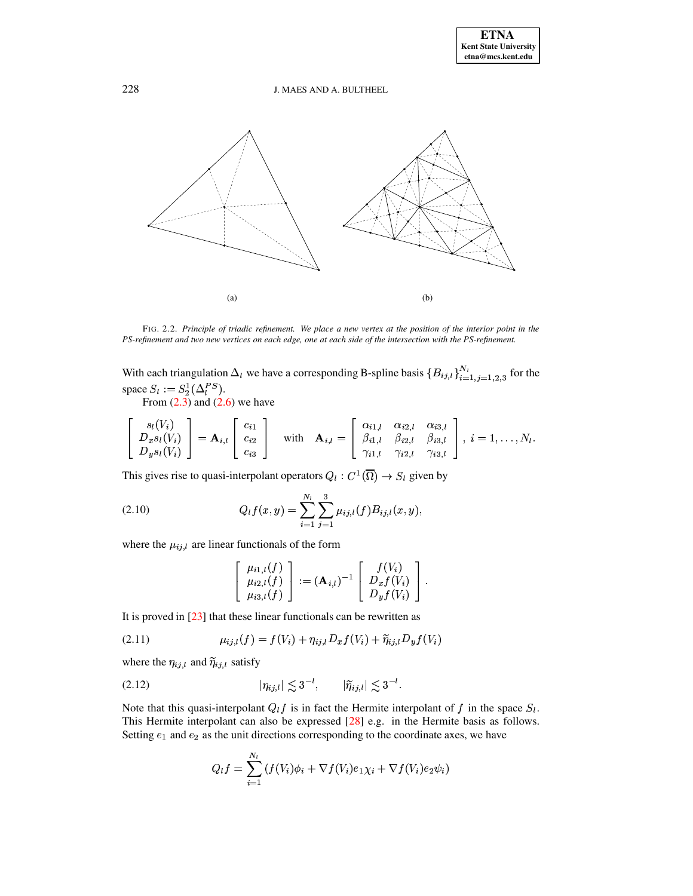(a)

(b)

FIG. 2.2. *Principle of triadic refinement. We place a new vertex at the position of the interior point in the PS-refinement and two new vertices on each edge, one at each side of the intersection with the PS-refinement.*

With each triangulation $\Delta_l$ we have a corresponding B-spline basis $\{B_{ij,l}\}_{i=1,j=1,2,3}^{N_l}$ for the space $S_l := S_2^1(\Delta_l^{PS})$.

From (2.3) and (2.6) we have

$$\begin{bmatrix} s_l(V_i) \\ D_x s_l(V_i) \\ D_y s_l(V_i) \end{bmatrix} = \mathbf{A}_{i,l} \begin{bmatrix} c_{i1} \\ c_{i2} \\ c_{i3} \end{bmatrix} \quad \text{with} \quad \mathbf{A}_{i,l} = \begin{bmatrix} \alpha_{i1,l} & \alpha_{i2,l} & \alpha_{i3,l} \\ \beta_{i1,l} & \beta_{i2,l} & \beta_{i3,l} \\ \gamma_{i1,l} & \gamma_{i2,l} & \gamma_{i3,l} \end{bmatrix}, \; i = 1, \ldots, N_l.$$

This gives rise to quasi-interpolant operators $Q_l : C^1(\overline{\Omega}) \to S_l$ given by

$$Q_l f(x,y) = \sum_{i=1}^{N_l} \sum_{j=1}^{3} \mu_{ij,l}(f) B_{ij,l}(x,y), \tag{2.10}$$

where the $\mu_{ij,l}$ are linear functionals of the form

$$\begin{bmatrix} \mu_{i1,l}(f) \\ \mu_{i2,l}(f) \\ \mu_{i3,l}(f) \end{bmatrix} := (\mathbf{A}_{i,l})^{-1} \begin{bmatrix} f(V_i) \\ D_x f(V_i) \\ D_y f(V_i) \end{bmatrix}.$$

It is proved in [23] that these linear functionals can be rewritten as

$$\mu_{ij,l}(f) = f(V_i) + \eta_{ij,l} D_x f(V_i) + \widetilde{\eta}_{ij,l} D_y f(V_i) \tag{2.11}$$

where the $\eta_{ij,l}$ and $\widetilde{\eta}_{ij,l}$ satisfy

$$|\eta_{ij,l}| \lesssim 3^{-l}, \qquad |\widetilde{\eta}_{ij,l}| \lesssim 3^{-l}. \tag{2.12}$$

Note that this quasi-interpolant $Q_l f$ is in fact the Hermite interpolant of $f$ in the space $S_l$. This Hermite interpolant can also be expressed [28] e.g. in the Hermite basis as follows. Setting $e_1$ and $e_2$ as the unit directions corresponding to the coordinate axes, we have

$$Q_l f = \sum_{i=1}^{N_l} \left( f(V_i)\phi_i + \nabla f(V_i) e_1 \chi_i + \nabla f(V_i) e_2 \psi_i \right)$$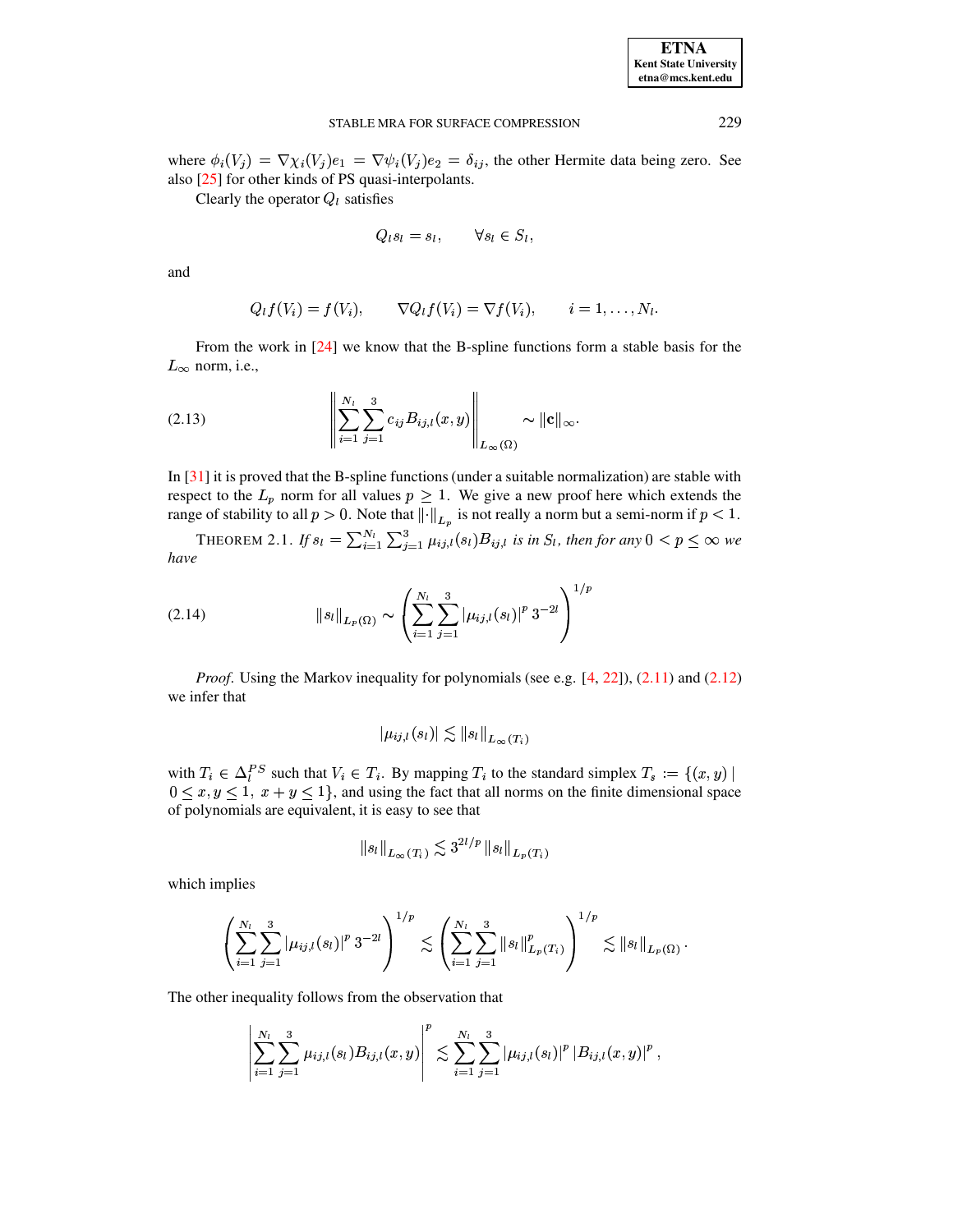where $\phi_i(V_j) = \nabla\chi_i(V_j)e_1 = \nabla\psi_i(V_j)e_2 = \delta_{ij}$, the other Hermite data being zero. See also [25] for other kinds of PS quasi-interpolants.

Clearly the operator $Q_l$ satisfies

$$Q_l s_l = s_l, \qquad \forall s_l \in S_l,$$

and

$$Q_l f(V_i) = f(V_i), \qquad \nabla Q_l f(V_i) = \nabla f(V_i), \qquad i = 1, \ldots, N_l.$$

From the work in [24] we know that the B-spline functions form a stable basis for the $L_\infty$ norm, i.e.,

$$\left\| \sum_{i=1}^{N_l} \sum_{j=1}^{3} c_{ij} B_{ij,l}(x,y) \right\|_{L_\infty(\Omega)} \sim \|\mathbf{c}\|_\infty. \tag{2.13}$$

In [31] it is proved that the B-spline functions (under a suitable normalization) are stable with respect to the $L_p$ norm for all values $p \geq 1$. We give a new proof here which extends the range of stability to all $p > 0$. Note that $\|\cdot\|_{L_p}$ is not really a norm but a semi-norm if $p < 1$.

THEOREM 2.1. *If $s_l = \sum_{i=1}^{N_l} \sum_{j=1}^{3} \mu_{ij,l}(s_l) B_{ij,l}$ is in $S_l$, then for any $0 < p \leq \infty$ we have*

$$\|s_l\|_{L_p(\Omega)} \sim \left( \sum_{i=1}^{N_l} \sum_{j=1}^{3} |\mu_{ij,l}(s_l)|^p \, 3^{-2l} \right)^{1/p} \tag{2.14}$$

*Proof*. Using the Markov inequality for polynomials (see e.g. [4, 22]), (2.11) and (2.12) we infer that

$$|\mu_{ij,l}(s_l)| \lesssim \|s_l\|_{L_\infty(T_i)}$$

with $T_i \in \Delta_l^{PS}$ such that $V_i \in T_i$. By mapping $T_i$ to the standard simplex $T_s := \{(x,y) \mid 0 \leq x, y \leq 1, \ x + y \leq 1\}$, and using the fact that all norms on the finite dimensional space of polynomials are equivalent, it is easy to see that

$$\|s_l\|_{L_\infty(T_i)} \lesssim 3^{2l/p} \|s_l\|_{L_p(T_i)}$$

which implies

$$\left( \sum_{i=1}^{N_l} \sum_{j=1}^{3} |\mu_{ij,l}(s_l)|^p \, 3^{-2l} \right)^{1/p} \lesssim \left( \sum_{i=1}^{N_l} \sum_{j=1}^{3} \|s_l\|_{L_p(T_i)}^p \right)^{1/p} \lesssim \|s_l\|_{L_p(\Omega)}.$$

The other inequality follows from the observation that

$$\left| \sum_{i=1}^{N_l} \sum_{j=1}^{3} \mu_{ij,l}(s_l) B_{ij,l}(x,y) \right|^p \lesssim \sum_{i=1}^{N_l} \sum_{j=1}^{3} |\mu_{ij,l}(s_l)|^p \, |B_{ij,l}(x,y)|^p,$$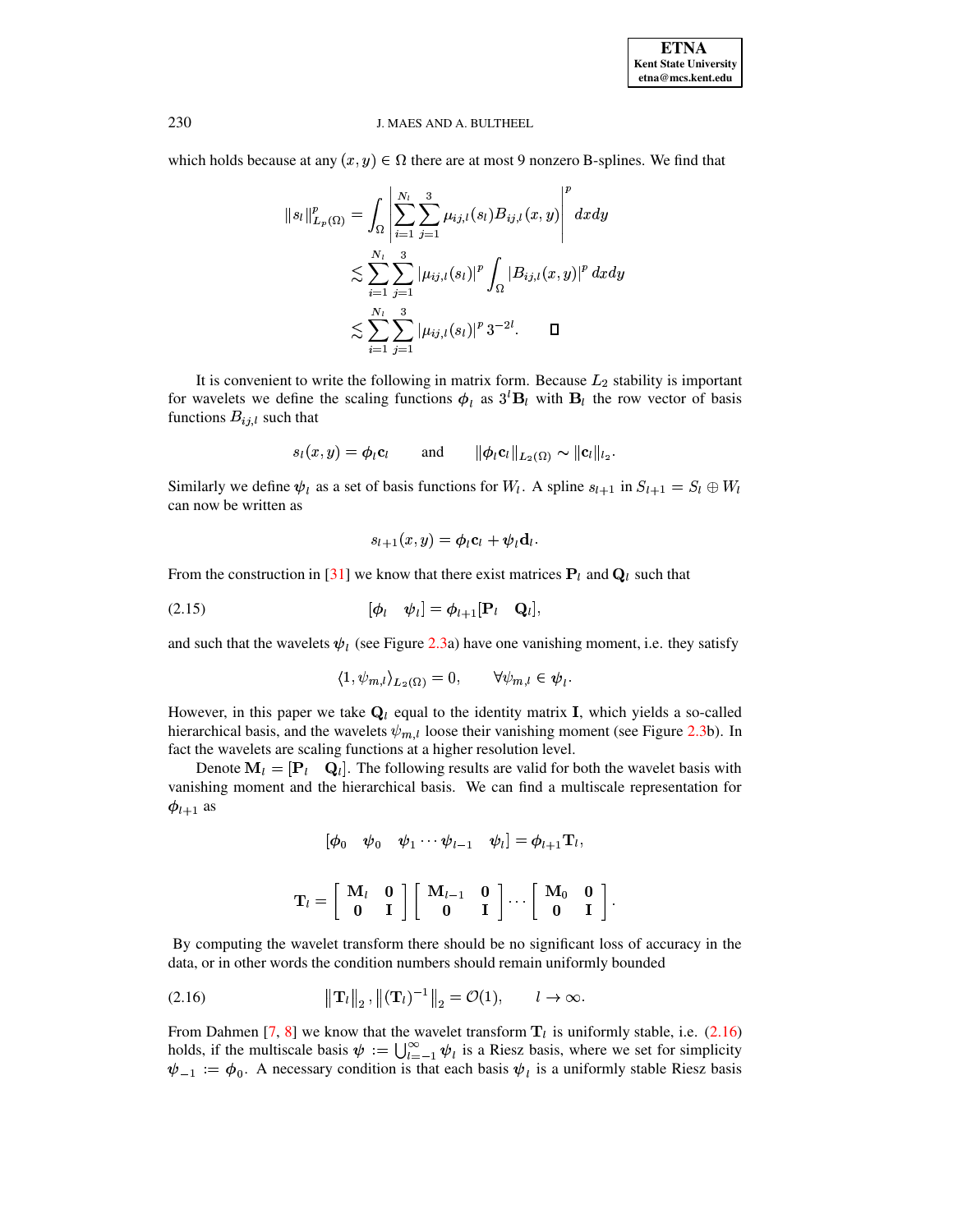which holds because at any $(x, y) \in \Omega$ there are at most 9 nonzero B-splines. We find that

$$\|s_l\|_{L_p(\Omega)}^p = \int_\Omega \left| \sum_{i=1}^{N_l} \sum_{j=1}^{3} \mu_{ij,l}(s_l) B_{ij,l}(x,y) \right|^p dxdy$$
$$\lesssim \sum_{i=1}^{N_l} \sum_{j=1}^{3} |\mu_{ij,l}(s_l)|^p \int_\Omega |B_{ij,l}(x,y)|^p \, dxdy$$
$$\lesssim \sum_{i=1}^{N_l} \sum_{j=1}^{3} |\mu_{ij,l}(s_l)|^p \, 3^{-2l}. \qquad \square$$

It is convenient to write the following in matrix form. Because $L_2$ stability is important for wavelets we define the scaling functions $\boldsymbol{\phi}_l$ as $3^l \mathbf{B}_l$ with $\mathbf{B}_l$ the row vector of basis functions $B_{ij,l}$ such that

$$s_l(x,y) = \boldsymbol{\phi}_l \mathbf{c}_l \qquad \text{and} \qquad \|\boldsymbol{\phi}_l \mathbf{c}_l\|_{L_2(\Omega)} \sim \|\mathbf{c}_l\|_{l_2}.$$

Similarly we define $\boldsymbol{\psi}_l$ as a set of basis functions for $W_l$. A spline $s_{l+1}$ in $S_{l+1} = S_l \oplus W_l$ can now be written as

$$s_{l+1}(x,y) = \boldsymbol{\phi}_l \mathbf{c}_l + \boldsymbol{\psi}_l \mathbf{d}_l.$$

From the construction in [31] we know that there exist matrices $\mathbf{P}_l$ and $\mathbf{Q}_l$ such that

$$[\boldsymbol{\phi}_l \quad \boldsymbol{\psi}_l] = \boldsymbol{\phi}_{l+1} [\mathbf{P}_l \quad \mathbf{Q}_l], \tag{2.15}$$

and such that the wavelets $\boldsymbol{\psi}_l$ (see Figure 2.3a) have one vanishing moment, i.e. they satisfy

$$\langle 1, \psi_{m,l} \rangle_{L_2(\Omega)} = 0, \qquad \forall \psi_{m,l} \in \boldsymbol{\psi}_l.$$

However, in this paper we take $\mathbf{Q}_l$ equal to the identity matrix $\mathbf{I}$, which yields a so-called hierarchical basis, and the wavelets $\psi_{m,l}$ loose their vanishing moment (see Figure 2.3b). In fact the wavelets are scaling functions at a higher resolution level.

Denote $\mathbf{M}_l = [\mathbf{P}_l \quad \mathbf{Q}_l]$. The following results are valid for both the wavelet basis with vanishing moment and the hierarchical basis. We can find a multiscale representation for $\boldsymbol{\phi}_{l+1}$ as

$$[\boldsymbol{\phi}_0 \quad \boldsymbol{\psi}_0 \quad \boldsymbol{\psi}_1 \cdots \boldsymbol{\psi}_{l-1} \quad \boldsymbol{\psi}_l] = \boldsymbol{\phi}_{l+1} \mathbf{T}_l,$$

$$\mathbf{T}_l = \begin{bmatrix} \mathbf{M}_l & \mathbf{0} \\ \mathbf{0} & \mathbf{I} \end{bmatrix} \begin{bmatrix} \mathbf{M}_{l-1} & \mathbf{0} \\ \mathbf{0} & \mathbf{I} \end{bmatrix} \cdots \begin{bmatrix} \mathbf{M}_0 & \mathbf{0} \\ \mathbf{0} & \mathbf{I} \end{bmatrix}.$$

By computing the wavelet transform there should be no significant loss of accuracy in the data, or in other words the condition numbers should remain uniformly bounded

$$\left\| \mathbf{T}_l \right\|_2, \left\| (\mathbf{T}_l)^{-1} \right\|_2 = \mathcal{O}(1), \qquad l \to \infty. \tag{2.16}$$

From Dahmen [7, 8] we know that the wavelet transform $\mathbf{T}_l$ is uniformly stable, i.e. (2.16) holds, if the multiscale basis $\boldsymbol{\psi} := \bigcup_{l=-1}^{\infty} \boldsymbol{\psi}_l$ is a Riesz basis, where we set for simplicity $\boldsymbol{\psi}_{-1} := \boldsymbol{\phi}_0$. A necessary condition is that each basis $\boldsymbol{\psi}_l$ is a uniformly stable Riesz basis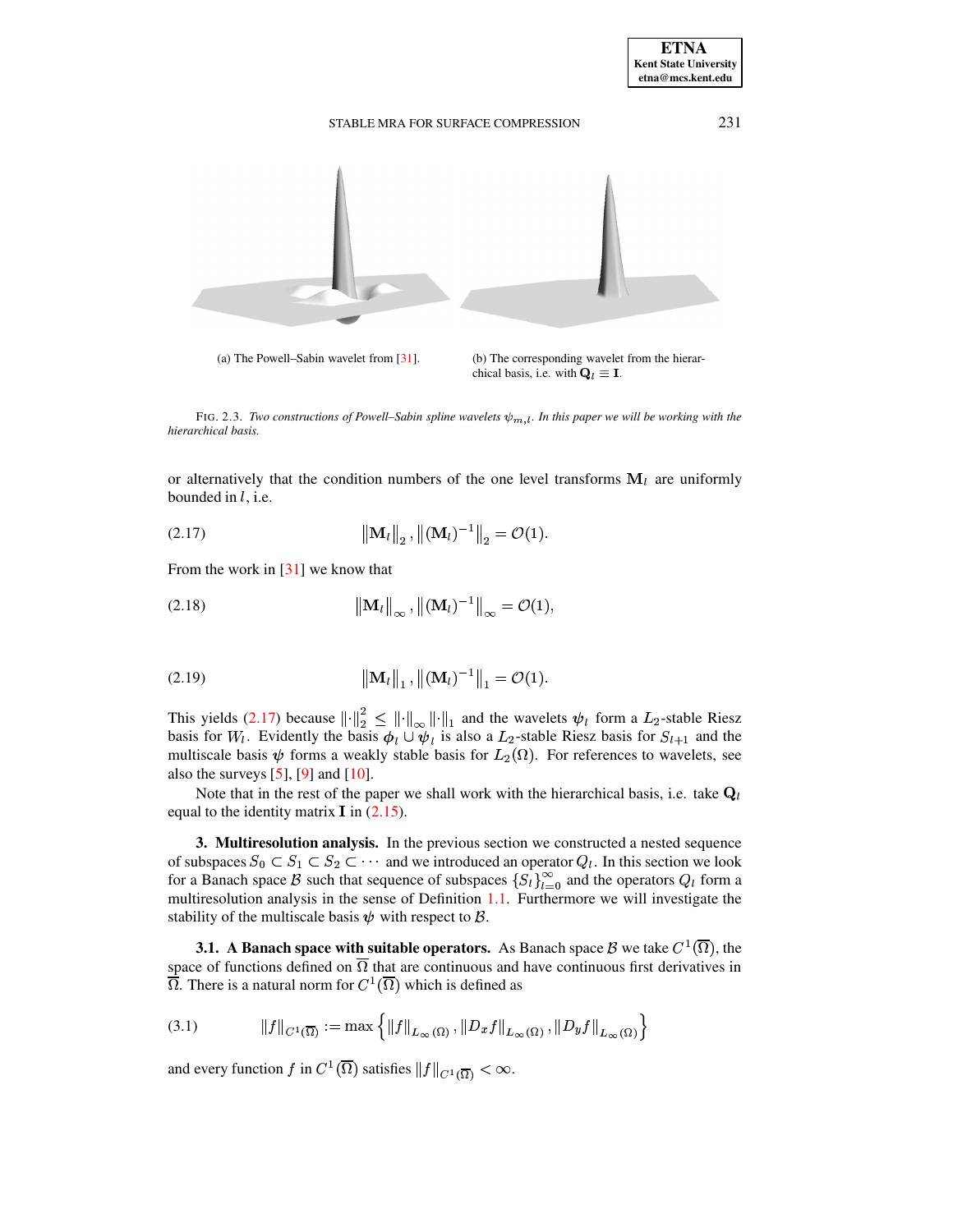(a) The Powell–Sabin wavelet from [31].

(b) The corresponding wavelet from the hierarchical basis, i.e. with $\mathbf{Q}_l \equiv \mathbf{I}$.

FIG. 2.3. *Two constructions of Powell–Sabin spline wavelets $\psi_{m,l}$. In this paper we will be working with the hierarchical basis.*

or alternatively that the condition numbers of the one level transforms $\mathbf{M}_l$ are uniformly bounded in $l$, i.e.

$$\left\|\mathbf{M}_l\right\|_2, \left\|(\mathbf{M}_l)^{-1}\right\|_2 = \mathcal{O}(1). \tag{2.17}$$

From the work in [31] we know that

$$\left\|\mathbf{M}_l\right\|_\infty, \left\|(\mathbf{M}_l)^{-1}\right\|_\infty = \mathcal{O}(1), \tag{2.18}$$

$$\left\|\mathbf{M}_l\right\|_1, \left\|(\mathbf{M}_l)^{-1}\right\|_1 = \mathcal{O}(1). \tag{2.19}$$

This yields (2.17) because $\|\cdot\|_2^2 \le \|\cdot\|_\infty \|\cdot\|_1$ and the wavelets $\boldsymbol{\psi}_l$ form a $L_2$-stable Riesz basis for $W_l$. Evidently the basis $\boldsymbol{\phi}_l \cup \boldsymbol{\psi}_l$ is also a $L_2$-stable Riesz basis for $S_{l+1}$ and the multiscale basis $\boldsymbol{\psi}$ forms a weakly stable basis for $L_2(\Omega)$. For references to wavelets, see also the surveys [5], [9] and [10].

Note that in the rest of the paper we shall work with the hierarchical basis, i.e. take $\mathbf{Q}_l$ equal to the identity matrix $\mathbf{I}$ in (2.15).

## 3. Multiresolution analysis.

In the previous section we constructed a nested sequence of subspaces $S_0 \subset S_1 \subset S_2 \subset \cdots$ and we introduced an operator $Q_l$. In this section we look for a Banach space $\mathcal{B}$ such that sequence of subspaces $\{S_l\}_{l=0}^{\infty}$ and the operators $Q_l$ form a multiresolution analysis in the sense of Definition 1.1. Furthermore we will investigate the stability of the multiscale basis $\boldsymbol{\psi}$ with respect to $\mathcal{B}$.

### 3.1. A Banach space with suitable operators.

As Banach space $\mathcal{B}$ we take $C^1(\overline{\Omega})$, the space of functions defined on $\overline{\Omega}$ that are continuous and have continuous first derivatives in $\overline{\Omega}$. There is a natural norm for $C^1(\overline{\Omega})$ which is defined as

$$\|f\|_{C^1(\overline{\Omega})} := \max\left\{\|f\|_{L_\infty(\Omega)}, \|D_x f\|_{L_\infty(\Omega)}, \|D_y f\|_{L_\infty(\Omega)}\right\} \tag{3.1}$$

and every function $f$ in $C^1(\overline{\Omega})$ satisfies $\|f\|_{C^1(\overline{\Omega})} < \infty$.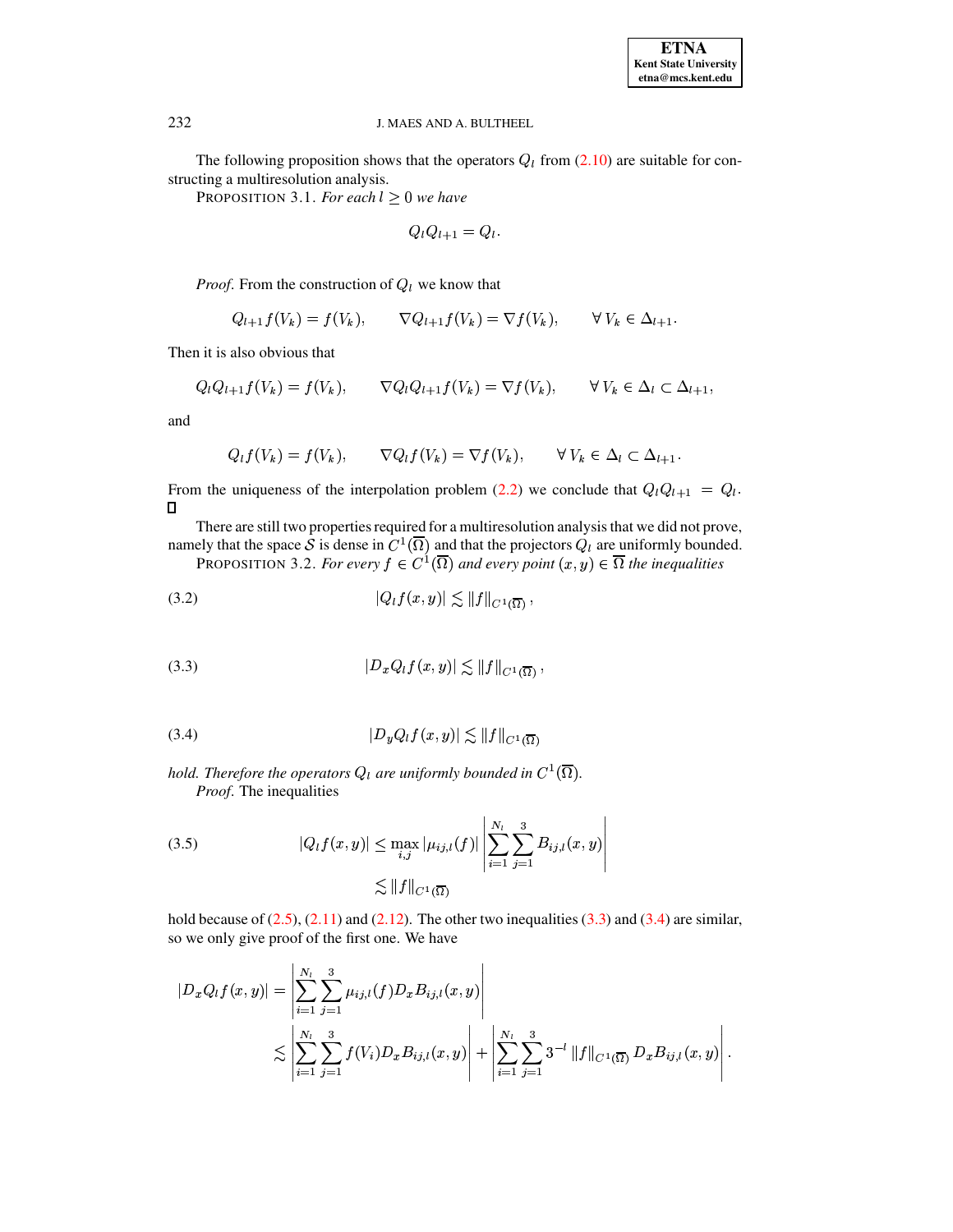The following proposition shows that the operators $Q_l$ from (2.10) are suitable for constructing a multiresolution analysis.

PROPOSITION 3.1. *For each $l \geq 0$ we have*

$$Q_l Q_{l+1} = Q_l.$$

*Proof.* From the construction of $Q_l$ we know that

$$Q_{l+1} f(V_k) = f(V_k), \qquad \nabla Q_{l+1} f(V_k) = \nabla f(V_k), \qquad \forall\, V_k \in \Delta_{l+1}.$$

Then it is also obvious that

$$Q_l Q_{l+1} f(V_k) = f(V_k), \qquad \nabla Q_l Q_{l+1} f(V_k) = \nabla f(V_k), \qquad \forall\, V_k \in \Delta_l \subset \Delta_{l+1},$$

and

$$Q_l f(V_k) = f(V_k), \qquad \nabla Q_l f(V_k) = \nabla f(V_k), \qquad \forall\, V_k \in \Delta_l \subset \Delta_{l+1}.$$

From the uniqueness of the interpolation problem (2.2) we conclude that $Q_l Q_{l+1} = Q_l$. □

There are still two properties required for a multiresolution analysis that we did not prove, namely that the space $\mathcal{S}$ is dense in $C^1(\overline{\Omega})$ and that the projectors $Q_l$ are uniformly bounded.

PROPOSITION 3.2. *For every $f \in C^1(\overline{\Omega})$ and every point $(x, y) \in \overline{\Omega}$ the inequalities*

$$|Q_l f(x,y)| \lesssim \|f\|_{C^1(\overline{\Omega})}, \tag{3.2}$$

$$|D_x Q_l f(x,y)| \lesssim \|f\|_{C^1(\overline{\Omega})}, \tag{3.3}$$

$$|D_y Q_l f(x,y)| \lesssim \|f\|_{C^1(\overline{\Omega})} \tag{3.4}$$

*hold. Therefore the operators $Q_l$ are uniformly bounded in $C^1(\overline{\Omega})$.*

*Proof.* The inequalities

$$\begin{aligned} |Q_l f(x,y)| &\leq \max_{i,j} |\mu_{ij,l}(f)| \left| \sum_{i=1}^{N_l} \sum_{j=1}^{3} B_{ij,l}(x,y) \right| \\ &\lesssim \|f\|_{C^1(\overline{\Omega})} \end{aligned} \tag{3.5}$$

hold because of (2.5), (2.11) and (2.12). The other two inequalities (3.3) and (3.4) are similar, so we only give proof of the first one. We have

$$\begin{aligned} |D_x Q_l f(x,y)| &= \left| \sum_{i=1}^{N_l} \sum_{j=1}^{3} \mu_{ij,l}(f) D_x B_{ij,l}(x,y) \right| \\ &\lesssim \left| \sum_{i=1}^{N_l} \sum_{j=1}^{3} f(V_i) D_x B_{ij,l}(x,y) \right| + \left| \sum_{i=1}^{N_l} \sum_{j=1}^{3} 3^{-l} \|f\|_{C^1(\overline{\Omega})} D_x B_{ij,l}(x,y) \right|. \end{aligned}$$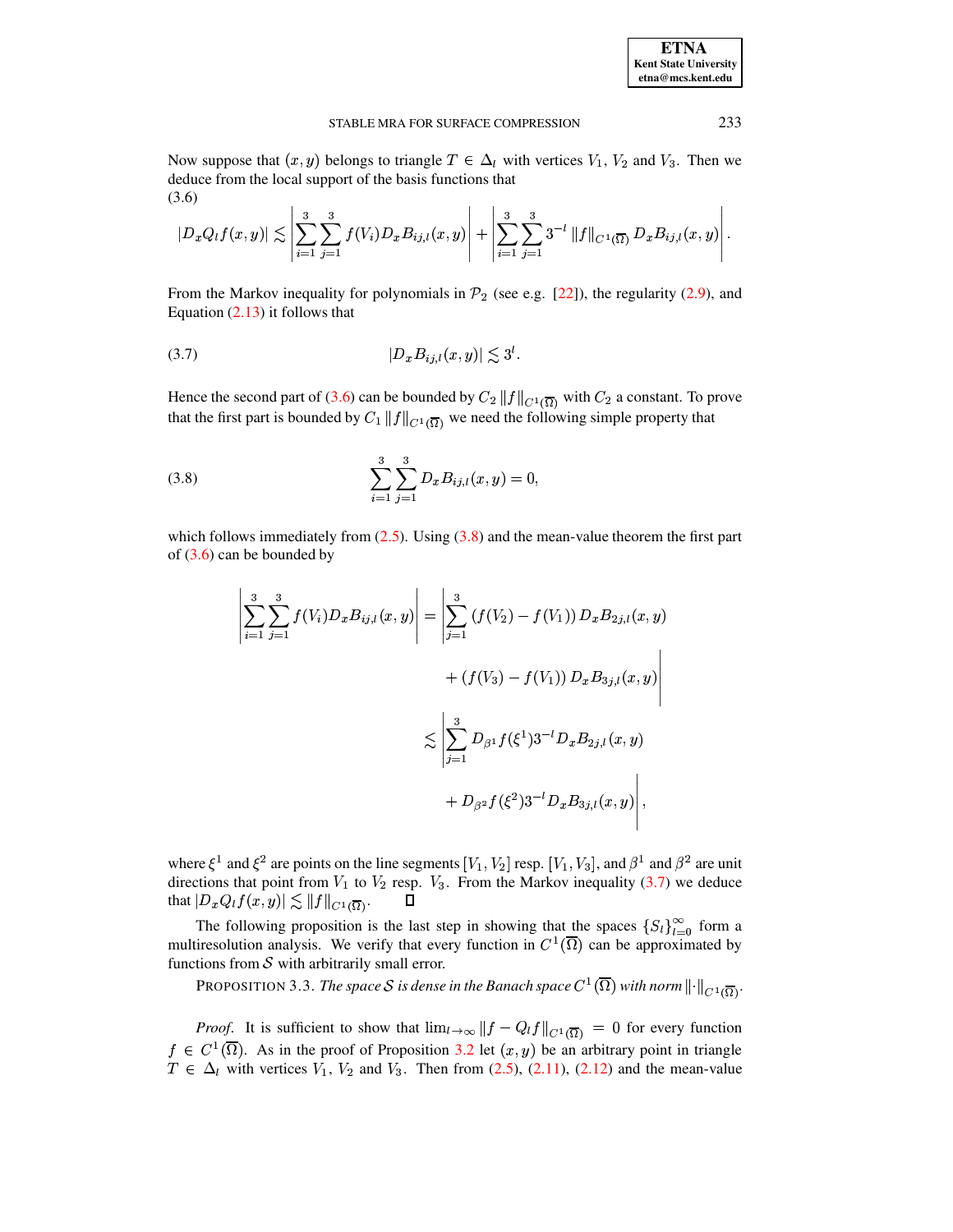Now suppose that $(x,y)$ belongs to triangle $T \in \Delta_l$ with vertices $V_1$, $V_2$ and $V_3$. Then we deduce from the local support of the basis functions that

(3.6)

$$|D_x Q_l f(x,y)| \lesssim \left| \sum_{i=1}^{3} \sum_{j=1}^{3} f(V_i) D_x B_{ij,l}(x,y) \right| + \left| \sum_{i=1}^{3} \sum_{j=1}^{3} 3^{-l} \|f\|_{C^1(\overline{\Omega})} D_x B_{ij,l}(x,y) \right|.$$

From the Markov inequality for polynomials in $\mathcal{P}_2$ (see e.g. [22]), the regularity (2.9), and Equation (2.13) it follows that

$$|D_x B_{ij,l}(x,y)| \lesssim 3^l. \tag{3.7}$$

Hence the second part of (3.6) can be bounded by $C_2 \|f\|_{C^1(\overline{\Omega})}$ with $C_2$ a constant. To prove that the first part is bounded by $C_1 \|f\|_{C^1(\overline{\Omega})}$ we need the following simple property that

$$\sum_{i=1}^{3} \sum_{j=1}^{3} D_x B_{ij,l}(x,y) = 0, \tag{3.8}$$

which follows immediately from (2.5). Using (3.8) and the mean-value theorem the first part of (3.6) can be bounded by

$$\begin{aligned}
\left| \sum_{i=1}^{3} \sum_{j=1}^{3} f(V_i) D_x B_{ij,l}(x,y) \right| &= \left| \sum_{j=1}^{3} \left(f(V_2) - f(V_1)\right) D_x B_{2j,l}(x,y) \right. \\
&\qquad \left. + \left(f(V_3) - f(V_1)\right) D_x B_{3j,l}(x,y) \right| \\
&\lesssim \left| \sum_{j=1}^{3} D_{\beta^1} f(\xi^1) 3^{-l} D_x B_{2j,l}(x,y) \right. \\
&\qquad \left. + D_{\beta^2} f(\xi^2) 3^{-l} D_x B_{3j,l}(x,y) \right|,
\end{aligned}$$

where $\xi^1$ and $\xi^2$ are points on the line segments $[V_1, V_2]$ resp. $[V_1, V_3]$, and $\beta^1$ and $\beta^2$ are unit directions that point from $V_1$ to $V_2$ resp. $V_3$. From the Markov inequality (3.7) we deduce that $|D_x Q_l f(x,y)| \lesssim \|f\|_{C^1(\overline{\Omega})}$. $\square$

The following proposition is the last step in showing that the spaces $\{S_l\}_{l=0}^{\infty}$ form a multiresolution analysis. We verify that every function in $C^1(\overline{\Omega})$ can be approximated by functions from $\mathcal{S}$ with arbitrarily small error.

PROPOSITION 3.3. *The space $\mathcal{S}$ is dense in the Banach space $C^1(\overline{\Omega})$ with norm $\|\cdot\|_{C^1(\overline{\Omega})}$.*

*Proof.* It is sufficient to show that $\lim_{l\to\infty} \|f - Q_l f\|_{C^1(\overline{\Omega})} = 0$ for every function $f \in C^1(\overline{\Omega})$. As in the proof of Proposition 3.2 let $(x,y)$ be an arbitrary point in triangle $T \in \Delta_l$ with vertices $V_1$, $V_2$ and $V_3$. Then from (2.5), (2.11), (2.12) and the mean-value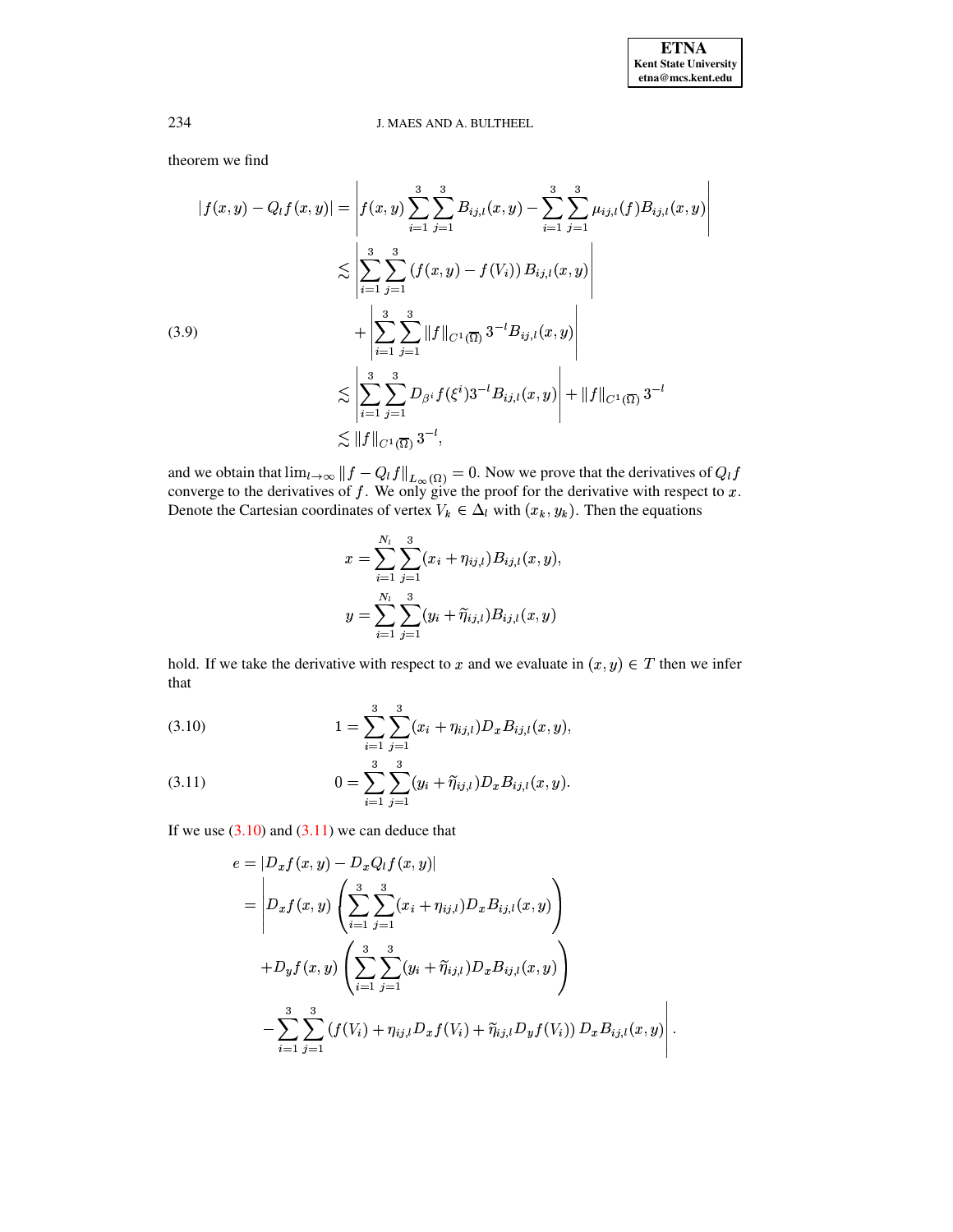theorem we find

$$
\begin{aligned}
|f(x,y) - Q_l f(x,y)| &= \left| f(x,y) \sum_{i=1}^{3} \sum_{j=1}^{3} B_{ij,l}(x,y) - \sum_{i=1}^{3} \sum_{j=1}^{3} \mu_{ij,l}(f) B_{ij,l}(x,y) \right| \\
&\lesssim \left| \sum_{i=1}^{3} \sum_{j=1}^{3} \left( f(x,y) - f(V_i) \right) B_{ij,l}(x,y) \right| \\
&\quad + \left| \sum_{i=1}^{3} \sum_{j=1}^{3} \|f\|_{C^1(\overline{\Omega})} 3^{-l} B_{ij,l}(x,y) \right| \\
&\lesssim \left| \sum_{i=1}^{3} \sum_{j=1}^{3} D_{\beta^i} f(\xi^i) 3^{-l} B_{ij,l}(x,y) \right| + \|f\|_{C^1(\overline{\Omega})} 3^{-l} \\
&\lesssim \|f\|_{C^1(\overline{\Omega})} 3^{-l},
\end{aligned} \tag{3.9}
$$

and we obtain that $\lim_{l \to \infty} \|f - Q_l f\|_{L_\infty(\Omega)} = 0$. Now we prove that the derivatives of $Q_l f$ converge to the derivatives of $f$. We only give the proof for the derivative with respect to $x$. Denote the Cartesian coordinates of vertex $V_k \in \Delta_l$ with $(x_k, y_k)$. Then the equations

$$
\begin{aligned}
x &= \sum_{i=1}^{N_l} \sum_{j=1}^{3} (x_i + \eta_{ij,l}) B_{ij,l}(x,y), \\
y &= \sum_{i=1}^{N_l} \sum_{j=1}^{3} (y_i + \widetilde{\eta}_{ij,l}) B_{ij,l}(x,y)
\end{aligned}
$$

hold. If we take the derivative with respect to $x$ and we evaluate in $(x,y) \in T$ then we infer that

$$
1 = \sum_{i=1}^{3} \sum_{j=1}^{3} (x_i + \eta_{ij,l}) D_x B_{ij,l}(x,y), \tag{3.10}
$$

$$
0 = \sum_{i=1}^{3} \sum_{j=1}^{3} (y_i + \widetilde{\eta}_{ij,l}) D_x B_{ij,l}(x,y). \tag{3.11}
$$

If we use (3.10) and (3.11) we can deduce that

$$
\begin{aligned}
e &= |D_x f(x,y) - D_x Q_l f(x,y)| \\
&= \Bigg| D_x f(x,y) \left( \sum_{i=1}^{3} \sum_{j=1}^{3} (x_i + \eta_{ij,l}) D_x B_{ij,l}(x,y) \right) \\
&\quad + D_y f(x,y) \left( \sum_{i=1}^{3} \sum_{j=1}^{3} (y_i + \widetilde{\eta}_{ij,l}) D_x B_{ij,l}(x,y) \right) \\
&\quad - \sum_{i=1}^{3} \sum_{j=1}^{3} \left( f(V_i) + \eta_{ij,l} D_x f(V_i) + \widetilde{\eta}_{ij,l} D_y f(V_i) \right) D_x B_{ij,l}(x,y) \Bigg| .
\end{aligned}
$$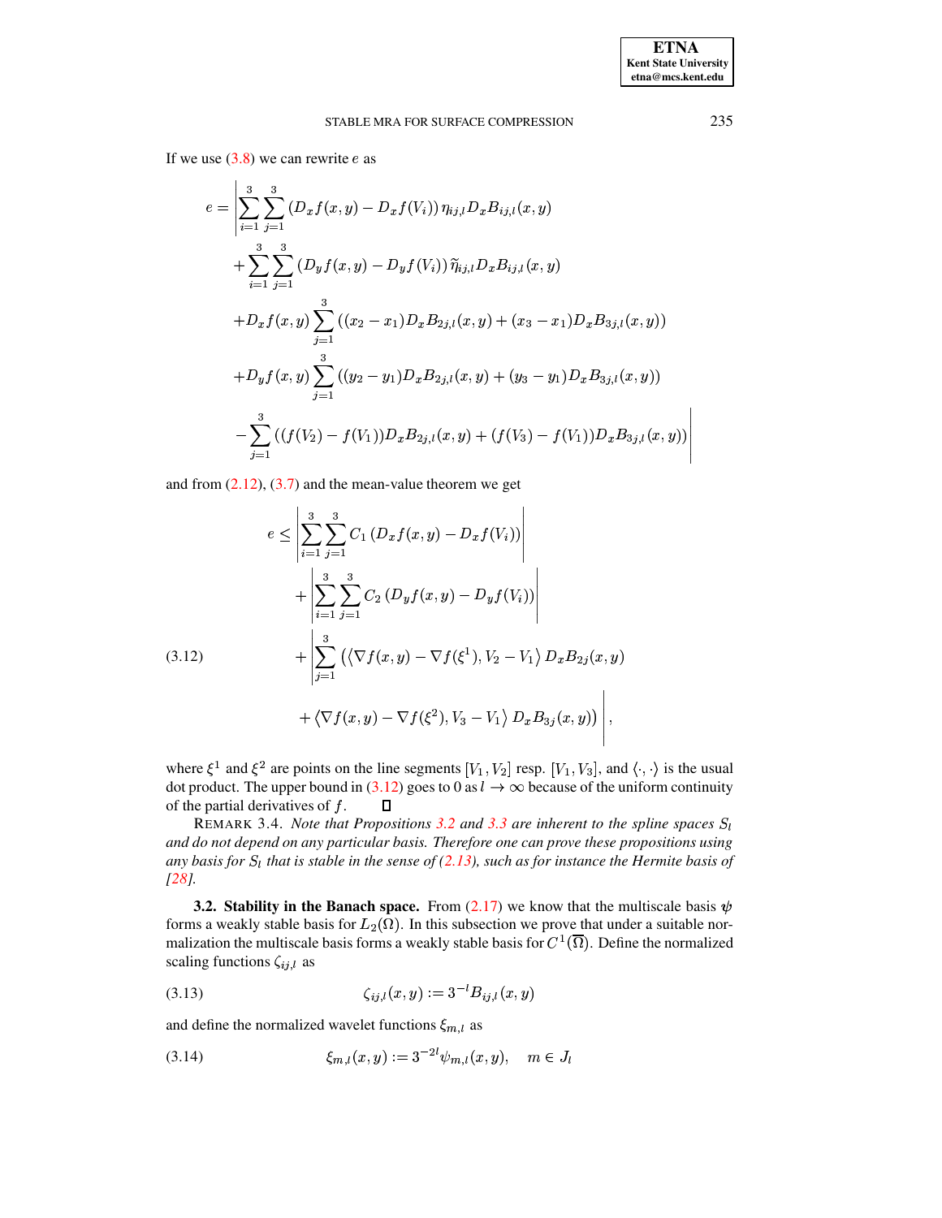If we use (3.8) we can rewrite $e$ as

$$
\begin{aligned}
e = \Bigg| & \sum_{i=1}^{3}\sum_{j=1}^{3} \left(D_x f(x,y) - D_x f(V_i)\right) \eta_{ij,l} D_x B_{ij,l}(x,y) \\
& + \sum_{i=1}^{3}\sum_{j=1}^{3} \left(D_y f(x,y) - D_y f(V_i)\right) \widetilde{\eta}_{ij,l} D_x B_{ij,l}(x,y) \\
& + D_x f(x,y) \sum_{j=1}^{3} \left((x_2 - x_1) D_x B_{2j,l}(x,y) + (x_3 - x_1) D_x B_{3j,l}(x,y)\right) \\
& + D_y f(x,y) \sum_{j=1}^{3} \left((y_2 - y_1) D_x B_{2j,l}(x,y) + (y_3 - y_1) D_x B_{3j,l}(x,y)\right) \\
& - \sum_{j=1}^{3} \left((f(V_2) - f(V_1)) D_x B_{2j,l}(x,y) + (f(V_3) - f(V_1)) D_x B_{3j,l}(x,y)\right) \Bigg|
\end{aligned}
$$

and from (2.12), (3.7) and the mean-value theorem we get

$$
\begin{aligned}
e \leq & \left| \sum_{i=1}^{3}\sum_{j=1}^{3} C_1 \left(D_x f(x,y) - D_x f(V_i)\right) \right| \\
& + \left| \sum_{i=1}^{3}\sum_{j=1}^{3} C_2 \left(D_y f(x,y) - D_y f(V_i)\right) \right| \\
& + \Bigg| \sum_{j=1}^{3} \left( \left\langle \nabla f(x,y) - \nabla f(\xi^1), V_2 - V_1 \right\rangle D_x B_{2j}(x,y) \right. \\
& \left. + \left\langle \nabla f(x,y) - \nabla f(\xi^2), V_3 - V_1 \right\rangle D_x B_{3j}(x,y) \right) \Bigg|,
\end{aligned}
\tag{3.12}
$$

where $\xi^1$ and $\xi^2$ are points on the line segments $[V_1, V_2]$ resp. $[V_1, V_3]$, and $\langle \cdot, \cdot \rangle$ is the usual dot product. The upper bound in (3.12) goes to 0 as $l \to \infty$ because of the uniform continuity of the partial derivatives of $f$. $\square$

REMARK 3.4. *Note that Propositions 3.2 and 3.3 are inherent to the spline spaces $S_l$ and do not depend on any particular basis. Therefore one can prove these propositions using any basis for $S_l$ that is stable in the sense of (2.13), such as for instance the Hermite basis of [28].*

**3.2. Stability in the Banach space.** From (2.17) we know that the multiscale basis $\psi$ forms a weakly stable basis for $L_2(\Omega)$. In this subsection we prove that under a suitable normalization the multiscale basis forms a weakly stable basis for $C^1(\overline{\Omega})$. Define the normalized scaling functions $\zeta_{ij,l}$ as

$$
\zeta_{ij,l}(x,y) := 3^{-l} B_{ij,l}(x,y) \tag{3.13}
$$

and define the normalized wavelet functions $\xi_{m,l}$ as

$$
\xi_{m,l}(x,y) := 3^{-2l} \psi_{m,l}(x,y), \quad m \in J_l \tag{3.14}
$$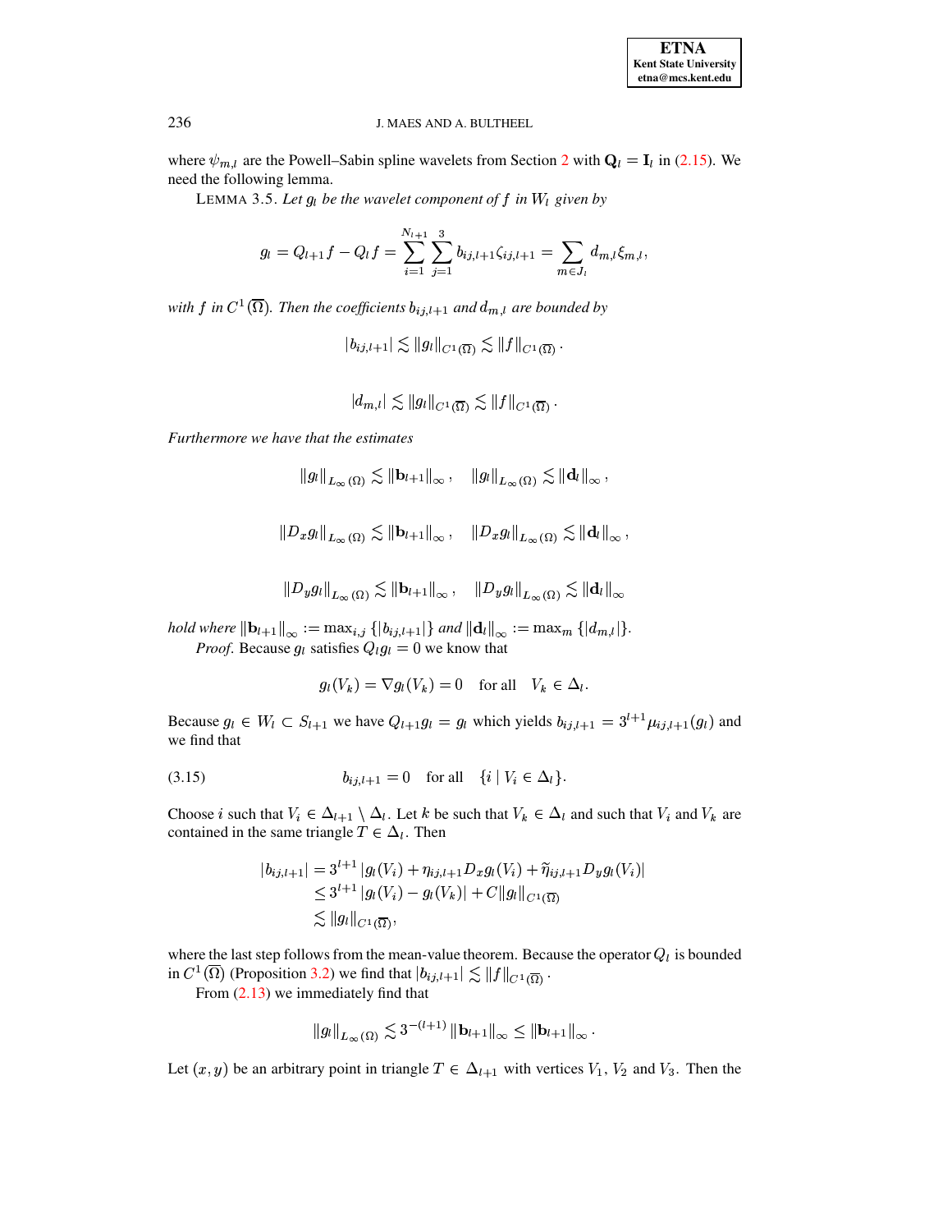where $\psi_{m,l}$ are the Powell–Sabin spline wavelets from Section 2 with $\mathbf{Q}_l = \mathbf{I}_l$ in (2.15). We need the following lemma.

LEMMA 3.5. *Let $g_l$ be the wavelet component of $f$ in $W_l$ given by*

$$g_l = Q_{l+1}f - Q_l f = \sum_{i=1}^{N_{l+1}} \sum_{j=1}^{3} b_{ij,l+1}\zeta_{ij,l+1} = \sum_{m \in J_l} d_{m,l}\xi_{m,l},$$

*with $f$ in $C^1(\overline{\Omega})$. Then the coefficients $b_{ij,l+1}$ and $d_{m,l}$ are bounded by*

$$|b_{ij,l+1}| \lesssim \|g_l\|_{C^1(\overline{\Omega})} \lesssim \|f\|_{C^1(\overline{\Omega})}.$$

$$|d_{m,l}| \lesssim \|g_l\|_{C^1(\overline{\Omega})} \lesssim \|f\|_{C^1(\overline{\Omega})}.$$

*Furthermore we have that the estimates*

$$\|g_l\|_{L_\infty(\Omega)} \lesssim \|\mathbf{b}_{l+1}\|_\infty, \quad \|g_l\|_{L_\infty(\Omega)} \lesssim \|\mathbf{d}_l\|_\infty,$$

$$\|D_x g_l\|_{L_\infty(\Omega)} \lesssim \|\mathbf{b}_{l+1}\|_\infty, \quad \|D_x g_l\|_{L_\infty(\Omega)} \lesssim \|\mathbf{d}_l\|_\infty,$$

$$\|D_y g_l\|_{L_\infty(\Omega)} \lesssim \|\mathbf{b}_{l+1}\|_\infty, \quad \|D_y g_l\|_{L_\infty(\Omega)} \lesssim \|\mathbf{d}_l\|_\infty$$

*hold where $\|\mathbf{b}_{l+1}\|_\infty := \max_{i,j}\{|b_{ij,l+1}|\}$ and $\|\mathbf{d}_l\|_\infty := \max_m\{|d_{m,l}|\}$.*

*Proof.* Because $g_l$ satisfies $Q_l g_l = 0$ we know that

$$g_l(V_k) = \nabla g_l(V_k) = 0 \quad \text{for all} \quad V_k \in \Delta_l.$$

Because $g_l \in W_l \subset S_{l+1}$ we have $Q_{l+1}g_l = g_l$ which yields $b_{ij,l+1} = 3^{l+1}\mu_{ij,l+1}(g_l)$ and we find that

$$b_{ij,l+1} = 0 \quad \text{for all} \quad \{i \mid V_i \in \Delta_l\}. \tag{3.15}$$

Choose $i$ such that $V_i \in \Delta_{l+1} \setminus \Delta_l$. Let $k$ be such that $V_k \in \Delta_l$ and such that $V_i$ and $V_k$ are contained in the same triangle $T \in \Delta_l$. Then

$$\begin{aligned}
|b_{ij,l+1}| &= 3^{l+1}\left|g_l(V_i) + \eta_{ij,l+1}D_x g_l(V_i) + \widetilde{\eta}_{ij,l+1}D_y g_l(V_i)\right| \\
&\leq 3^{l+1}\left|g_l(V_i) - g_l(V_k)\right| + C\|g_l\|_{C^1(\overline{\Omega})} \\
&\lesssim \|g_l\|_{C^1(\overline{\Omega})},
\end{aligned}$$

where the last step follows from the mean-value theorem. Because the operator $Q_l$ is bounded in $C^1(\overline{\Omega})$ (Proposition 3.2) we find that $|b_{ij,l+1}| \lesssim \|f\|_{C^1(\overline{\Omega})}$.

From (2.13) we immediately find that

$$\|g_l\|_{L_\infty(\Omega)} \lesssim 3^{-(l+1)}\|\mathbf{b}_{l+1}\|_\infty \leq \|\mathbf{b}_{l+1}\|_\infty.$$

Let $(x, y)$ be an arbitrary point in triangle $T \in \Delta_{l+1}$ with vertices $V_1$, $V_2$ and $V_3$. Then the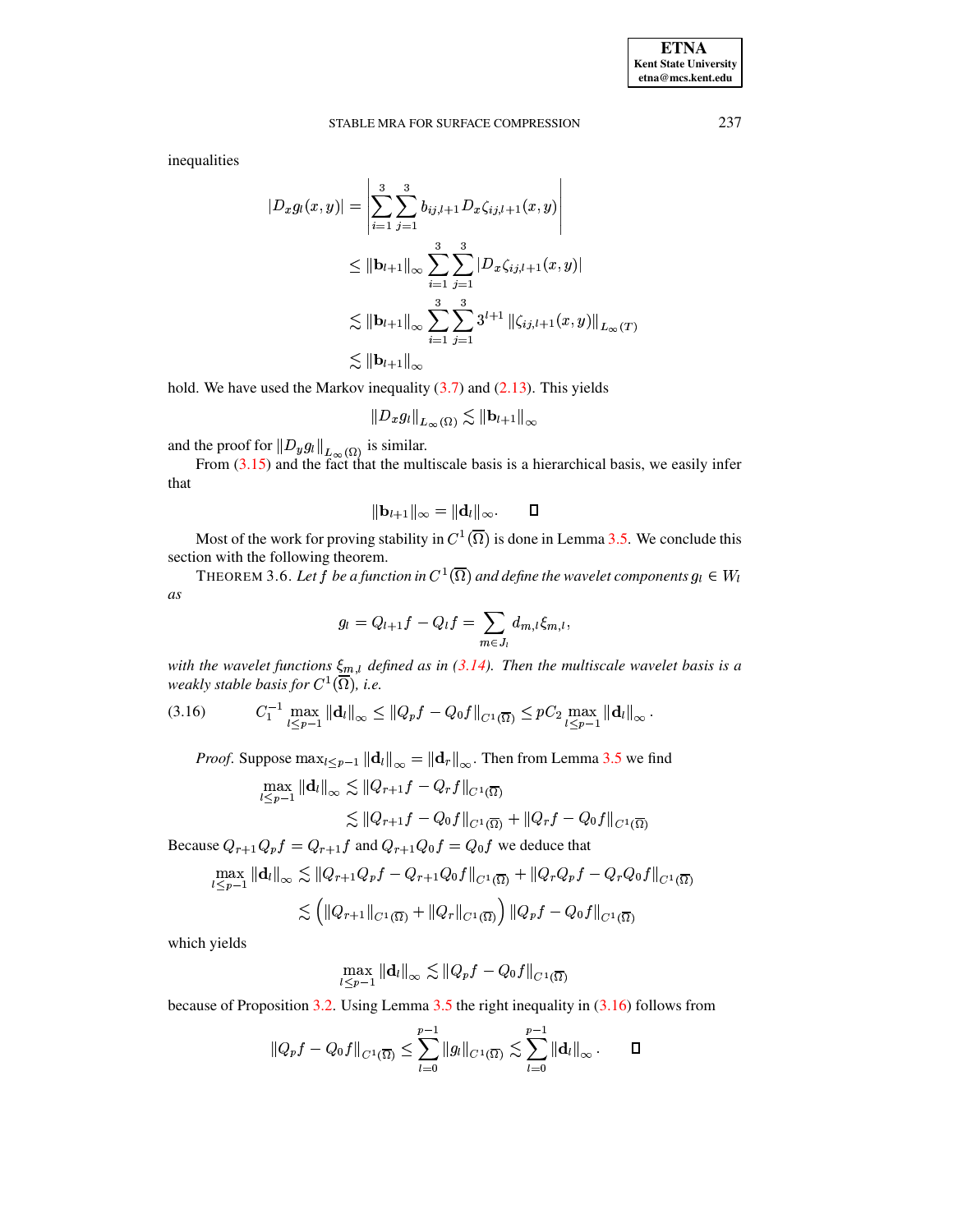inequalities

$$
\begin{aligned}
|D_x g_l(x,y)| &= \left| \sum_{i=1}^{3} \sum_{j=1}^{3} b_{ij,l+1} D_x \zeta_{ij,l+1}(x,y) \right| \\
&\leq \|\mathbf{b}_{l+1}\|_\infty \sum_{i=1}^{3} \sum_{j=1}^{3} |D_x \zeta_{ij,l+1}(x,y)| \\
&\lesssim \|\mathbf{b}_{l+1}\|_\infty \sum_{i=1}^{3} \sum_{j=1}^{3} 3^{l+1} \|\zeta_{ij,l+1}(x,y)\|_{L_\infty(T)} \\
&\lesssim \|\mathbf{b}_{l+1}\|_\infty
\end{aligned}
$$

hold. We have used the Markov inequality (3.7) and (2.13). This yields

$$
\|D_x g_l\|_{L_\infty(\Omega)} \lesssim \|\mathbf{b}_{l+1}\|_\infty
$$

and the proof for $\|D_y g_l\|_{L_\infty(\Omega)}$ is similar.

From (3.15) and the fact that the multiscale basis is a hierarchical basis, we easily infer that

$$
\|\mathbf{b}_{l+1}\|_\infty = \|\mathbf{d}_l\|_\infty. \qquad \square
$$

Most of the work for proving stability in $C^1(\overline{\Omega})$ is done in Lemma 3.5. We conclude this section with the following theorem.

THEOREM 3.6. *Let $f$ be a function in $C^1(\overline{\Omega})$ and define the wavelet components $g_l \in W_l$ as*

$$
g_l = Q_{l+1} f - Q_l f = \sum_{m \in J_l} d_{m,l} \xi_{m,l},
$$

*with the wavelet functions $\xi_{m,l}$ defined as in (3.14). Then the multiscale wavelet basis is a weakly stable basis for $C^1(\overline{\Omega})$, i.e.*

$$
C_1^{-1} \max_{l \leq p-1} \|\mathbf{d}_l\|_\infty \leq \|Q_p f - Q_0 f\|_{C^1(\overline{\Omega})} \leq p C_2 \max_{l \leq p-1} \|\mathbf{d}_l\|_\infty . \tag{3.16}
$$

*Proof.* Suppose $\max_{l \leq p-1} \|\mathbf{d}_l\|_\infty = \|\mathbf{d}_r\|_\infty$. Then from Lemma 3.5 we find

$$
\begin{aligned}
\max_{l \leq p-1} \|\mathbf{d}_l\|_\infty &\lesssim \|Q_{r+1} f - Q_r f\|_{C^1(\overline{\Omega})} \\
&\lesssim \|Q_{r+1} f - Q_0 f\|_{C^1(\overline{\Omega})} + \|Q_r f - Q_0 f\|_{C^1(\overline{\Omega})}
\end{aligned}
$$

Because $Q_{r+1} Q_p f = Q_{r+1} f$ and $Q_{r+1} Q_0 f = Q_0 f$ we deduce that

$$
\begin{aligned}
\max_{l \leq p-1} \|\mathbf{d}_l\|_\infty &\lesssim \|Q_{r+1} Q_p f - Q_{r+1} Q_0 f\|_{C^1(\overline{\Omega})} + \|Q_r Q_p f - Q_r Q_0 f\|_{C^1(\overline{\Omega})} \\
&\lesssim \left( \|Q_{r+1}\|_{C^1(\overline{\Omega})} + \|Q_r\|_{C^1(\overline{\Omega})} \right) \|Q_p f - Q_0 f\|_{C^1(\overline{\Omega})}
\end{aligned}
$$

which yields

$$
\max_{l \leq p-1} \|\mathbf{d}_l\|_\infty \lesssim \|Q_p f - Q_0 f\|_{C^1(\overline{\Omega})}
$$

because of Proposition 3.2. Using Lemma 3.5 the right inequality in (3.16) follows from

$$
\|Q_p f - Q_0 f\|_{C^1(\overline{\Omega})} \leq \sum_{l=0}^{p-1} \|g_l\|_{C^1(\overline{\Omega})} \lesssim \sum_{l=0}^{p-1} \|\mathbf{d}_l\|_\infty . \qquad \square
$$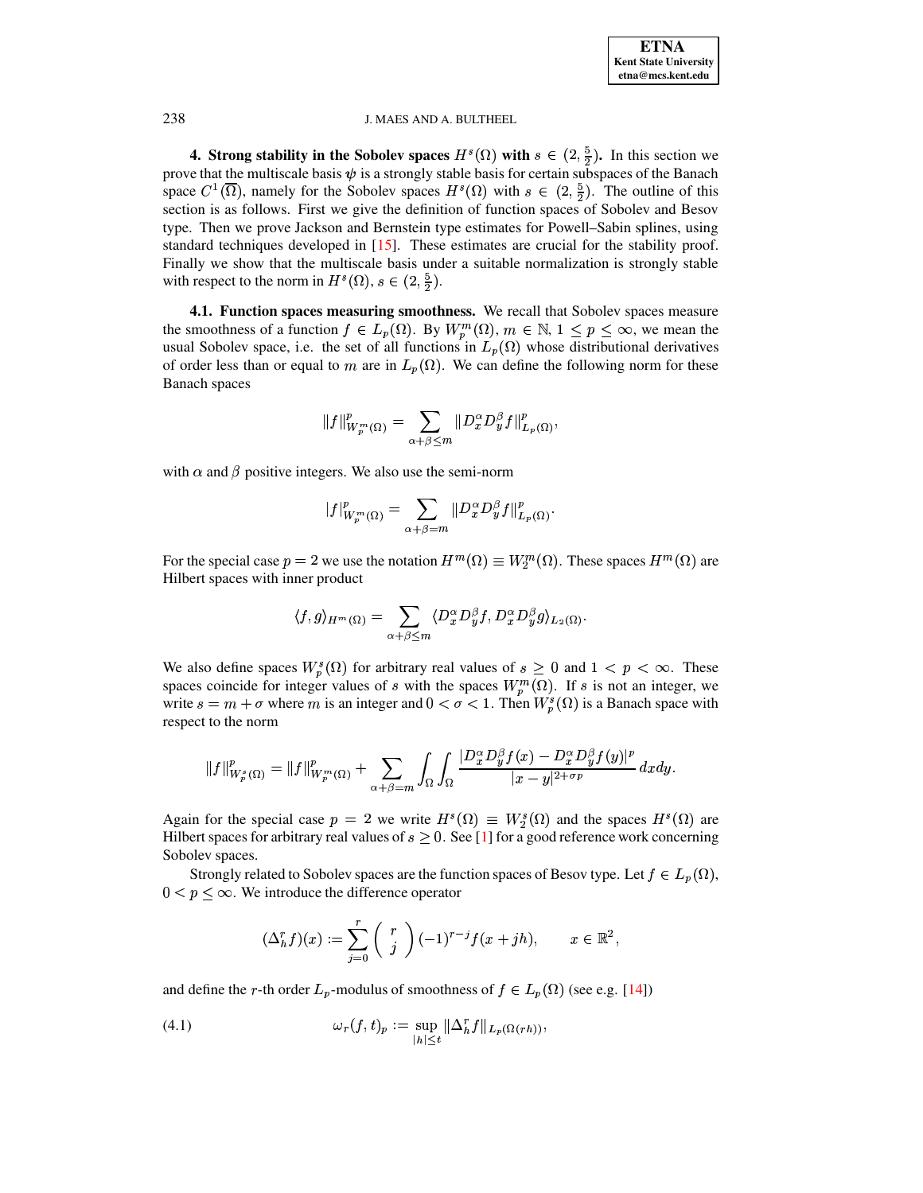## 4. Strong stability in the Sobolev spaces $H^s(\Omega)$ with $s \in (2, \frac{5}{2})$.

In this section we prove that the multiscale basis $\boldsymbol{\psi}$ is a strongly stable basis for certain subspaces of the Banach space $C^1(\overline{\Omega})$, namely for the Sobolev spaces $H^s(\Omega)$ with $s \in (2, \frac{5}{2})$. The outline of this section is as follows. First we give the definition of function spaces of Sobolev and Besov type. Then we prove Jackson and Bernstein type estimates for Powell–Sabin splines, using standard techniques developed in [15]. These estimates are crucial for the stability proof. Finally we show that the multiscale basis under a suitable normalization is strongly stable with respect to the norm in $H^s(\Omega)$, $s \in (2, \frac{5}{2})$.

### 4.1. Function spaces measuring smoothness.

We recall that Sobolev spaces measure the smoothness of a function $f \in L_p(\Omega)$. By $W_p^m(\Omega)$, $m \in \mathbb{N}$, $1 \le p \le \infty$, we mean the usual Sobolev space, i.e. the set of all functions in $L_p(\Omega)$ whose distributional derivatives of order less than or equal to $m$ are in $L_p(\Omega)$. We can define the following norm for these Banach spaces

$$\|f\|^p_{W_p^m(\Omega)} = \sum_{\alpha+\beta \le m} \|D_x^\alpha D_y^\beta f\|^p_{L_p(\Omega)},$$

with $\alpha$ and $\beta$ positive integers. We also use the semi-norm

$$|f|^p_{W_p^m(\Omega)} = \sum_{\alpha+\beta = m} \|D_x^\alpha D_y^\beta f\|^p_{L_p(\Omega)}.$$

For the special case $p = 2$ we use the notation $H^m(\Omega) \equiv W_2^m(\Omega)$. These spaces $H^m(\Omega)$ are Hilbert spaces with inner product

$$\langle f, g \rangle_{H^m(\Omega)} = \sum_{\alpha+\beta \le m} \langle D_x^\alpha D_y^\beta f, D_x^\alpha D_y^\beta g \rangle_{L_2(\Omega)}.$$

We also define spaces $W_p^s(\Omega)$ for arbitrary real values of $s \ge 0$ and $1 < p < \infty$. These spaces coincide for integer values of $s$ with the spaces $W_p^m(\Omega)$. If $s$ is not an integer, we write $s = m + \sigma$ where $m$ is an integer and $0 < \sigma < 1$. Then $W_p^s(\Omega)$ is a Banach space with respect to the norm

$$\|f\|^p_{W_p^s(\Omega)} = \|f\|^p_{W_p^m(\Omega)} + \sum_{\alpha+\beta=m} \int_\Omega \int_\Omega \frac{|D_x^\alpha D_y^\beta f(x) - D_x^\alpha D_y^\beta f(y)|^p}{|x-y|^{2+\sigma p}}\, dx dy.$$

Again for the special case $p = 2$ we write $H^s(\Omega) \equiv W_2^s(\Omega)$ and the spaces $H^s(\Omega)$ are Hilbert spaces for arbitrary real values of $s \ge 0$. See [1] for a good reference work concerning Sobolev spaces.

Strongly related to Sobolev spaces are the function spaces of Besov type. Let $f \in L_p(\Omega)$, $0 < p \le \infty$. We introduce the difference operator

$$(\Delta_h^r f)(x) := \sum_{j=0}^{r} \binom{r}{j} (-1)^{r-j} f(x + jh), \qquad x \in \mathbb{R}^2,$$

and define the $r$-th order $L_p$-modulus of smoothness of $f \in L_p(\Omega)$ (see e.g. [14])

$$\omega_r(f,t)_p := \sup_{|h| \le t} \|\Delta_h^r f\|_{L_p(\Omega(rh))}, \tag{4.1}$$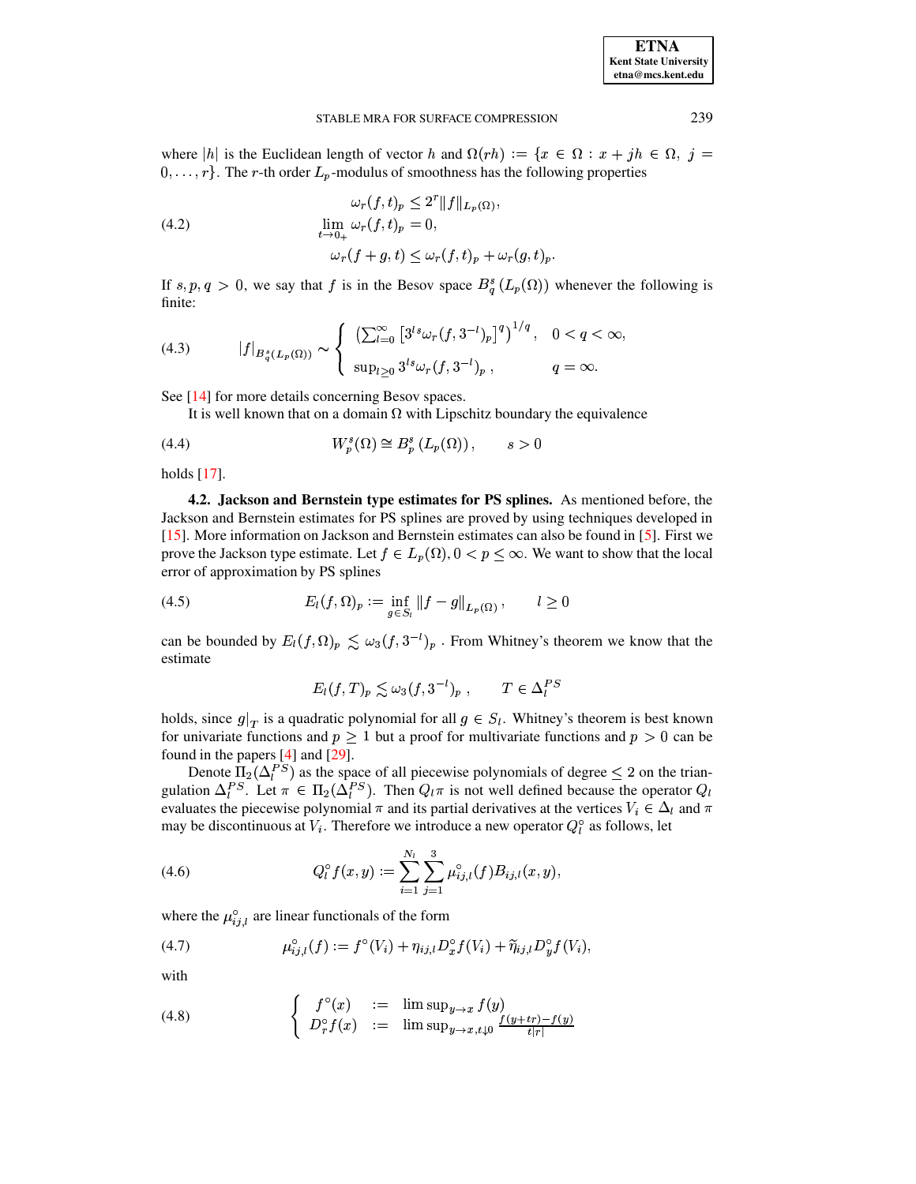where $|h|$ is the Euclidean length of vector $h$ and $\Omega(rh) := \{x \in \Omega : x + jh \in \Omega,\ j = 0, \ldots, r\}$. The $r$-th order $L_p$-modulus of smoothness has the following properties

$$
\begin{aligned}
&\omega_r(f,t)_p \le 2^r \|f\|_{L_p(\Omega)}, \\
&\lim_{t \to 0_+} \omega_r(f,t)_p = 0, \\
&\omega_r(f+g,t) \le \omega_r(f,t)_p + \omega_r(g,t)_p.
\end{aligned}
\tag{4.2}
$$

If $s, p, q > 0$, we say that $f$ is in the Besov space $B_q^s(L_p(\Omega))$ whenever the following is finite:

$$
|f|_{B_q^s(L_p(\Omega))} \sim \begin{cases} \left( \sum_{l=0}^{\infty} \left[ 3^{ls} \omega_r(f, 3^{-l})_p \right]^q \right)^{1/q}, & 0 < q < \infty, \\ \sup_{l \ge 0} 3^{ls} \omega_r(f, 3^{-l})_p, & q = \infty. \end{cases}
\tag{4.3}
$$

See [14] for more details concerning Besov spaces.

It is well known that on a domain $\Omega$ with Lipschitz boundary the equivalence

$$
W_p^s(\Omega) \cong B_p^s(L_p(\Omega)), \qquad s > 0
\tag{4.4}
$$

holds [17].

**4.2. Jackson and Bernstein type estimates for PS splines.** As mentioned before, the Jackson and Bernstein estimates for PS splines are proved by using techniques developed in [15]. More information on Jackson and Bernstein estimates can also be found in [5]. First we prove the Jackson type estimate. Let $f \in L_p(\Omega), 0 < p \le \infty$. We want to show that the local error of approximation by PS splines

$$
E_l(f, \Omega)_p := \inf_{g \in S_l} \|f - g\|_{L_p(\Omega)}, \qquad l \ge 0
\tag{4.5}
$$

can be bounded by $E_l(f,\Omega)_p \lesssim \omega_3(f, 3^{-l})_p$. From Whitney's theorem we know that the estimate

$$
E_l(f,T)_p \lesssim \omega_3(f,3^{-l})_p, \qquad T \in \Delta_l^{PS}
$$

holds, since $g|_T$ is a quadratic polynomial for all $g \in S_l$. Whitney's theorem is best known for univariate functions and $p \ge 1$ but a proof for multivariate functions and $p > 0$ can be found in the papers [4] and [29].

Denote $\Pi_2(\Delta_l^{PS})$ as the space of all piecewise polynomials of degree $\le 2$ on the triangulation $\Delta_l^{PS}$. Let $\pi \in \Pi_2(\Delta_l^{PS})$. Then $Q_l \pi$ is not well defined because the operator $Q_l$ evaluates the piecewise polynomial $\pi$ and its partial derivatives at the vertices $V_i \in \Delta_l$ and $\pi$ may be discontinuous at $V_i$. Therefore we introduce a new operator $Q_l^\circ$ as follows, let

$$
Q_l^\circ f(x,y) := \sum_{i=1}^{N_l} \sum_{j=1}^{3} \mu_{ij,l}^\circ(f) B_{ij,l}(x,y),
\tag{4.6}
$$

where the $\mu_{ij,l}^\circ$ are linear functionals of the form

$$
\mu_{ij,l}^\circ(f) := f^\circ(V_i) + \eta_{ij,l} D_x^\circ f(V_i) + \widetilde{\eta}_{ij,l} D_y^\circ f(V_i),
\tag{4.7}
$$

with

$$
\begin{cases} f^\circ(x) &:= \limsup_{y \to x} f(y) \\ D_r^\circ f(x) &:= \limsup_{y \to x, t \downarrow 0} \frac{f(y+tr) - f(y)}{t|r|} \end{cases}
\tag{4.8}
$$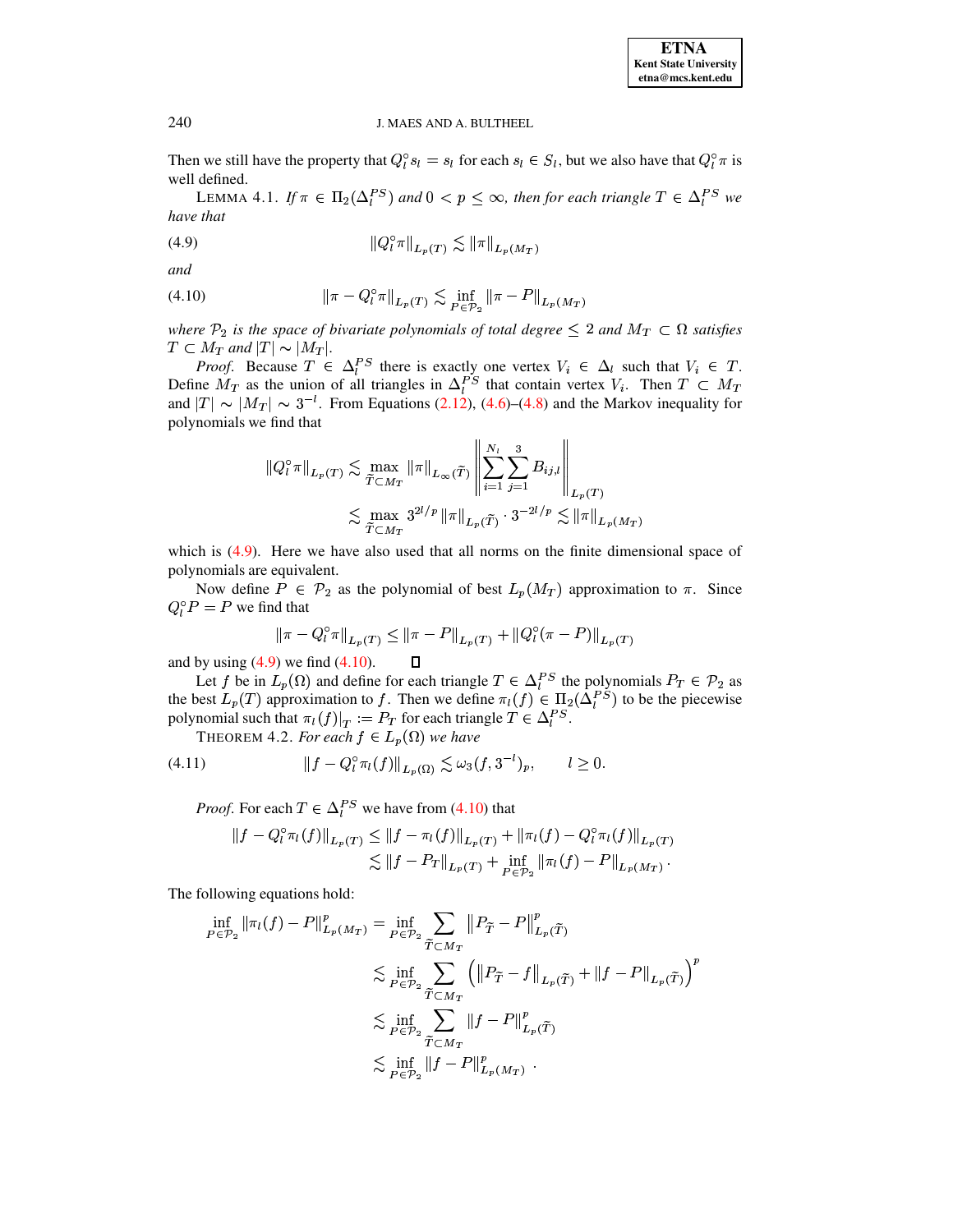Then we still have the property that $Q_l^\circ s_l = s_l$ for each $s_l \in S_l$, but we also have that $Q_l^\circ \pi$ is well defined.

LEMMA 4.1. *If $\pi \in \Pi_2(\Delta_l^{PS})$ and $0 < p \leq \infty$, then for each triangle $T \in \Delta_l^{PS}$ we have that*

$$\|Q_l^\circ \pi\|_{L_p(T)} \lesssim \|\pi\|_{L_p(M_T)} \tag{4.9}$$

*and*

$$\|\pi - Q_l^\circ \pi\|_{L_p(T)} \lesssim \inf_{P \in \mathcal{P}_2} \|\pi - P\|_{L_p(M_T)} \tag{4.10}$$

*where $\mathcal{P}_2$ is the space of bivariate polynomials of total degree $\leq 2$ and $M_T \subset \Omega$ satisfies $T \subset M_T$ and $|T| \sim |M_T|$.*

*Proof.* Because $T \in \Delta_l^{PS}$ there is exactly one vertex $V_i \in \Delta_l$ such that $V_i \in T$. Define $M_T$ as the union of all triangles in $\Delta_l^{PS}$ that contain vertex $V_i$. Then $T \subset M_T$ and $|T| \sim |M_T| \sim 3^{-l}$. From Equations (2.12), (4.6)–(4.8) and the Markov inequality for polynomials we find that

$$\begin{aligned}
\|Q_l^\circ \pi\|_{L_p(T)} &\lesssim \max_{\tilde{T} \subset M_T} \|\pi\|_{L_\infty(\tilde{T})} \left\| \sum_{i=1}^{N_l} \sum_{j=1}^{3} B_{ij,l} \right\|_{L_p(T)} \\
&\lesssim \max_{\tilde{T} \subset M_T} 3^{2l/p} \|\pi\|_{L_p(\tilde{T})} \cdot 3^{-2l/p} \lesssim \|\pi\|_{L_p(M_T)}
\end{aligned}$$

which is (4.9). Here we have also used that all norms on the finite dimensional space of polynomials are equivalent.

Now define $P \in \mathcal{P}_2$ as the polynomial of best $L_p(M_T)$ approximation to $\pi$. Since $Q_l^\circ P = P$ we find that

$$\|\pi - Q_l^\circ \pi\|_{L_p(T)} \leq \|\pi - P\|_{L_p(T)} + \|Q_l^\circ(\pi - P)\|_{L_p(T)}$$

and by using (4.9) we find (4.10). ☐

Let $f$ be in $L_p(\Omega)$ and define for each triangle $T \in \Delta_l^{PS}$ the polynomials $P_T \in \mathcal{P}_2$ as the best $L_p(T)$ approximation to $f$. Then we define $\pi_l(f) \in \Pi_2(\Delta_l^{PS})$ to be the piecewise polynomial such that $\pi_l(f)|_T := P_T$ for each triangle $T \in \Delta_l^{PS}$.

THEOREM 4.2. *For each $f \in L_p(\Omega)$ we have*

$$\|f - Q_l^\circ \pi_l(f)\|_{L_p(\Omega)} \lesssim \omega_3(f, 3^{-l})_p, \qquad l \geq 0. \tag{4.11}$$

*Proof.* For each $T \in \Delta_l^{PS}$ we have from (4.10) that

$$\begin{aligned}
\|f - Q_l^\circ \pi_l(f)\|_{L_p(T)} &\leq \|f - \pi_l(f)\|_{L_p(T)} + \|\pi_l(f) - Q_l^\circ \pi_l(f)\|_{L_p(T)} \\
&\lesssim \|f - P_T\|_{L_p(T)} + \inf_{P \in \mathcal{P}_2} \|\pi_l(f) - P\|_{L_p(M_T)}.
\end{aligned}$$

The following equations hold:

$$\begin{aligned}
\inf_{P \in \mathcal{P}_2} \|\pi_l(f) - P\|_{L_p(M_T)}^p &= \inf_{P \in \mathcal{P}_2} \sum_{\tilde{T} \subset M_T} \left\|P_{\tilde{T}} - P\right\|_{L_p(\tilde{T})}^p \\
&\lesssim \inf_{P \in \mathcal{P}_2} \sum_{\tilde{T} \subset M_T} \left( \left\|P_{\tilde{T}} - f\right\|_{L_p(\tilde{T})} + \|f - P\|_{L_p(\tilde{T})} \right)^p \\
&\lesssim \inf_{P \in \mathcal{P}_2} \sum_{\tilde{T} \subset M_T} \|f - P\|_{L_p(\tilde{T})}^p \\
&\lesssim \inf_{P \in \mathcal{P}_2} \|f - P\|_{L_p(M_T)}^p .
\end{aligned}$$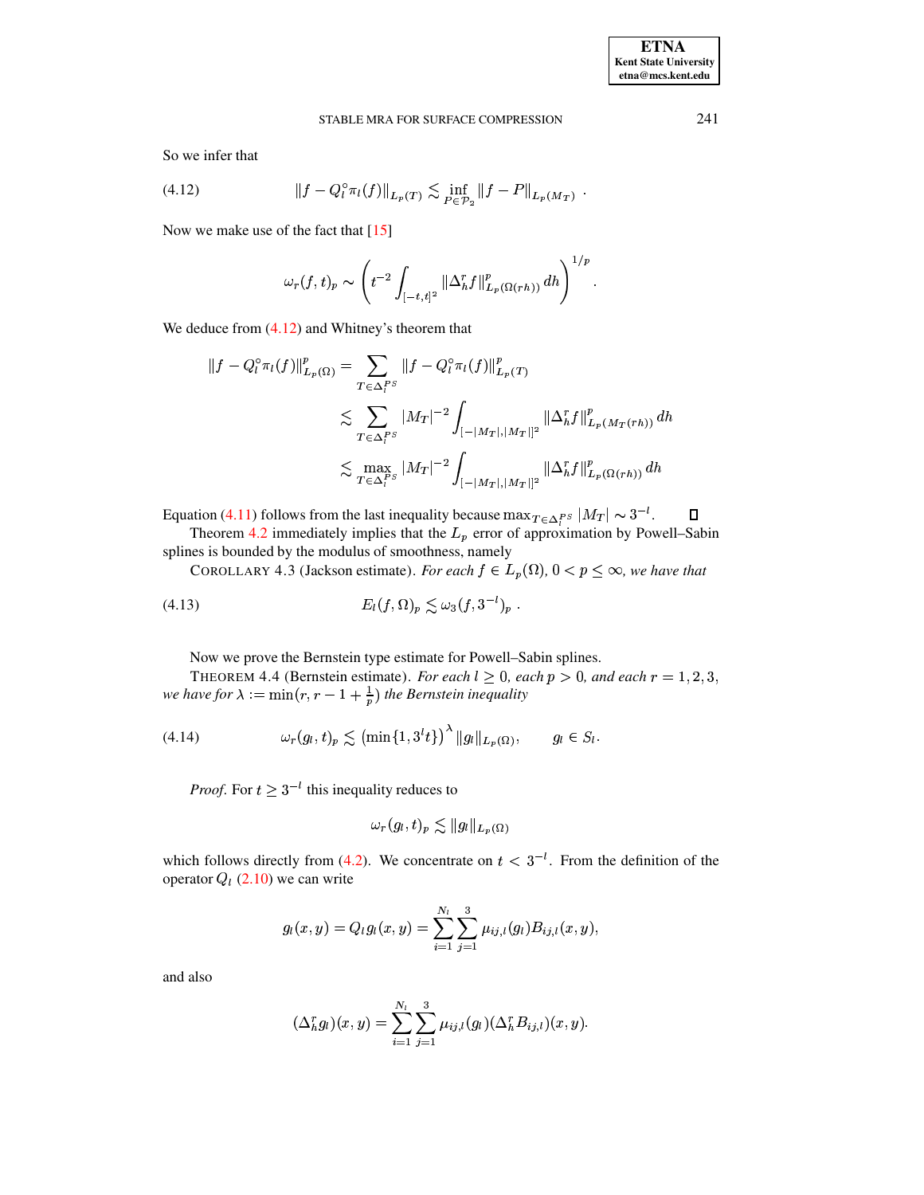So we infer that

$$\|f - Q_l^\circ \pi_l(f)\|_{L_p(T)} \lesssim \inf_{P \in \mathcal{P}_2} \|f - P\|_{L_p(M_T)} \ . \tag{4.12}$$

Now we make use of the fact that [15]

$$\omega_r(f,t)_p \sim \left( t^{-2} \int_{[-t,t]^2} \|\Delta_h^r f\|^p_{L_p(\Omega(rh))} \, dh \right)^{1/p} .$$

We deduce from (4.12) and Whitney's theorem that

$$\begin{aligned}
\|f - Q_l^\circ \pi_l(f)\|^p_{L_p(\Omega)} &= \sum_{T \in \Delta_l^{PS}} \|f - Q_l^\circ \pi_l(f)\|^p_{L_p(T)} \\
&\lesssim \sum_{T \in \Delta_l^{PS}} |M_T|^{-2} \int_{[-|M_T|, |M_T|]^2} \|\Delta_h^r f\|^p_{L_p(M_T(rh))} \, dh \\
&\lesssim \max_{T \in \Delta_l^{PS}} |M_T|^{-2} \int_{[-|M_T|, |M_T|]^2} \|\Delta_h^r f\|^p_{L_p(\Omega(rh))} \, dh
\end{aligned}$$

Equation (4.11) follows from the last inequality because $\max_{T \in \Delta_l^{PS}} |M_T| \sim 3^{-l}$. ∎

Theorem 4.2 immediately implies that the $L_p$ error of approximation by Powell–Sabin splines is bounded by the modulus of smoothness, namely

COROLLARY 4.3 (Jackson estimate). *For each $f \in L_p(\Omega)$, $0 < p \leq \infty$, we have that*

$$E_l(f, \Omega)_p \lesssim \omega_3(f, 3^{-l})_p \ . \tag{4.13}$$

Now we prove the Bernstein type estimate for Powell–Sabin splines.

THEOREM 4.4 (Bernstein estimate). *For each $l \geq 0$, each $p > 0$, and each $r = 1, 2, 3$, we have for $\lambda := \min(r, r - 1 + \frac{1}{p})$ the Bernstein inequality*

$$\omega_r(g_l, t)_p \lesssim \left(\min\{1, 3^l t\}\right)^\lambda \|g_l\|_{L_p(\Omega)}, \qquad g_l \in S_l. \tag{4.14}$$

*Proof*. For $t \geq 3^{-l}$ this inequality reduces to

$$\omega_r(g_l, t)_p \lesssim \|g_l\|_{L_p(\Omega)}$$

which follows directly from (4.2). We concentrate on $t < 3^{-l}$. From the definition of the operator $Q_l$ (2.10) we can write

$$g_l(x,y) = Q_l g_l(x,y) = \sum_{i=1}^{N_l} \sum_{j=1}^{3} \mu_{ij,l}(g_l) B_{ij,l}(x,y),$$

and also

$$(\Delta_h^r g_l)(x,y) = \sum_{i=1}^{N_l} \sum_{j=1}^{3} \mu_{ij,l}(g_l) (\Delta_h^r B_{ij,l})(x,y).$$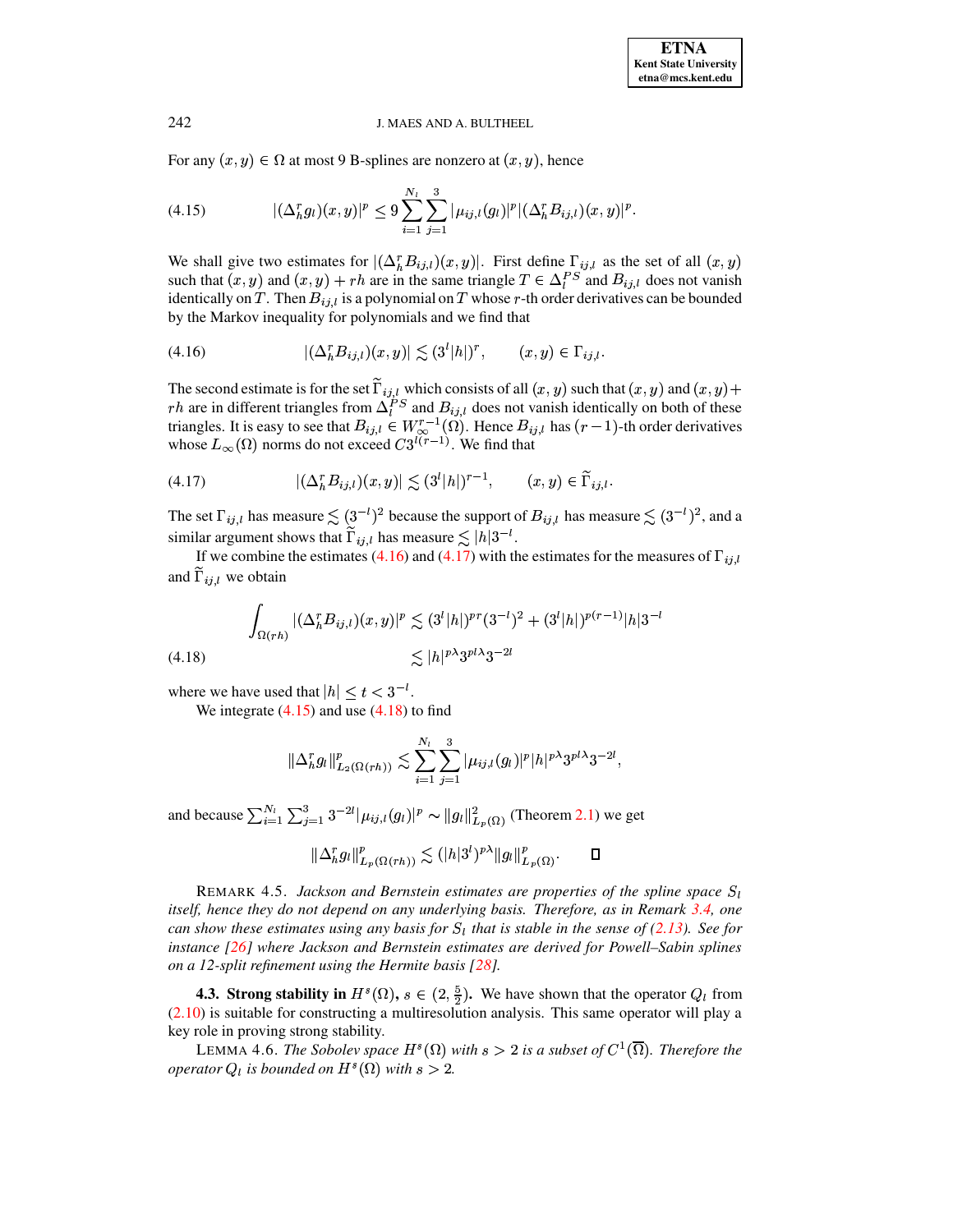For any $(x, y) \in \Omega$ at most 9 B-splines are nonzero at $(x, y)$, hence

$$|(\Delta_h^r g_l)(x,y)|^p \le 9 \sum_{i=1}^{N_l} \sum_{j=1}^{3} |\mu_{ij,l}(g_l)|^p |(\Delta_h^r B_{ij,l})(x,y)|^p. \tag{4.15}$$

We shall give two estimates for $|(\Delta_h^r B_{ij,l})(x,y)|$. First define $\Gamma_{ij,l}$ as the set of all $(x, y)$ such that $(x, y)$ and $(x, y) + rh$ are in the same triangle $T \in \Delta_l^{PS}$ and $B_{ij,l}$ does not vanish identically on $T$. Then $B_{ij,l}$ is a polynomial on $T$ whose $r$-th order derivatives can be bounded by the Markov inequality for polynomials and we find that

$$|(\Delta_h^r B_{ij,l})(x,y)| \lesssim (3^l |h|)^r, \qquad (x,y) \in \Gamma_{ij,l}. \tag{4.16}$$

The second estimate is for the set $\widetilde{\Gamma}_{ij,l}$ which consists of all $(x, y)$ such that $(x, y)$ and $(x, y) + rh$ are in different triangles from $\Delta_l^{PS}$ and $B_{ij,l}$ does not vanish identically on both of these triangles. It is easy to see that $B_{ij,l} \in W_\infty^{r-1}(\Omega)$. Hence $B_{ij,l}$ has $(r-1)$-th order derivatives whose $L_\infty(\Omega)$ norms do not exceed $C3^{l(r-1)}$. We find that

$$|(\Delta_h^r B_{ij,l})(x,y)| \lesssim (3^l |h|)^{r-1}, \qquad (x,y) \in \widetilde{\Gamma}_{ij,l}. \tag{4.17}$$

The set $\Gamma_{ij,l}$ has measure $\lesssim (3^{-l})^2$ because the support of $B_{ij,l}$ has measure $\lesssim (3^{-l})^2$, and a similar argument shows that $\widetilde{\Gamma}_{ij,l}$ has measure $\lesssim |h|3^{-l}$.

If we combine the estimates (4.16) and (4.17) with the estimates for the measures of $\Gamma_{ij,l}$ and $\widetilde{\Gamma}_{ij,l}$ we obtain

$$\begin{aligned} \int_{\Omega(rh)} |(\Delta_h^r B_{ij,l})(x,y)|^p &\lesssim (3^l|h|)^{pr}(3^{-l})^2 + (3^l|h|)^{p(r-1)}|h|3^{-l} \\ &\lesssim |h|^{p\lambda} 3^{pl\lambda} 3^{-2l} \end{aligned} \tag{4.18}$$

where we have used that $|h| \le t < 3^{-l}$.

We integrate (4.15) and use (4.18) to find

$$\|\Delta_h^r g_l\|_{L_2(\Omega(rh))}^p \lesssim \sum_{i=1}^{N_l} \sum_{j=1}^{3} |\mu_{ij,l}(g_l)|^p |h|^{p\lambda} 3^{pl\lambda} 3^{-2l},$$

and because $\sum_{i=1}^{N_l} \sum_{j=1}^{3} 3^{-2l} |\mu_{ij,l}(g_l)|^p \sim \|g_l\|_{L_p(\Omega)}^2$ (Theorem 2.1) we get

$$\|\Delta_h^r g_l\|_{L_p(\Omega(rh))}^p \lesssim (|h|3^l)^{p\lambda} \|g_l\|_{L_p(\Omega)}^p. \qquad \square$$

REMARK 4.5. *Jackson and Bernstein estimates are properties of the spline space $S_l$ itself, hence they do not depend on any underlying basis. Therefore, as in Remark 3.4, one can show these estimates using any basis for $S_l$ that is stable in the sense of (2.13). See for instance [26] where Jackson and Bernstein estimates are derived for Powell–Sabin splines on a 12-split refinement using the Hermite basis [28].*

**4.3. Strong stability in $H^s(\Omega)$, $s \in (2, \frac{5}{2})$.** We have shown that the operator $Q_l$ from (2.10) is suitable for constructing a multiresolution analysis. This same operator will play a key role in proving strong stability.

LEMMA 4.6. *The Sobolev space $H^s(\Omega)$ with $s > 2$ is a subset of $C^1(\overline{\Omega})$. Therefore the operator $Q_l$ is bounded on $H^s(\Omega)$ with $s > 2$.*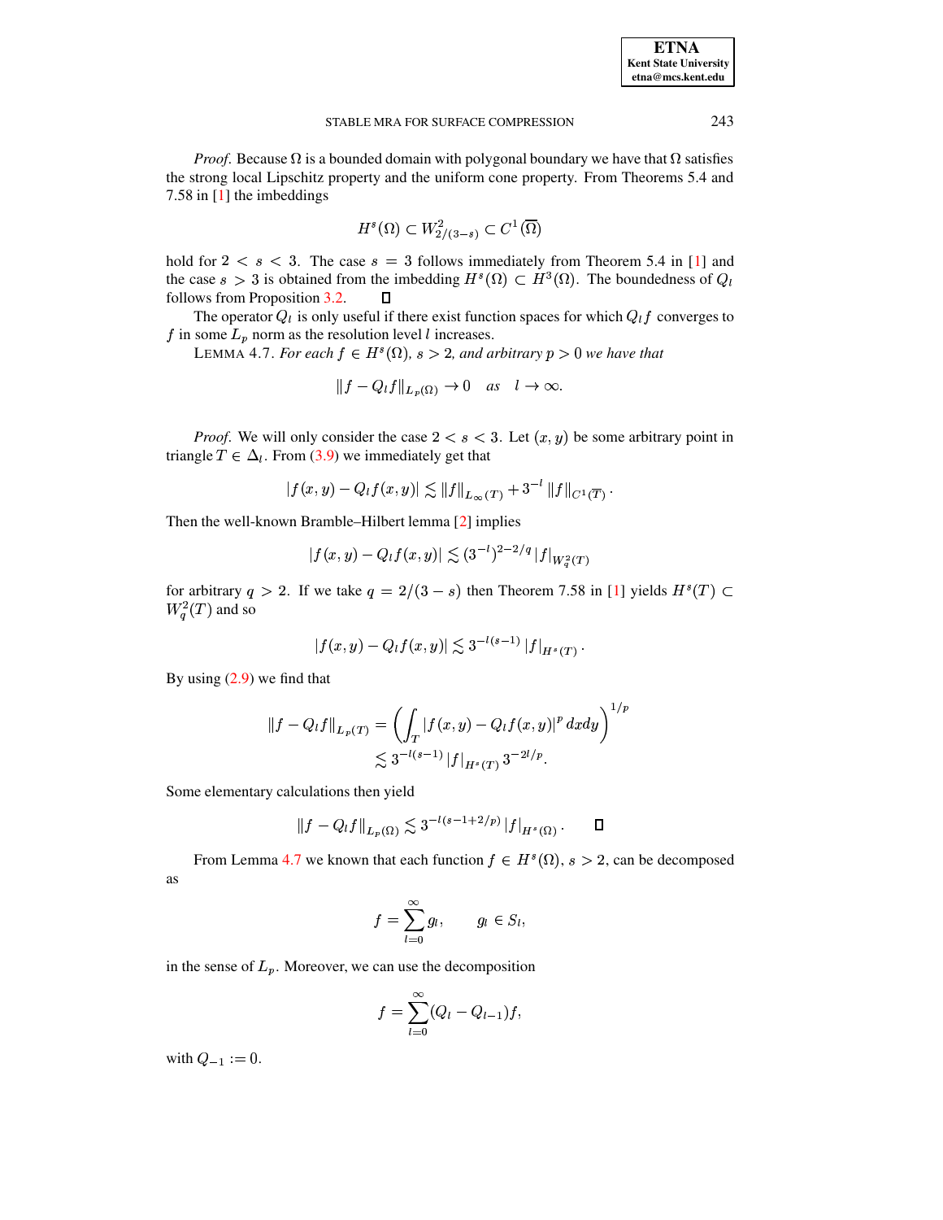*Proof*. Because $\Omega$ is a bounded domain with polygonal boundary we have that $\Omega$ satisfies the strong local Lipschitz property and the uniform cone property. From Theorems 5.4 and 7.58 in [1] the imbeddings

$$H^s(\Omega) \subset W^2_{2/(3-s)} \subset C^1(\overline{\Omega})$$

hold for $2 < s < 3$. The case $s = 3$ follows immediately from Theorem 5.4 in [1] and the case $s > 3$ is obtained from the imbedding $H^s(\Omega) \subset H^3(\Omega)$. The boundedness of $Q_l$ follows from Proposition 3.2. ◻

The operator $Q_l$ is only useful if there exist function spaces for which $Q_l f$ converges to $f$ in some $L_p$ norm as the resolution level $l$ increases.

LEMMA 4.7. *For each $f \in H^s(\Omega)$, $s > 2$, and arbitrary $p > 0$ we have that*

$$\|f - Q_l f\|_{L_p(\Omega)} \to 0 \quad \textit{as} \quad l \to \infty.$$

*Proof*. We will only consider the case $2 < s < 3$. Let $(x, y)$ be some arbitrary point in triangle $T \in \Delta_l$. From (3.9) we immediately get that

$$|f(x,y) - Q_l f(x,y)| \lesssim \|f\|_{L_\infty(T)} + 3^{-l}\, \|f\|_{C^1(\overline{T})}.$$

Then the well-known Bramble–Hilbert lemma [2] implies

$$|f(x,y) - Q_l f(x,y)| \lesssim (3^{-l})^{2-2/q}\, |f|_{W^2_q(T)}$$

for arbitrary $q > 2$. If we take $q = 2/(3-s)$ then Theorem 7.58 in [1] yields $H^s(T) \subset W^2_q(T)$ and so

$$|f(x,y) - Q_l f(x,y)| \lesssim 3^{-l(s-1)}\, |f|_{H^s(T)}.$$

By using (2.9) we find that

$$\begin{aligned} \|f - Q_l f\|_{L_p(T)} &= \left( \int_T |f(x,y) - Q_l f(x,y)|^p \, dxdy \right)^{1/p} \\ &\lesssim 3^{-l(s-1)}\, |f|_{H^s(T)}\, 3^{-2l/p}. \end{aligned}$$

Some elementary calculations then yield

$$\|f - Q_l f\|_{L_p(\Omega)} \lesssim 3^{-l(s-1+2/p)}\, |f|_{H^s(\Omega)}. \qquad ◻$$

From Lemma 4.7 we known that each function $f \in H^s(\Omega)$, $s > 2$, can be decomposed as

$$f = \sum_{l=0}^{\infty} g_l, \qquad g_l \in S_l,$$

in the sense of $L_p$. Moreover, we can use the decomposition

$$f = \sum_{l=0}^{\infty} (Q_l - Q_{l-1}) f,$$

with $Q_{-1} := 0$.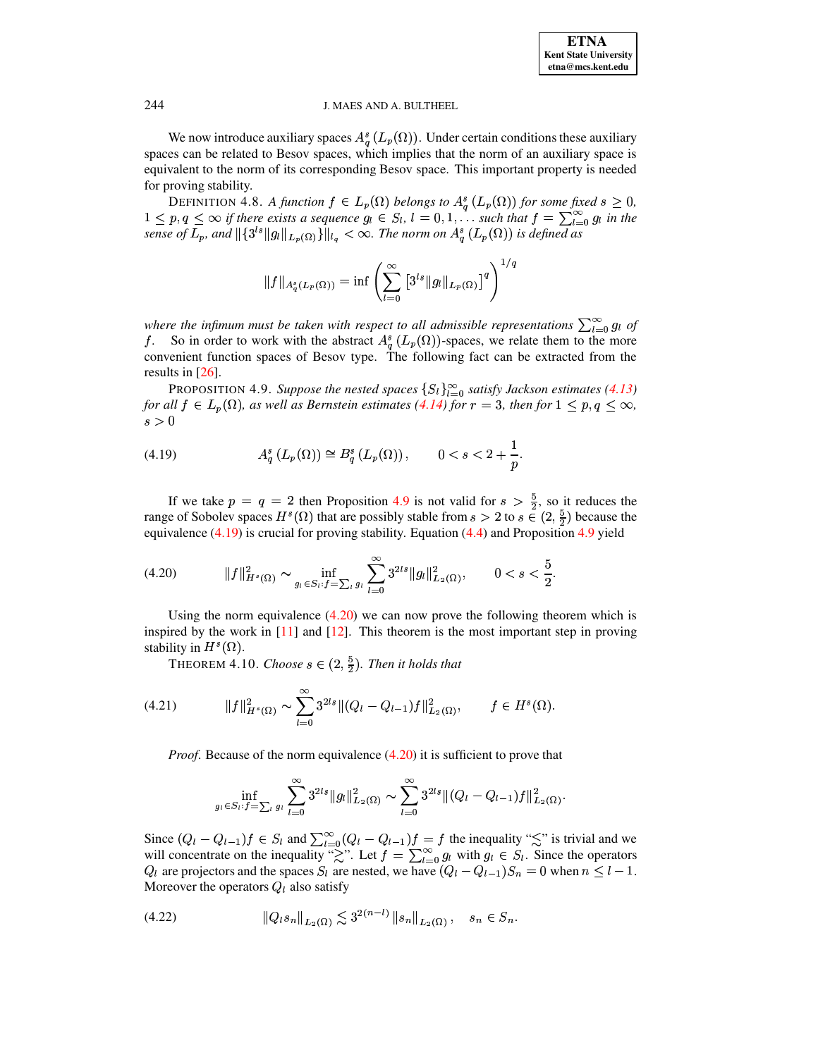We now introduce auxiliary spaces $A_q^s(L_p(\Omega))$. Under certain conditions these auxiliary spaces can be related to Besov spaces, which implies that the norm of an auxiliary space is equivalent to the norm of its corresponding Besov space. This important property is needed for proving stability.

DEFINITION 4.8. *A function $f \in L_p(\Omega)$ belongs to $A_q^s(L_p(\Omega))$ for some fixed $s \geq 0$, $1 \leq p, q \leq \infty$ if there exists a sequence $g_l \in S_l$, $l = 0, 1, \ldots$ such that $f = \sum_{l=0}^{\infty} g_l$ in the sense of $L_p$, and $\|\{3^{ls}\|g_l\|_{L_p(\Omega)}\}\|_{l_q} < \infty$. The norm on $A_q^s(L_p(\Omega))$ is defined as*

$$\|f\|_{A_q^s(L_p(\Omega))} = \inf \left( \sum_{l=0}^{\infty} \left[ 3^{ls} \|g_l\|_{L_p(\Omega)} \right]^q \right)^{1/q}$$

*where the infimum must be taken with respect to all admissible representations $\sum_{l=0}^{\infty} g_l$ of $f$.* So in order to work with the abstract $A_q^s(L_p(\Omega))$-spaces, we relate them to the more convenient function spaces of Besov type. The following fact can be extracted from the results in [26].

PROPOSITION 4.9. *Suppose the nested spaces $\{S_l\}_{l=0}^{\infty}$ satisfy Jackson estimates (4.13) for all $f \in L_p(\Omega)$, as well as Bernstein estimates (4.14) for $r = 3$, then for $1 \leq p, q \leq \infty$, $s > 0$*

$$A_q^s(L_p(\Omega)) \cong B_q^s(L_p(\Omega)), \qquad 0 < s < 2 + \frac{1}{p}. \tag{4.19}$$

If we take $p = q = 2$ then Proposition 4.9 is not valid for $s > \frac{5}{2}$, so it reduces the range of Sobolev spaces $H^s(\Omega)$ that are possibly stable from $s > 2$ to $s \in (2, \frac{5}{2})$ because the equivalence (4.19) is crucial for proving stability. Equation (4.4) and Proposition 4.9 yield

$$\|f\|_{H^s(\Omega)}^2 \sim \inf_{g_l \in S_l : f = \sum_l g_l} \sum_{l=0}^{\infty} 3^{2ls} \|g_l\|_{L_2(\Omega)}^2, \qquad 0 < s < \frac{5}{2}. \tag{4.20}$$

Using the norm equivalence (4.20) we can now prove the following theorem which is inspired by the work in [11] and [12]. This theorem is the most important step in proving stability in $H^s(\Omega)$.

THEOREM 4.10. *Choose $s \in (2, \frac{5}{2})$. Then it holds that*

$$\|f\|_{H^s(\Omega)}^2 \sim \sum_{l=0}^{\infty} 3^{2ls} \|(Q_l - Q_{l-1})f\|_{L_2(\Omega)}^2, \qquad f \in H^s(\Omega). \tag{4.21}$$

*Proof.* Because of the norm equivalence (4.20) it is sufficient to prove that

$$\inf_{g_l \in S_l : f = \sum_l g_l} \sum_{l=0}^{\infty} 3^{2ls} \|g_l\|_{L_2(\Omega)}^2 \sim \sum_{l=0}^{\infty} 3^{2ls} \|(Q_l - Q_{l-1})f\|_{L_2(\Omega)}^2.$$

Since $(Q_l - Q_{l-1})f \in S_l$ and $\sum_{l=0}^{\infty}(Q_l - Q_{l-1})f = f$ the inequality "$\lesssim$" is trivial and we will concentrate on the inequality "$\gtrsim$". Let $f = \sum_{l=0}^{\infty} g_l$ with $g_l \in S_l$. Since the operators $Q_l$ are projectors and the spaces $S_l$ are nested, we have $(Q_l - Q_{l-1})S_n = 0$ when $n \leq l - 1$. Moreover the operators $Q_l$ also satisfy

$$\|Q_l s_n\|_{L_2(\Omega)} \lesssim 3^{2(n-l)} \|s_n\|_{L_2(\Omega)}, \quad s_n \in S_n. \tag{4.22}$$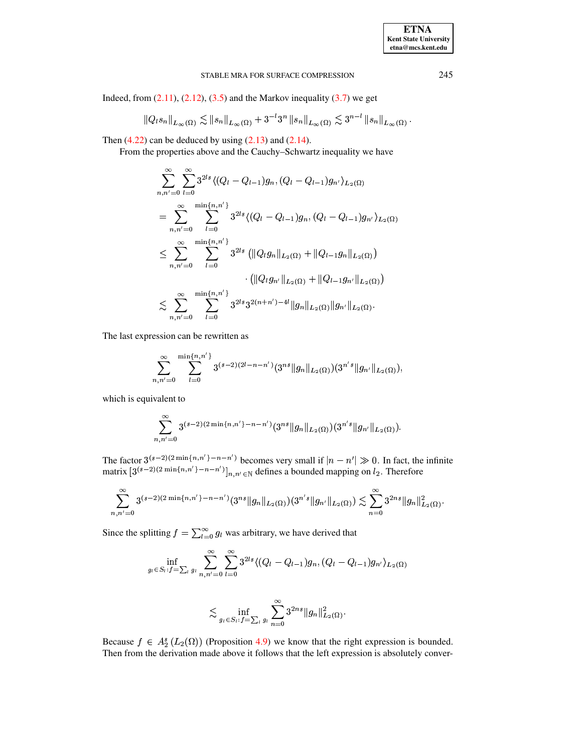Indeed, from (2.11), (2.12), (3.5) and the Markov inequality (3.7) we get

$$\|Q_l s_n\|_{L_\infty(\Omega)} \lesssim \|s_n\|_{L_\infty(\Omega)} + 3^{-l} 3^n \|s_n\|_{L_\infty(\Omega)} \lesssim 3^{n-l} \|s_n\|_{L_\infty(\Omega)}.$$

Then (4.22) can be deduced by using (2.13) and (2.14).

From the properties above and the Cauchy–Schwartz inequality we have

$$\begin{aligned}
&\sum_{n,n'=0}^{\infty} \sum_{l=0}^{\infty} 3^{2ls} \langle (Q_l - Q_{l-1}) g_n, (Q_l - Q_{l-1}) g_{n'} \rangle_{L_2(\Omega)} \\
&= \sum_{n,n'=0}^{\infty} \sum_{l=0}^{\min\{n,n'\}} 3^{2ls} \langle (Q_l - Q_{l-1}) g_n, (Q_l - Q_{l-1}) g_{n'} \rangle_{L_2(\Omega)} \\
&\leq \sum_{n,n'=0}^{\infty} \sum_{l=0}^{\min\{n,n'\}} 3^{2ls} \left( \|Q_l g_n\|_{L_2(\Omega)} + \|Q_{l-1} g_n\|_{L_2(\Omega)} \right) \\
&\qquad \cdot \left( \|Q_l g_{n'}\|_{L_2(\Omega)} + \|Q_{l-1} g_{n'}\|_{L_2(\Omega)} \right) \\
&\lesssim \sum_{n,n'=0}^{\infty} \sum_{l=0}^{\min\{n,n'\}} 3^{2ls} 3^{2(n+n')-4l} \|g_n\|_{L_2(\Omega)} \|g_{n'}\|_{L_2(\Omega)}.
\end{aligned}$$

The last expression can be rewritten as

$$\sum_{n,n'=0}^{\infty} \sum_{l=0}^{\min\{n,n'\}} 3^{(s-2)(2l-n-n')} (3^{ns} \|g_n\|_{L_2(\Omega)}) (3^{n's} \|g_{n'}\|_{L_2(\Omega)}),$$

which is equivalent to

$$\sum_{n,n'=0}^{\infty} 3^{(s-2)(2\min\{n,n'\}-n-n')} (3^{ns} \|g_n\|_{L_2(\Omega)}) (3^{n's} \|g_{n'}\|_{L_2(\Omega)}).$$

The factor $3^{(s-2)(2\min\{n,n'\}-n-n')}$ becomes very small if $|n-n'| \gg 0$. In fact, the infinite matrix $[3^{(s-2)(2\min\{n,n'\}-n-n')}]_{n,n' \in \mathbb{N}}$ defines a bounded mapping on $l_2$. Therefore

$$\sum_{n,n'=0}^{\infty} 3^{(s-2)(2\min\{n,n'\}-n-n')} (3^{ns} \|g_n\|_{L_2(\Omega)}) (3^{n's} \|g_{n'}\|_{L_2(\Omega)}) \lesssim \sum_{n=0}^{\infty} 3^{2ns} \|g_n\|^2_{L_2(\Omega)}.$$

Since the splitting $f = \sum_{l=0}^{\infty} g_l$ was arbitrary, we have derived that

$$\inf_{g_l \in S_l : f = \sum_l g_l} \sum_{n,n'=0}^{\infty} \sum_{l=0}^{\infty} 3^{2ls} \langle (Q_l - Q_{l-1}) g_n, (Q_l - Q_{l-1}) g_{n'} \rangle_{L_2(\Omega)}$$

$$\lesssim \inf_{g_l \in S_l : f = \sum_l g_l} \sum_{n=0}^{\infty} 3^{2ns} \|g_n\|^2_{L_2(\Omega)}.$$

Because $f \in A_2^s(L_2(\Omega))$ (Proposition 4.9) we know that the right expression is bounded. Then from the derivation made above it follows that the left expression is absolutely conver-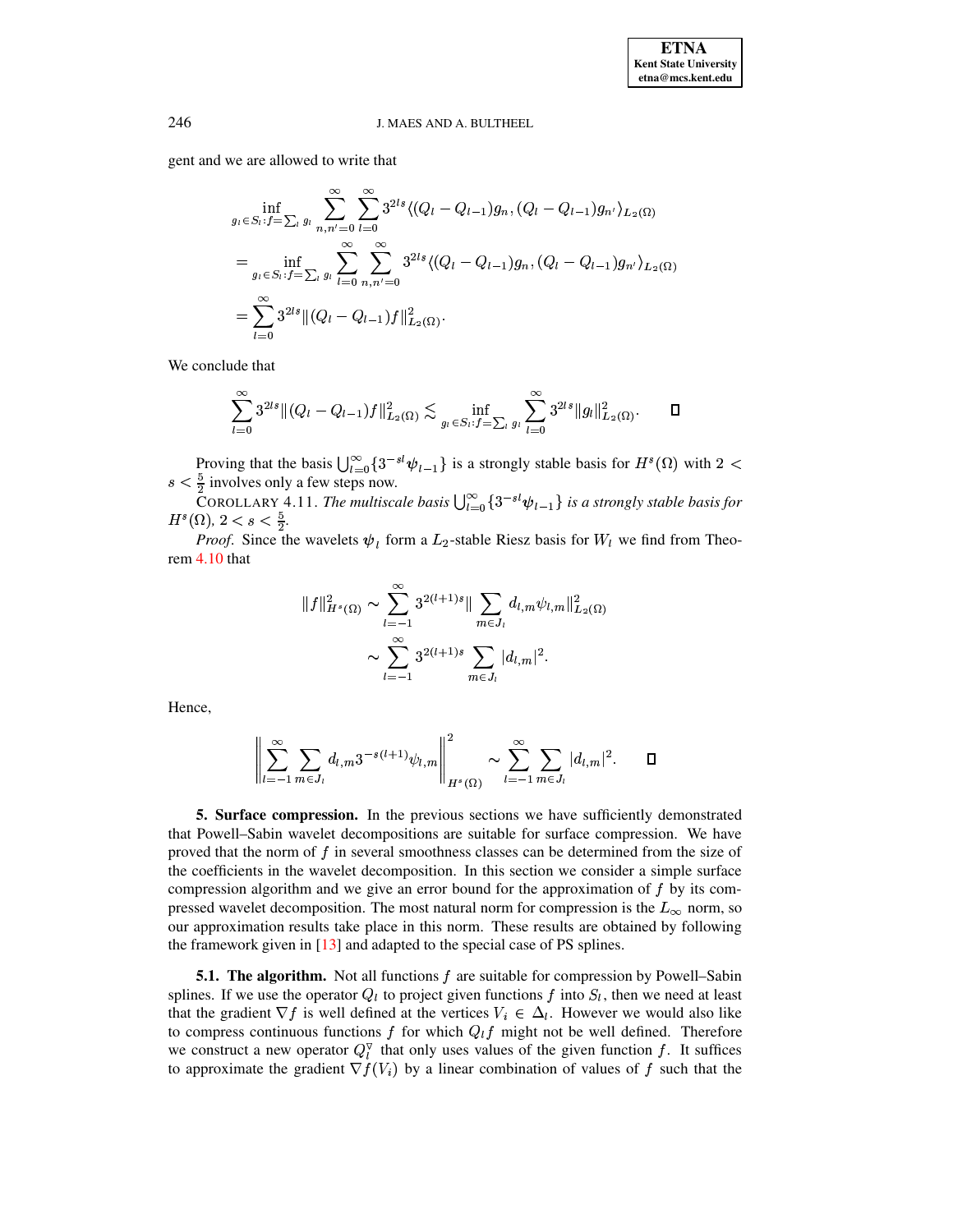gent and we are allowed to write that

$$
\begin{aligned}
&\inf_{g_l \in S_l : f = \sum_l g_l} \sum_{n,n'=0}^{\infty} \sum_{l=0}^{\infty} 3^{2ls} \langle (Q_l - Q_{l-1}) g_n, (Q_l - Q_{l-1}) g_{n'} \rangle_{L_2(\Omega)} \\
&= \inf_{g_l \in S_l : f = \sum_l g_l} \sum_{l=0}^{\infty} \sum_{n,n'=0}^{\infty} 3^{2ls} \langle (Q_l - Q_{l-1}) g_n, (Q_l - Q_{l-1}) g_{n'} \rangle_{L_2(\Omega)} \\
&= \sum_{l=0}^{\infty} 3^{2ls} \| (Q_l - Q_{l-1}) f \|^2_{L_2(\Omega)}.
\end{aligned}
$$

We conclude that

$$
\sum_{l=0}^{\infty} 3^{2ls} \| (Q_l - Q_{l-1}) f \|^2_{L_2(\Omega)} \lesssim \inf_{g_l \in S_l : f = \sum_l g_l} \sum_{l=0}^{\infty} 3^{2ls} \| g_l \|^2_{L_2(\Omega)}. \qquad \square
$$

Proving that the basis $\bigcup_{l=0}^{\infty} \{3^{-sl} \psi_{l-1}\}$ is a strongly stable basis for $H^s(\Omega)$ with $2 < s < \frac{5}{2}$ involves only a few steps now.

COROLLARY 4.11. *The multiscale basis $\bigcup_{l=0}^{\infty} \{3^{-sl} \psi_{l-1}\}$ is a strongly stable basis for $H^s(\Omega)$, $2 < s < \frac{5}{2}$.*

*Proof.* Since the wavelets $\psi_l$ form a $L_2$-stable Riesz basis for $W_l$ we find from Theorem 4.10 that

$$
\begin{aligned}
\| f \|^2_{H^s(\Omega)} &\sim \sum_{l=-1}^{\infty} 3^{2(l+1)s} \| \sum_{m \in J_l} d_{l,m} \psi_{l,m} \|^2_{L_2(\Omega)} \\
&\sim \sum_{l=-1}^{\infty} 3^{2(l+1)s} \sum_{m \in J_l} |d_{l,m}|^2.
\end{aligned}
$$

Hence,

$$
\left\| \sum_{l=-1}^{\infty} \sum_{m \in J_l} d_{l,m} 3^{-s(l+1)} \psi_{l,m} \right\|^2_{H^s(\Omega)} \sim \sum_{l=-1}^{\infty} \sum_{m \in J_l} |d_{l,m}|^2. \qquad \square
$$

**5. Surface compression.** In the previous sections we have sufficiently demonstrated that Powell–Sabin wavelet decompositions are suitable for surface compression. We have proved that the norm of $f$ in several smoothness classes can be determined from the size of the coefficients in the wavelet decomposition. In this section we consider a simple surface compression algorithm and we give an error bound for the approximation of $f$ by its compressed wavelet decomposition. The most natural norm for compression is the $L_\infty$ norm, so our approximation results take place in this norm. These results are obtained by following the framework given in [13] and adapted to the special case of PS splines.

**5.1. The algorithm.** Not all functions $f$ are suitable for compression by Powell–Sabin splines. If we use the operator $Q_l$ to project given functions $f$ into $S_l$, then we need at least that the gradient $\nabla f$ is well defined at the vertices $V_i \in \Delta_l$. However we would also like to compress continuous functions $f$ for which $Q_l f$ might not be well defined. Therefore we construct a new operator $Q_l^\nabla$ that only uses values of the given function $f$. It suffices to approximate the gradient $\nabla f(V_i)$ by a linear combination of values of $f$ such that the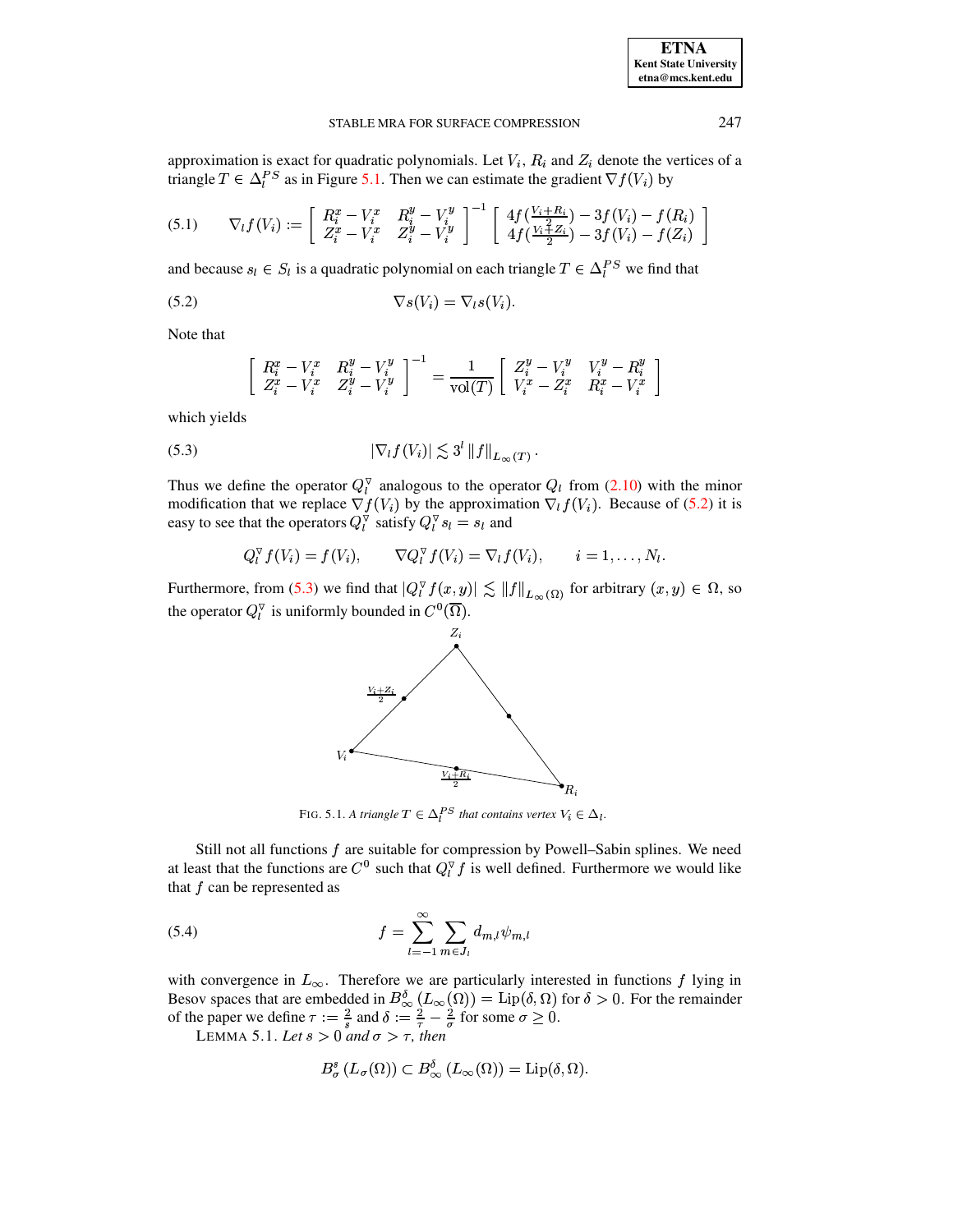approximation is exact for quadratic polynomials. Let $V_i$, $R_i$ and $Z_i$ denote the vertices of a triangle $T \in \Delta_l^{PS}$ as in Figure 5.1. Then we can estimate the gradient $\nabla f(V_i)$ by

$$\nabla_l f(V_i) := \begin{bmatrix} R_i^x - V_i^x & R_i^y - V_i^y \\ Z_i^x - V_i^x & Z_i^y - V_i^y \end{bmatrix}^{-1} \begin{bmatrix} 4f(\frac{V_i+R_i}{2}) - 3f(V_i) - f(R_i) \\ 4f(\frac{V_i+Z_i}{2}) - 3f(V_i) - f(Z_i) \end{bmatrix} \tag{5.1}$$

and because $s_l \in S_l$ is a quadratic polynomial on each triangle $T \in \Delta_l^{PS}$ we find that

$$\nabla s(V_i) = \nabla_l s(V_i). \tag{5.2}$$

Note that

$$\begin{bmatrix} R_i^x - V_i^x & R_i^y - V_i^y \\ Z_i^x - V_i^x & Z_i^y - V_i^y \end{bmatrix}^{-1} = \frac{1}{\text{vol}(T)} \begin{bmatrix} Z_i^y - V_i^y & V_i^y - R_i^y \\ V_i^x - Z_i^x & R_i^x - V_i^x \end{bmatrix}$$

which yields

$$|\nabla_l f(V_i)| \lesssim 3^l \, \|f\|_{L_\infty(T)}. \tag{5.3}$$

Thus we define the operator $Q_l^\nabla$ analogous to the operator $Q_l$ from (2.10) with the minor modification that we replace $\nabla f(V_i)$ by the approximation $\nabla_l f(V_i)$. Because of (5.2) it is easy to see that the operators $Q_l^\nabla$ satisfy $Q_l^\nabla s_l = s_l$ and

$$Q_l^\nabla f(V_i) = f(V_i), \qquad \nabla Q_l^\nabla f(V_i) = \nabla_l f(V_i), \qquad i = 1, \ldots, N_l.$$

Furthermore, from (5.3) we find that $|Q_l^\nabla f(x,y)| \lesssim \|f\|_{L_\infty(\Omega)}$ for arbitrary $(x,y) \in \Omega$, so the operator $Q_l^\nabla$ is uniformly bounded in $C^0(\overline{\Omega})$.

$Z_i$

$\frac{V_i+Z_i}{2}$

$V_i$

$\frac{V_i+R_i}{2}$

$R_i$

FIG. 5.1. *A triangle $T \in \Delta_l^{PS}$ that contains vertex $V_i \in \Delta_l$.*

Still not all functions $f$ are suitable for compression by Powell–Sabin splines. We need at least that the functions are $C^0$ such that $Q_l^\nabla f$ is well defined. Furthermore we would like that $f$ can be represented as

$$f = \sum_{l=-1}^{\infty} \sum_{m \in J_l} d_{m,l} \psi_{m,l} \tag{5.4}$$

with convergence in $L_\infty$. Therefore we are particularly interested in functions $f$ lying in Besov spaces that are embedded in $B_\infty^\delta(L_\infty(\Omega)) = \text{Lip}(\delta, \Omega)$ for $\delta > 0$. For the remainder of the paper we define $\tau := \frac{2}{s}$ and $\delta := \frac{2}{\tau} - \frac{2}{\sigma}$ for some $\sigma \geq 0$.

LEMMA 5.1. *Let $s > 0$ and $\sigma > \tau$, then*

$$B_\sigma^s(L_\sigma(\Omega)) \subset B_\infty^\delta(L_\infty(\Omega)) = \text{Lip}(\delta, \Omega).$$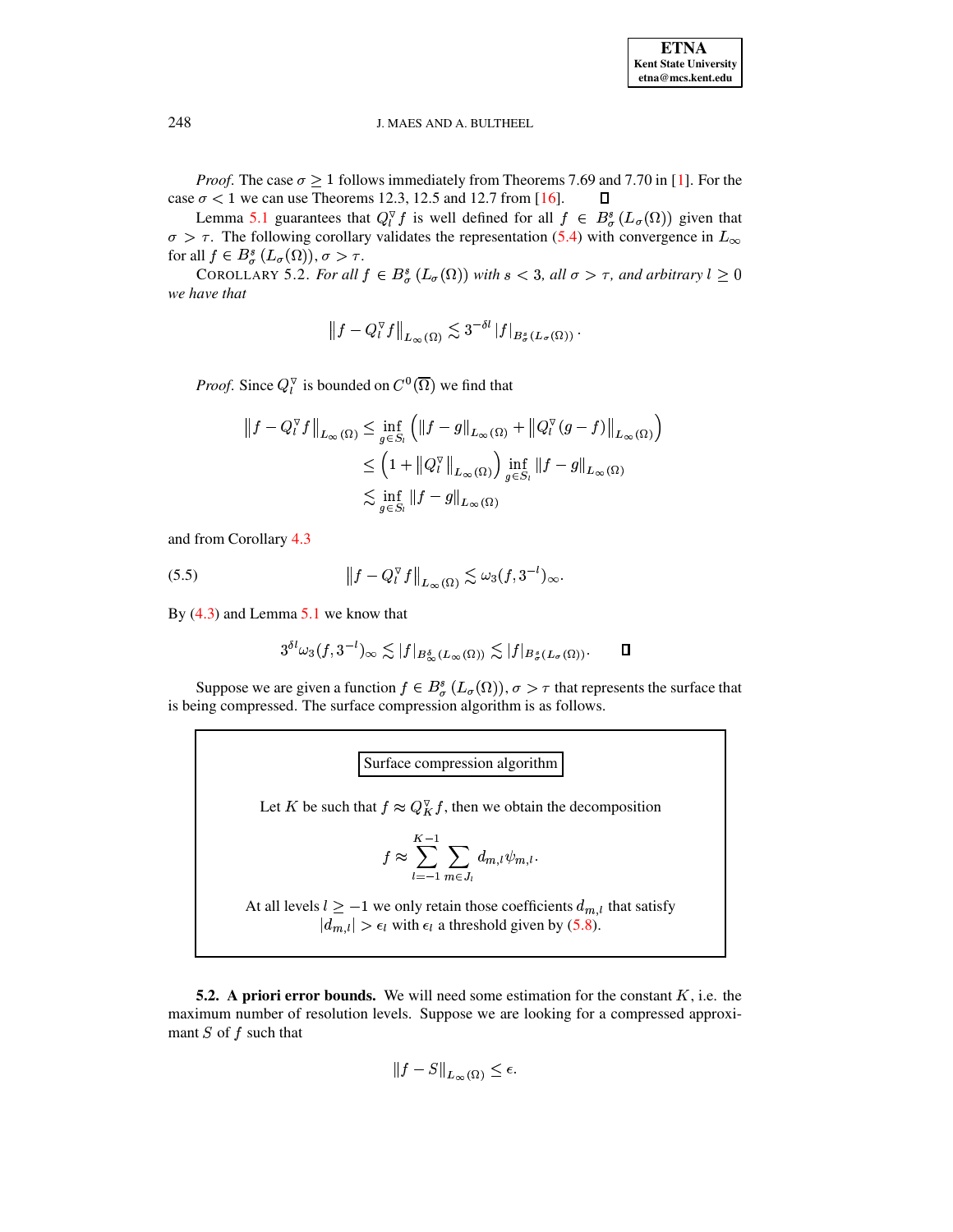*Proof*. The case $\sigma \geq 1$ follows immediately from Theorems 7.69 and 7.70 in [1]. For the case $\sigma < 1$ we can use Theorems 12.3, 12.5 and 12.7 from [16]. ∎

Lemma 5.1 guarantees that $Q_l^\triangledown f$ is well defined for all $f \in B_\sigma^s(L_\sigma(\Omega))$ given that $\sigma > \tau$. The following corollary validates the representation (5.4) with convergence in $L_\infty$ for all $f \in B_\sigma^s(L_\sigma(\Omega))$, $\sigma > \tau$.

COROLLARY 5.2. *For all $f \in B_\sigma^s(L_\sigma(\Omega))$ with $s < 3$, all $\sigma > \tau$, and arbitrary $l \geq 0$ we have that*

$$\left\| f - Q_l^\triangledown f \right\|_{L_\infty(\Omega)} \lesssim 3^{-\delta l} \left| f \right|_{B_\sigma^s(L_\sigma(\Omega))}.$$

*Proof*. Since $Q_l^\triangledown$ is bounded on $C^0(\overline{\Omega})$ we find that

$$\begin{aligned}
\left\| f - Q_l^\triangledown f \right\|_{L_\infty(\Omega)} &\leq \inf_{g \in S_l} \left( \left\| f - g \right\|_{L_\infty(\Omega)} + \left\| Q_l^\triangledown (g - f) \right\|_{L_\infty(\Omega)} \right) \\
&\leq \left( 1 + \left\| Q_l^\triangledown \right\|_{L_\infty(\Omega)} \right) \inf_{g \in S_l} \left\| f - g \right\|_{L_\infty(\Omega)} \\
&\lesssim \inf_{g \in S_l} \left\| f - g \right\|_{L_\infty(\Omega)}
\end{aligned}$$

and from Corollary 4.3

$$\left\| f - Q_l^\triangledown f \right\|_{L_\infty(\Omega)} \lesssim \omega_3(f, 3^{-l})_\infty. \tag{5.5}$$

By (4.3) and Lemma 5.1 we know that

$$3^{\delta l} \omega_3(f, 3^{-l})_\infty \lesssim |f|_{B_\infty^\delta(L_\infty(\Omega))} \lesssim |f|_{B_\sigma^s(L_\sigma(\Omega))}. \qquad ∎$$

Suppose we are given a function $f \in B_\sigma^s(L_\sigma(\Omega))$, $\sigma > \tau$ that represents the surface that is being compressed. The surface compression algorithm is as follows.

> **Surface compression algorithm**
>
> Let $K$ be such that $f \approx Q_K^\triangledown f$, then we obtain the decomposition
>
> $$f \approx \sum_{l=-1}^{K-1} \sum_{m \in J_l} d_{m,l} \psi_{m,l}.$$
>
> At all levels $l \geq -1$ we only retain those coefficients $d_{m,l}$ that satisfy $|d_{m,l}| > \epsilon_l$ with $\epsilon_l$ a threshold given by (5.8).

**5.2. A priori error bounds.** We will need some estimation for the constant $K$, i.e. the maximum number of resolution levels. Suppose we are looking for a compressed approximant $S$ of $f$ such that

$$\left\| f - S \right\|_{L_\infty(\Omega)} \leq \epsilon.$$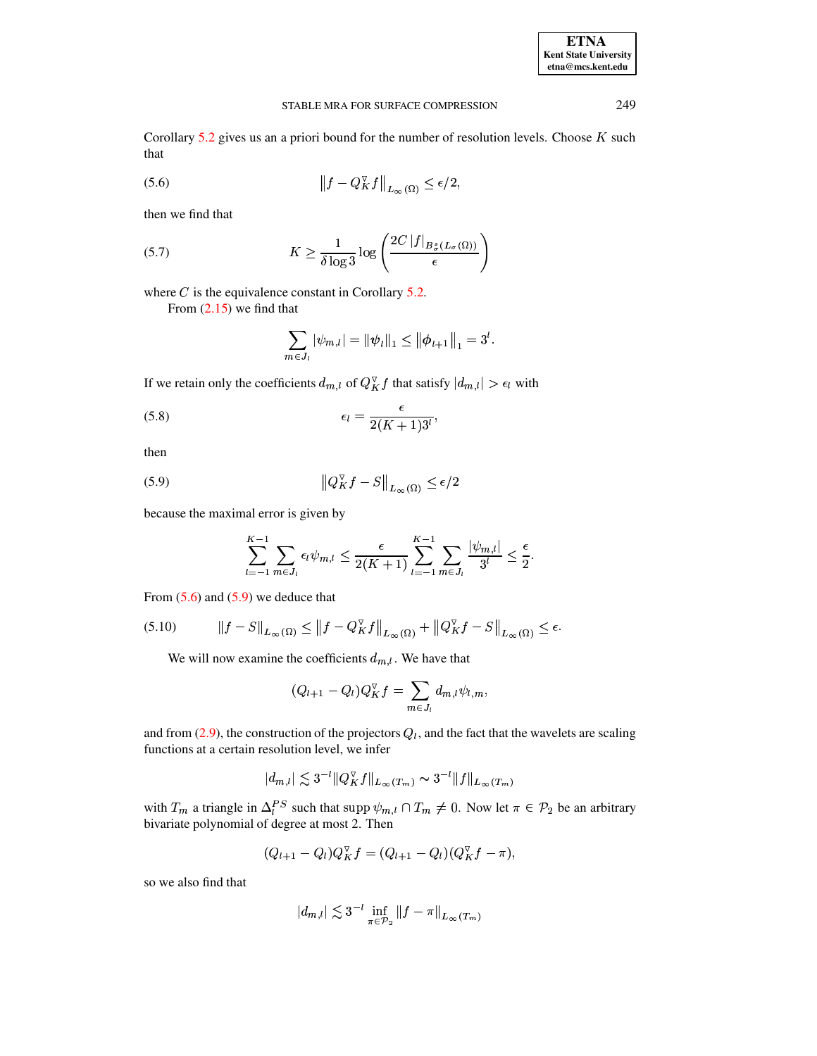Corollary 5.2 gives us an a priori bound for the number of resolution levels. Choose $K$ such that

$$\left\| f - Q_K^{\triangledown} f \right\|_{L_\infty(\Omega)} \leq \epsilon/2, \tag{5.6}$$

then we find that

$$K \geq \frac{1}{\delta \log 3} \log \left( \frac{2C \, |f|_{B_\sigma^s(L_\sigma(\Omega))}}{\epsilon} \right) \tag{5.7}$$

where $C$ is the equivalence constant in Corollary 5.2.

From (2.15) we find that

$$\sum_{m \in J_l} |\psi_{m,l}| = \|\boldsymbol{\psi}_l\|_1 \leq \left\| \boldsymbol{\phi}_{l+1} \right\|_1 = 3^l.$$

If we retain only the coefficients $d_{m,l}$ of $Q_K^{\triangledown} f$ that satisfy $|d_{m,l}| > \epsilon_l$ with

$$\epsilon_l = \frac{\epsilon}{2(K+1)3^l}, \tag{5.8}$$

then

$$\left\| Q_K^{\triangledown} f - S \right\|_{L_\infty(\Omega)} \leq \epsilon/2 \tag{5.9}$$

because the maximal error is given by

$$\sum_{l=-1}^{K-1} \sum_{m \in J_l} \epsilon_l \psi_{m,l} \leq \frac{\epsilon}{2(K+1)} \sum_{l=-1}^{K-1} \sum_{m \in J_l} \frac{|\psi_{m,l}|}{3^l} \leq \frac{\epsilon}{2}.$$

From (5.6) and (5.9) we deduce that

$$\|f - S\|_{L_\infty(\Omega)} \leq \left\| f - Q_K^{\triangledown} f \right\|_{L_\infty(\Omega)} + \left\| Q_K^{\triangledown} f - S \right\|_{L_\infty(\Omega)} \leq \epsilon. \tag{5.10}$$

We will now examine the coefficients $d_{m,l}$. We have that

$$(Q_{l+1} - Q_l) Q_K^{\triangledown} f = \sum_{m \in J_l} d_{m,l} \psi_{l,m},$$

and from (2.9), the construction of the projectors $Q_l$, and the fact that the wavelets are scaling functions at a certain resolution level, we infer

$$|d_{m,l}| \lesssim 3^{-l} \|Q_K^{\triangledown} f\|_{L_\infty(T_m)} \sim 3^{-l} \|f\|_{L_\infty(T_m)}$$

with $T_m$ a triangle in $\Delta_l^{PS}$ such that $\operatorname{supp} \psi_{m,l} \cap T_m \neq 0$. Now let $\pi \in \mathcal{P}_2$ be an arbitrary bivariate polynomial of degree at most 2. Then

$$(Q_{l+1} - Q_l) Q_K^{\triangledown} f = (Q_{l+1} - Q_l)(Q_K^{\triangledown} f - \pi),$$

so we also find that

$$|d_{m,l}| \lesssim 3^{-l} \inf_{\pi \in \mathcal{P}_2} \|f - \pi\|_{L_\infty(T_m)}$$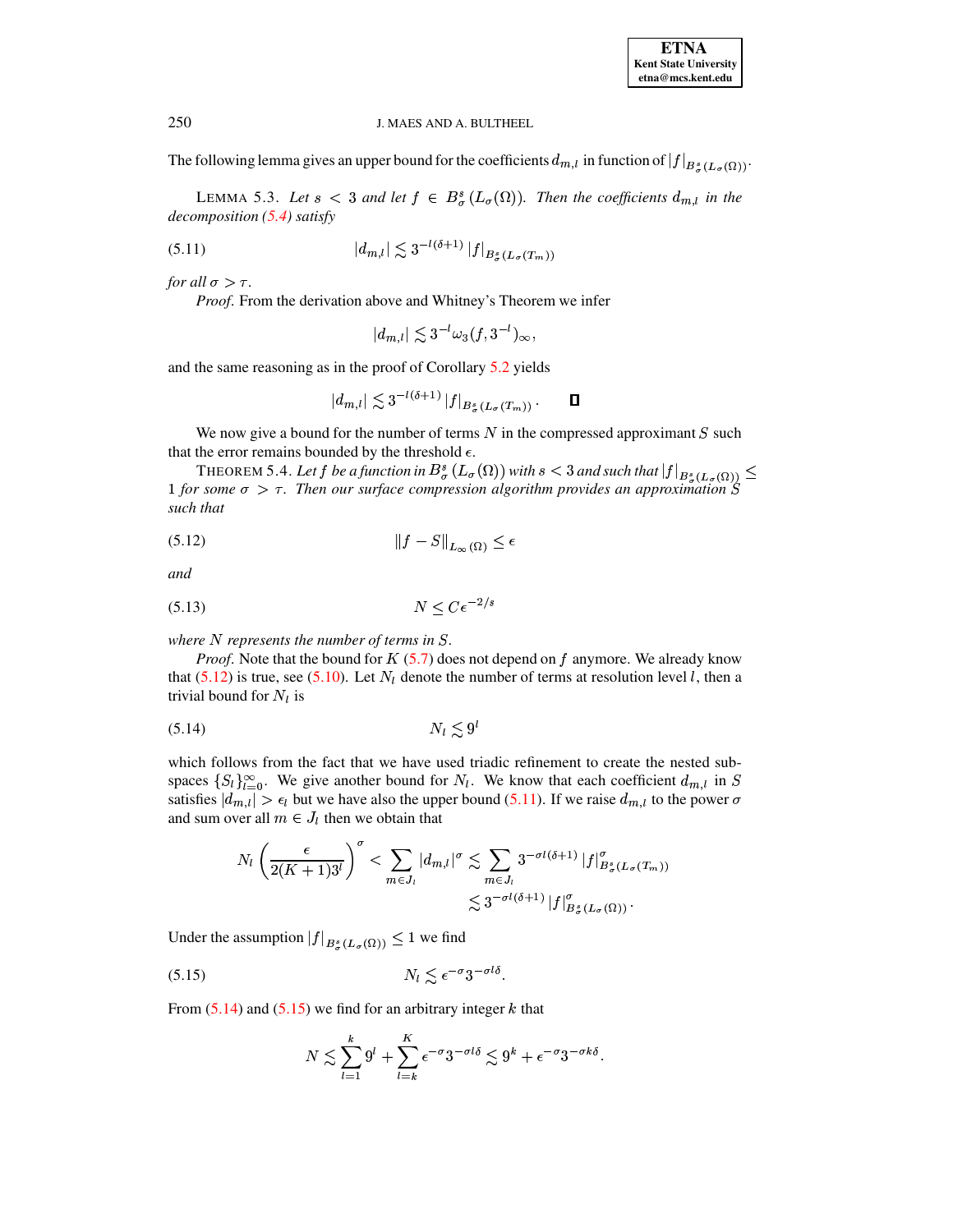The following lemma gives an upper bound for the coefficients $d_{m,l}$ in function of $|f|_{B^s_\sigma(L_\sigma(\Omega))}$.

LEMMA 5.3. *Let $s < 3$ and let $f \in B^s_\sigma(L_\sigma(\Omega))$. Then the coefficients $d_{m,l}$ in the decomposition (5.4) satisfy*

$$|d_{m,l}| \lesssim 3^{-l(\delta+1)} \, |f|_{B^s_\sigma(L_\sigma(T_m))} \tag{5.11}$$

*for all $\sigma > \tau$.*

*Proof.* From the derivation above and Whitney's Theorem we infer

$$|d_{m,l}| \lesssim 3^{-l} \omega_3(f, 3^{-l})_\infty,$$

and the same reasoning as in the proof of Corollary 5.2 yields

$$|d_{m,l}| \lesssim 3^{-l(\delta+1)} \, |f|_{B^s_\sigma(L_\sigma(T_m))} \, . \qquad \square$$

We now give a bound for the number of terms $N$ in the compressed approximant $S$ such that the error remains bounded by the threshold $\epsilon$.

THEOREM 5.4. *Let $f$ be a function in $B^s_\sigma(L_\sigma(\Omega))$ with $s < 3$ and such that $|f|_{B^s_\sigma(L_\sigma(\Omega))} \leq 1$ for some $\sigma > \tau$. Then our surface compression algorithm provides an approximation $S$ such that*

$$\|f - S\|_{L_\infty(\Omega)} \leq \epsilon \tag{5.12}$$

*and*

$$N \leq C \epsilon^{-2/s} \tag{5.13}$$

*where $N$ represents the number of terms in $S$.*

*Proof.* Note that the bound for $K$ (5.7) does not depend on $f$ anymore. We already know that (5.12) is true, see (5.10). Let $N_l$ denote the number of terms at resolution level $l$, then a trivial bound for $N_l$ is

$$N_l \lesssim 9^l \tag{5.14}$$

which follows from the fact that we have used triadic refinement to create the nested subspaces $\{S_l\}_{l=0}^\infty$. We give another bound for $N_l$. We know that each coefficient $d_{m,l}$ in $S$ satisfies $|d_{m,l}| > \epsilon_l$ but we have also the upper bound (5.11). If we raise $d_{m,l}$ to the power $\sigma$ and sum over all $m \in J_l$ then we obtain that

$$N_l \left( \frac{\epsilon}{2(K+1)3^l} \right)^\sigma < \sum_{m \in J_l} |d_{m,l}|^\sigma \lesssim \sum_{m \in J_l} 3^{-\sigma l(\delta+1)} \, |f|^\sigma_{B^s_\sigma(L_\sigma(T_m))}$$
$$\lesssim 3^{-\sigma l(\delta+1)} \, |f|^\sigma_{B^s_\sigma(L_\sigma(\Omega))} \, .$$

Under the assumption $|f|_{B^s_\sigma(L_\sigma(\Omega))} \leq 1$ we find

$$N_l \lesssim \epsilon^{-\sigma} 3^{-\sigma l \delta}. \tag{5.15}$$

From (5.14) and (5.15) we find for an arbitrary integer $k$ that

$$N \lesssim \sum_{l=1}^{k} 9^l + \sum_{l=k}^{K} \epsilon^{-\sigma} 3^{-\sigma l \delta} \lesssim 9^k + \epsilon^{-\sigma} 3^{-\sigma k \delta}.$$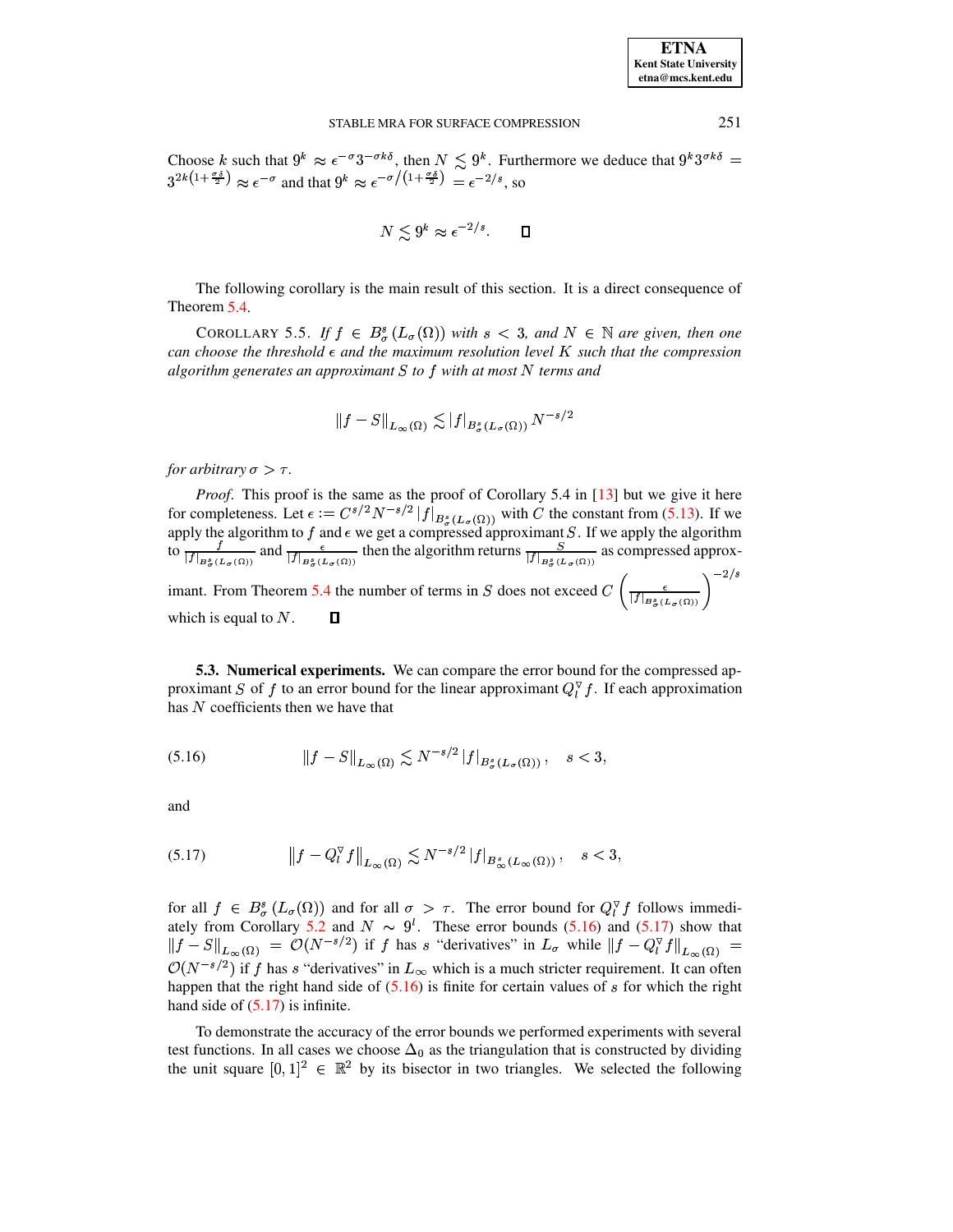Choose $k$ such that $9^k \approx \epsilon^{-\sigma} 3^{-\sigma k \delta}$, then $N \lesssim 9^k$. Furthermore we deduce that $9^k 3^{\sigma k \delta} = 3^{2k\left(1+\frac{\sigma\delta}{2}\right)} \approx \epsilon^{-\sigma}$ and that $9^k \approx \epsilon^{-\sigma/\left(1+\frac{\sigma\delta}{2}\right)} = \epsilon^{-2/s}$, so

$$N \lesssim 9^k \approx \epsilon^{-2/s}. \qquad \square$$

The following corollary is the main result of this section. It is a direct consequence of Theorem 5.4.

COROLLARY 5.5. *If $f \in B^s_\sigma(L_\sigma(\Omega))$ with $s < 3$, and $N \in \mathbb{N}$ are given, then one can choose the threshold $\epsilon$ and the maximum resolution level $K$ such that the compression algorithm generates an approximant $S$ to $f$ with at most $N$ terms and*

$$\|f - S\|_{L_\infty(\Omega)} \lesssim |f|_{B^s_\sigma(L_\sigma(\Omega))} N^{-s/2}$$

*for arbitrary $\sigma > \tau$.*

*Proof.* This proof is the same as the proof of Corollary 5.4 in [13] but we give it here for completeness. Let $\epsilon := C^{s/2} N^{-s/2} |f|_{B^s_\sigma(L_\sigma(\Omega))}$ with $C$ the constant from (5.13). If we apply the algorithm to $f$ and $\epsilon$ we get a compressed approximant $S$. If we apply the algorithm to $\frac{f}{|f|_{B^s_\sigma(L_\sigma(\Omega))}}$ and $\frac{\epsilon}{|f|_{B^s_\sigma(L_\sigma(\Omega))}}$ then the algorithm returns $\frac{S}{|f|_{B^s_\sigma(L_\sigma(\Omega))}}$ as compressed approximant. From Theorem 5.4 the number of terms in $S$ does not exceed $C\left(\frac{\epsilon}{|f|_{B^s_\sigma(L_\sigma(\Omega))}}\right)^{-2/s}$ which is equal to $N$. $\square$

**5.3. Numerical experiments.** We can compare the error bound for the compressed approximant $S$ of $f$ to an error bound for the linear approximant $Q^\nabla_l f$. If each approximation has $N$ coefficients then we have that

$$\|f - S\|_{L_\infty(\Omega)} \lesssim N^{-s/2} |f|_{B^s_\sigma(L_\sigma(\Omega))}, \quad s < 3, \tag{5.16}$$

and

$$\left\|f - Q^\nabla_l f\right\|_{L_\infty(\Omega)} \lesssim N^{-s/2} |f|_{B^s_\infty(L_\infty(\Omega))}, \quad s < 3, \tag{5.17}$$

for all $f \in B^s_\sigma(L_\sigma(\Omega))$ and for all $\sigma > \tau$. The error bound for $Q^\nabla_l f$ follows immediately from Corollary 5.2 and $N \sim 9^l$. These error bounds (5.16) and (5.17) show that $\|f - S\|_{L_\infty(\Omega)} = \mathcal{O}(N^{-s/2})$ if $f$ has $s$ "derivatives" in $L_\sigma$ while $\|f - Q^\nabla_l f\|_{L_\infty(\Omega)} = \mathcal{O}(N^{-s/2})$ if $f$ has $s$ "derivatives" in $L_\infty$ which is a much stricter requirement. It can often happen that the right hand side of (5.16) is finite for certain values of $s$ for which the right hand side of (5.17) is infinite.

To demonstrate the accuracy of the error bounds we performed experiments with several test functions. In all cases we choose $\Delta_0$ as the triangulation that is constructed by dividing the unit square $[0,1]^2 \in \mathbb{R}^2$ by its bisector in two triangles. We selected the following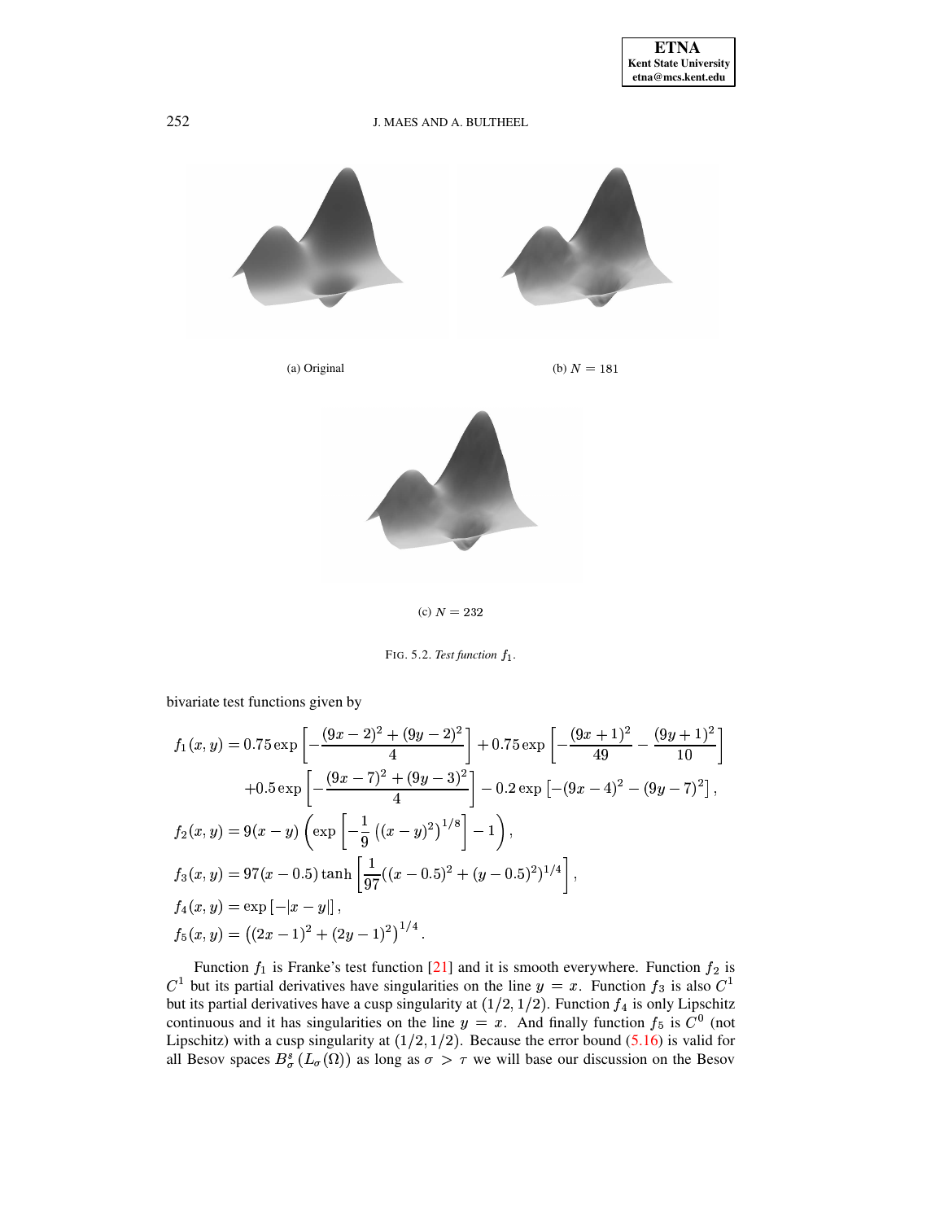(a) Original

(b) $N = 181$

(c) $N = 232$

FIG. 5.2. *Test function $f_1$.*

bivariate test functions given by

$$
\begin{aligned}
f_1(x,y) &= 0.75 \exp\left[-\frac{(9x-2)^2 + (9y-2)^2}{4}\right] + 0.75 \exp\left[-\frac{(9x+1)^2}{49} - \frac{(9y+1)^2}{10}\right] \\
&\quad + 0.5 \exp\left[-\frac{(9x-7)^2 + (9y-3)^2}{4}\right] - 0.2 \exp\left[-(9x-4)^2 - (9y-7)^2\right], \\
f_2(x,y) &= 9(x-y)\left(\exp\left[-\frac{1}{9}\left((x-y)^2\right)^{1/8}\right] - 1\right), \\
f_3(x,y) &= 97(x-0.5)\tanh\left[\frac{1}{97}((x-0.5)^2 + (y-0.5)^2)^{1/4}\right], \\
f_4(x,y) &= \exp\left[-|x-y|\right], \\
f_5(x,y) &= \left((2x-1)^2 + (2y-1)^2\right)^{1/4}.
\end{aligned}
$$

Function $f_1$ is Franke's test function [21] and it is smooth everywhere. Function $f_2$ is $C^1$ but its partial derivatives have singularities on the line $y = x$. Function $f_3$ is also $C^1$ but its partial derivatives have a cusp singularity at $(1/2, 1/2)$. Function $f_4$ is only Lipschitz continuous and it has singularities on the line $y = x$. And finally function $f_5$ is $C^0$ (not Lipschitz) with a cusp singularity at $(1/2, 1/2)$. Because the error bound (5.16) is valid for all Besov spaces $B^s_\sigma(L_\sigma(\Omega))$ as long as $\sigma > \tau$ we will base our discussion on the Besov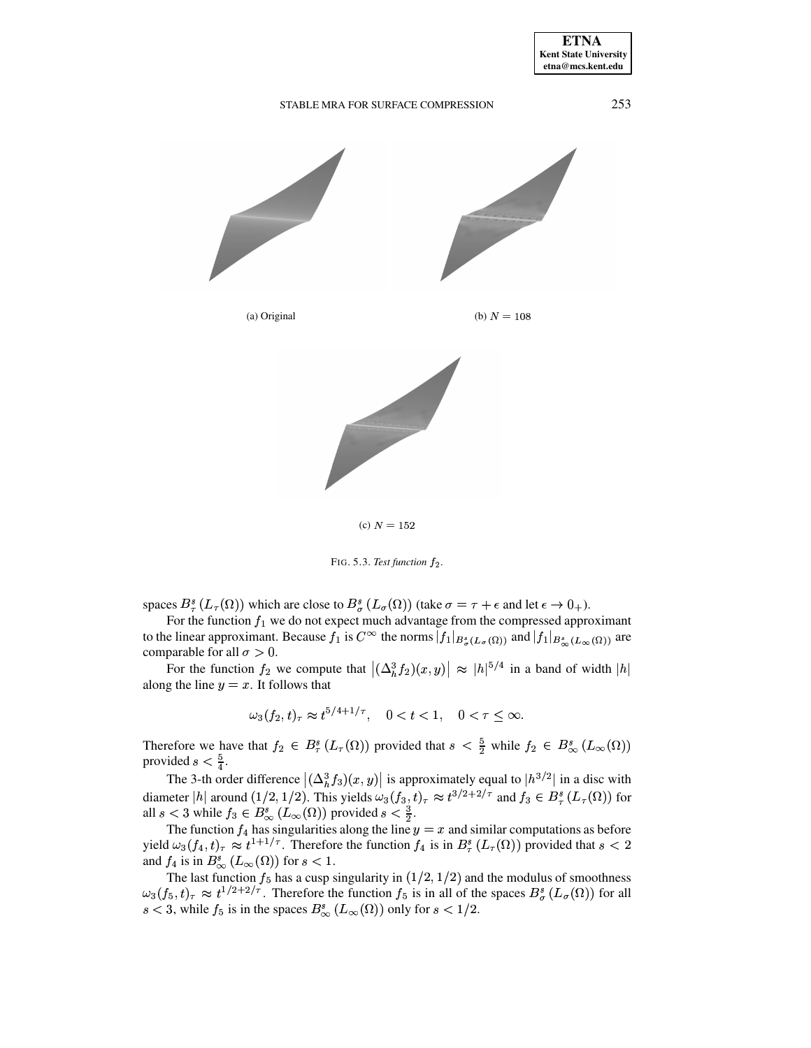(a) Original

(b) $N = 108$

(c) $N = 152$

FIG. 5.3. *Test function $f_2$.*

spaces $B^s_\tau(L_\tau(\Omega))$ which are close to $B^s_\sigma(L_\sigma(\Omega))$ (take $\sigma = \tau + \epsilon$ and let $\epsilon \to 0_+$).

For the function $f_1$ we do not expect much advantage from the compressed approximant to the linear approximant. Because $f_1$ is $C^\infty$ the norms $|f_1|_{B^s_\sigma(L_\sigma(\Omega))}$ and $|f_1|_{B^s_\infty(L_\infty(\Omega))}$ are comparable for all $\sigma > 0$.

For the function $f_2$ we compute that $\left|(\Delta^3_h f_2)(x,y)\right| \approx |h|^{5/4}$ in a band of width $|h|$ along the line $y = x$. It follows that

$$\omega_3(f_2, t)_\tau \approx t^{5/4+1/\tau}, \quad 0 < t < 1, \quad 0 < \tau \leq \infty.$$

Therefore we have that $f_2 \in B^s_\tau(L_\tau(\Omega))$ provided that $s < \frac{5}{2}$ while $f_2 \in B^s_\infty(L_\infty(\Omega))$ provided $s < \frac{5}{4}$.

The 3-th order difference $\left|(\Delta^3_h f_3)(x,y)\right|$ is approximately equal to $|h^{3/2}|$ in a disc with diameter $|h|$ around $(1/2, 1/2)$. This yields $\omega_3(f_3, t)_\tau \approx t^{3/2+2/\tau}$ and $f_3 \in B^s_\tau(L_\tau(\Omega))$ for all $s < 3$ while $f_3 \in B^s_\infty(L_\infty(\Omega))$ provided $s < \frac{3}{2}$.

The function $f_4$ has singularities along the line $y = x$ and similar computations as before yield $\omega_3(f_4, t)_\tau \approx t^{1+1/\tau}$. Therefore the function $f_4$ is in $B^s_\tau(L_\tau(\Omega))$ provided that $s < 2$ and $f_4$ is in $B^s_\infty(L_\infty(\Omega))$ for $s < 1$.

The last function $f_5$ has a cusp singularity in $(1/2, 1/2)$ and the modulus of smoothness $\omega_3(f_5, t)_\tau \approx t^{1/2+2/\tau}$. Therefore the function $f_5$ is in all of the spaces $B^s_\sigma(L_\sigma(\Omega))$ for all $s < 3$, while $f_5$ is in the spaces $B^s_\infty(L_\infty(\Omega))$ only for $s < 1/2$.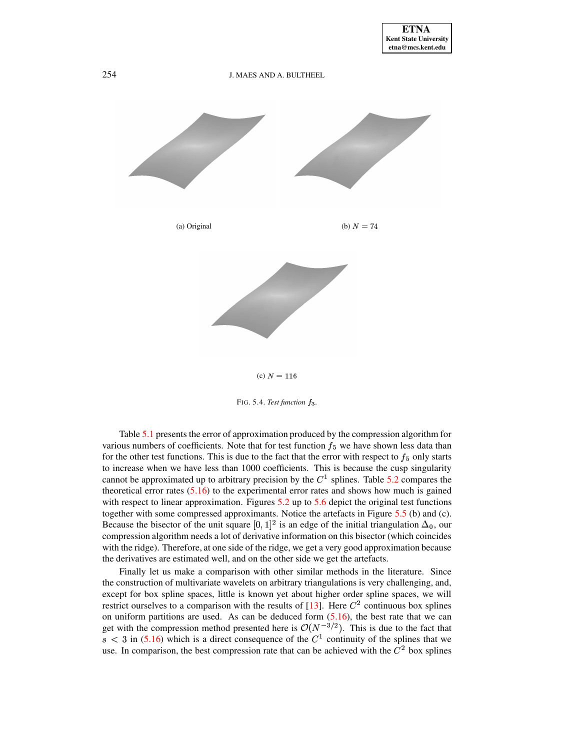(a) Original

(b) $N = 74$

(c) $N = 116$

FIG. 5.4. *Test function $f_3$.*

Table 5.1 presents the error of approximation produced by the compression algorithm for various numbers of coefficients. Note that for test function $f_5$ we have shown less data than for the other test functions. This is due to the fact that the error with respect to $f_5$ only starts to increase when we have less than 1000 coefficients. This is because the cusp singularity cannot be approximated up to arbitrary precision by the $C^1$ splines. Table 5.2 compares the theoretical error rates (5.16) to the experimental error rates and shows how much is gained with respect to linear approximation. Figures 5.2 up to 5.6 depict the original test functions together with some compressed approximants. Notice the artefacts in Figure 5.5 (b) and (c). Because the bisector of the unit square $[0, 1]^2$ is an edge of the initial triangulation $\Delta_0$, our compression algorithm needs a lot of derivative information on this bisector (which coincides with the ridge). Therefore, at one side of the ridge, we get a very good approximation because the derivatives are estimated well, and on the other side we get the artefacts.

Finally let us make a comparison with other similar methods in the literature. Since the construction of multivariate wavelets on arbitrary triangulations is very challenging, and, except for box spline spaces, little is known yet about higher order spline spaces, we will restrict ourselves to a comparison with the results of [13]. Here $C^2$ continuous box splines on uniform partitions are used. As can be deduced form (5.16), the best rate that we can get with the compression method presented here is $\mathcal{O}(N^{-3/2})$. This is due to the fact that $s < 3$ in (5.16) which is a direct consequence of the $C^1$ continuity of the splines that we use. In comparison, the best compression rate that can be achieved with the $C^2$ box splines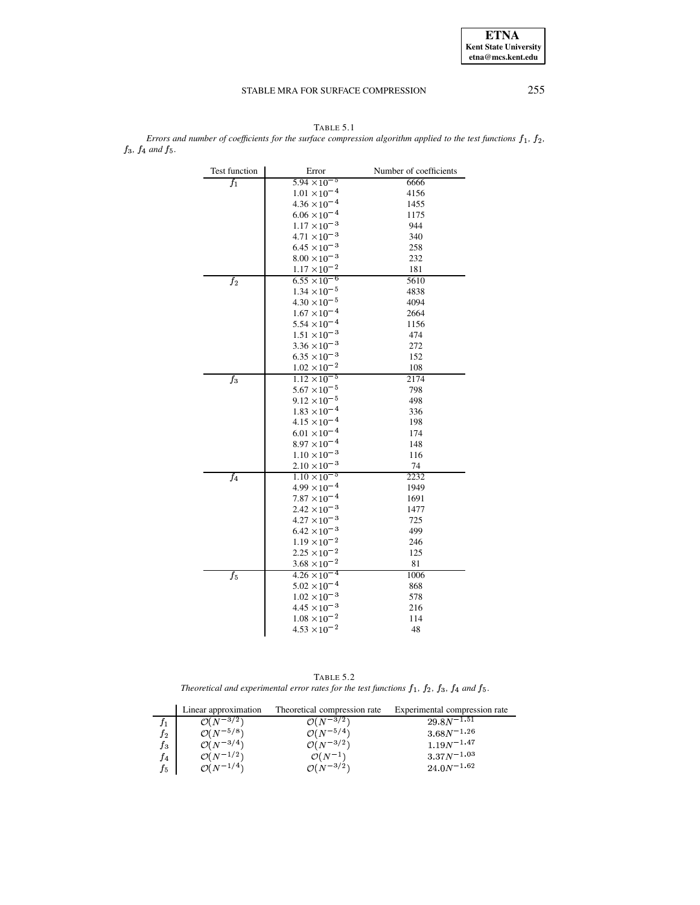TABLE 5.1

*Errors and number of coefficients for the surface compression algorithm applied to the test functions $f_1$, $f_2$, $f_3$, $f_4$ and $f_5$.*

| Test function | Error | Number of coefficients |
|---|---|---|
| $f_1$ | $5.94 \times 10^{-5}$ | 6666 |
| | $1.01 \times 10^{-4}$ | 4156 |
| | $4.36 \times 10^{-4}$ | 1455 |
| | $6.06 \times 10^{-4}$ | 1175 |
| | $1.17 \times 10^{-3}$ | 944 |
| | $4.71 \times 10^{-3}$ | 340 |
| | $6.45 \times 10^{-3}$ | 258 |
| | $8.00 \times 10^{-3}$ | 232 |
| | $1.17 \times 10^{-2}$ | 181 |
| $f_2$ | $6.55 \times 10^{-6}$ | 5610 |
| | $1.34 \times 10^{-5}$ | 4838 |
| | $4.30 \times 10^{-5}$ | 4094 |
| | $1.67 \times 10^{-4}$ | 2664 |
| | $5.54 \times 10^{-4}$ | 1156 |
| | $1.51 \times 10^{-3}$ | 474 |
| | $3.36 \times 10^{-3}$ | 272 |
| | $6.35 \times 10^{-3}$ | 152 |
| | $1.02 \times 10^{-2}$ | 108 |
| $f_3$ | $1.12 \times 10^{-5}$ | 2174 |
| | $5.67 \times 10^{-5}$ | 798 |
| | $9.12 \times 10^{-5}$ | 498 |
| | $1.83 \times 10^{-4}$ | 336 |
| | $4.15 \times 10^{-4}$ | 198 |
| | $6.01 \times 10^{-4}$ | 174 |
| | $8.97 \times 10^{-4}$ | 148 |
| | $1.10 \times 10^{-3}$ | 116 |
| | $2.10 \times 10^{-3}$ | 74 |
| $f_4$ | $1.10 \times 10^{-5}$ | 2232 |
| | $4.99 \times 10^{-4}$ | 1949 |
| | $7.87 \times 10^{-4}$ | 1691 |
| | $2.42 \times 10^{-3}$ | 1477 |
| | $4.27 \times 10^{-3}$ | 725 |
| | $6.42 \times 10^{-3}$ | 499 |
| | $1.19 \times 10^{-2}$ | 246 |
| | $2.25 \times 10^{-2}$ | 125 |
| | $3.68 \times 10^{-2}$ | 81 |
| $f_5$ | $4.26 \times 10^{-4}$ | 1006 |
| | $5.02 \times 10^{-4}$ | 868 |
| | $1.02 \times 10^{-3}$ | 578 |
| | $4.45 \times 10^{-3}$ | 216 |
| | $1.08 \times 10^{-2}$ | 114 |
| | $4.53 \times 10^{-2}$ | 48 |

TABLE 5.2

*Theoretical and experimental error rates for the test functions $f_1$, $f_2$, $f_3$, $f_4$ and $f_5$.*

| | Linear approximation | Theoretical compression rate | Experimental compression rate |
|---|---|---|---|
| $f_1$ | $\mathcal{O}(N^{-3/2})$ | $\mathcal{O}(N^{-3/2})$ | $29.8N^{-1.51}$ |
| $f_2$ | $\mathcal{O}(N^{-5/8})$ | $\mathcal{O}(N^{-5/4})$ | $3.68N^{-1.26}$ |
| $f_3$ | $\mathcal{O}(N^{-3/4})$ | $\mathcal{O}(N^{-3/2})$ | $1.19N^{-1.47}$ |
| $f_4$ | $\mathcal{O}(N^{-1/2})$ | $\mathcal{O}(N^{-1})$ | $3.37N^{-1.03}$ |
| $f_5$ | $\mathcal{O}(N^{-1/4})$ | $\mathcal{O}(N^{-3/2})$ | $24.0N^{-1.62}$ |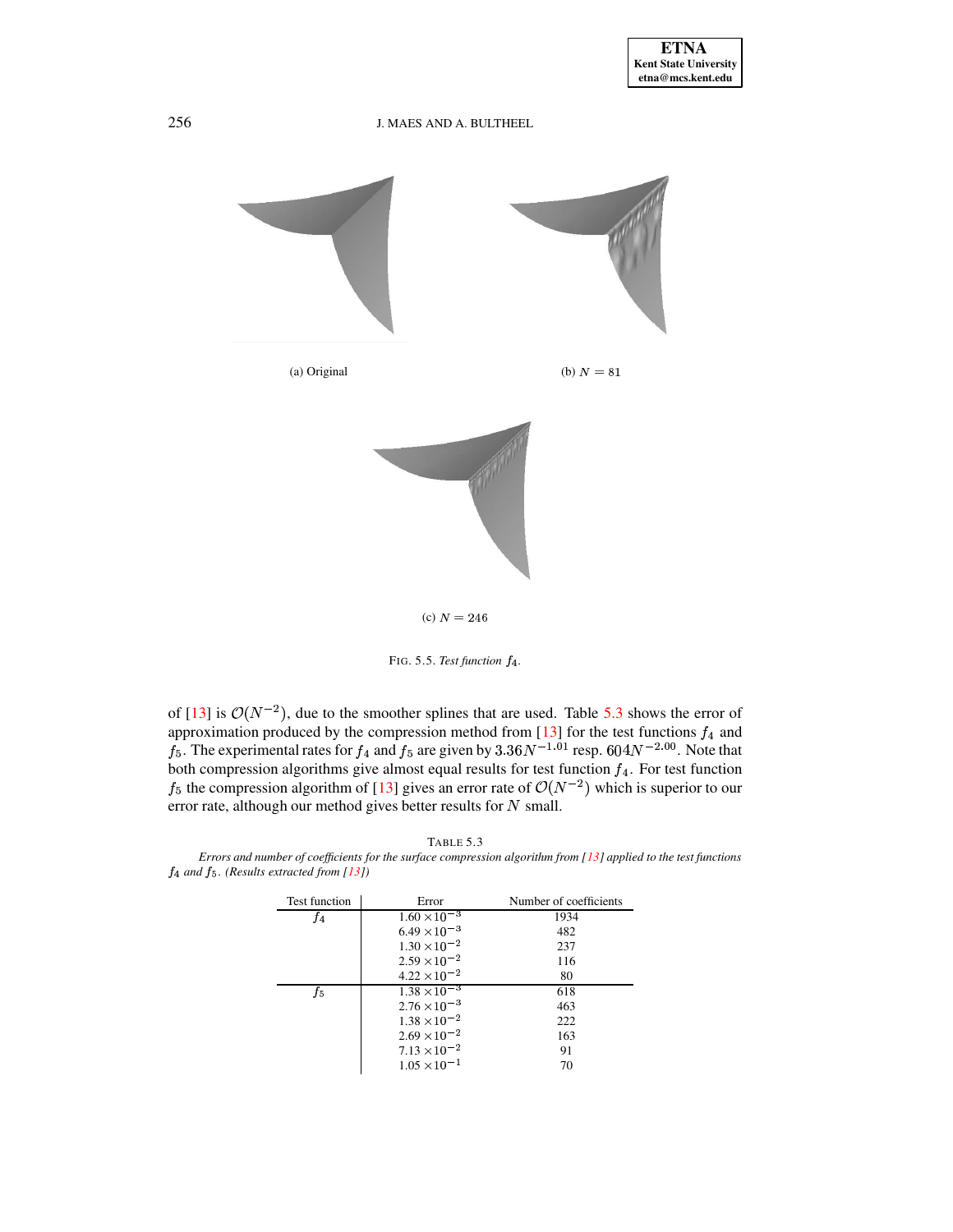(a) Original

(b) $N = 81$

(c) $N = 246$

FIG. 5.5. *Test function $f_4$.*

of [13] is $\mathcal{O}(N^{-2})$, due to the smoother splines that are used. Table 5.3 shows the error of approximation produced by the compression method from [13] for the test functions $f_4$ and $f_5$. The experimental rates for $f_4$ and $f_5$ are given by $3.36N^{-1.01}$ resp. $604N^{-2.00}$. Note that both compression algorithms give almost equal results for test function $f_4$. For test function $f_5$ the compression algorithm of [13] gives an error rate of $\mathcal{O}(N^{-2})$ which is superior to our error rate, although our method gives better results for $N$ small.

TABLE 5.3
*Errors and number of coefficients for the surface compression algorithm from [13] applied to the test functions $f_4$ and $f_5$. (Results extracted from [13])*

| Test function | Error | Number of coefficients |
|---|---|---|
| $f_4$ | $1.60 \times 10^{-3}$ | 1934 |
| | $6.49 \times 10^{-3}$ | 482 |
| | $1.30 \times 10^{-2}$ | 237 |
| | $2.59 \times 10^{-2}$ | 116 |
| | $4.22 \times 10^{-2}$ | 80 |
| $f_5$ | $1.38 \times 10^{-3}$ | 618 |
| | $2.76 \times 10^{-3}$ | 463 |
| | $1.38 \times 10^{-2}$ | 222 |
| | $2.69 \times 10^{-2}$ | 163 |
| | $7.13 \times 10^{-2}$ | 91 |
| | $1.05 \times 10^{-1}$ | 70 |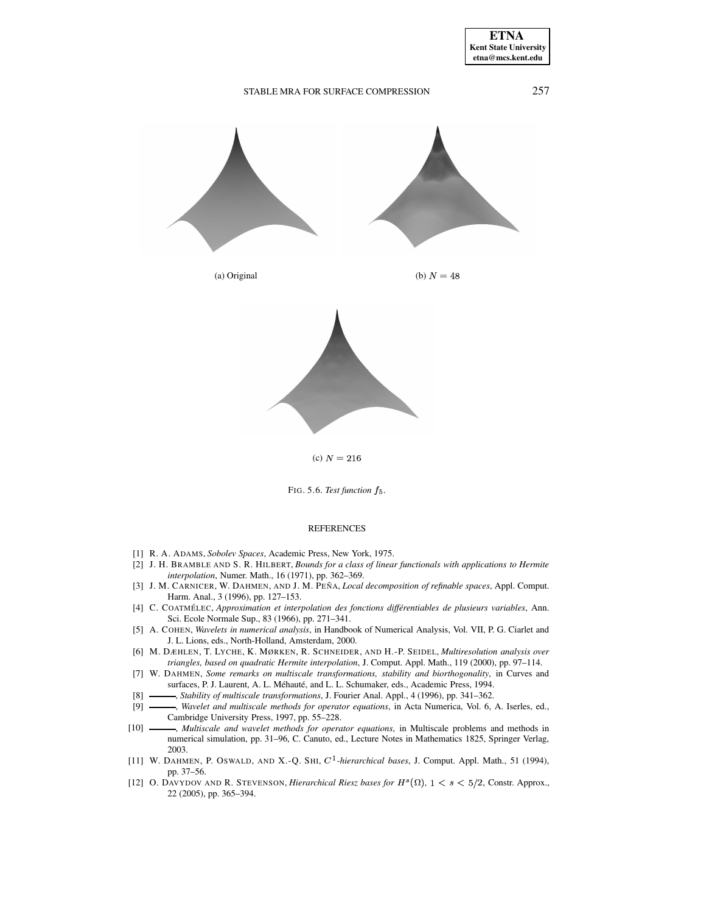(a) Original

(b) $N = 48$

(c) $N = 216$

FIG. 5.6. *Test function $f_5$.*

## REFERENCES

[1] R. A. ADAMS, *Sobolev Spaces*, Academic Press, New York, 1975.

[2] J. H. BRAMBLE AND S. R. HILBERT, *Bounds for a class of linear functionals with applications to Hermite interpolation*, Numer. Math., 16 (1971), pp. 362–369.

[3] J. M. CARNICER, W. DAHMEN, AND J. M. PEÑA, *Local decomposition of refinable spaces*, Appl. Comput. Harm. Anal., 3 (1996), pp. 127–153.

[4] C. COATMÉLEC, *Approximation et interpolation des fonctions différentiables de plusieurs variables*, Ann. Sci. Ecole Normale Sup., 83 (1966), pp. 271–341.

[5] A. COHEN, *Wavelets in numerical analysis*, in Handbook of Numerical Analysis, Vol. VII, P. G. Ciarlet and J. L. Lions, eds., North-Holland, Amsterdam, 2000.

[6] M. DÆHLEN, T. LYCHE, K. MØRKEN, R. SCHNEIDER, AND H.-P. SEIDEL, *Multiresolution analysis over triangles, based on quadratic Hermite interpolation*, J. Comput. Appl. Math., 119 (2000), pp. 97–114.

[7] W. DAHMEN, *Some remarks on multiscale transformations, stability and biorthogonality*, in Curves and surfaces, P. J. Laurent, A. L. Méhauté, and L. L. Schumaker, eds., Academic Press, 1994.

[8] ———, *Stability of multiscale transformations*, J. Fourier Anal. Appl., 4 (1996), pp. 341–362.

[9] ———, *Wavelet and multiscale methods for operator equations*, in Acta Numerica, Vol. 6, A. Iserles, ed., Cambridge University Press, 1997, pp. 55–228.

[10] ———, *Multiscale and wavelet methods for operator equations*, in Multiscale problems and methods in numerical simulation, pp. 31–96, C. Canuto, ed., Lecture Notes in Mathematics 1825, Springer Verlag, 2003.

[11] W. DAHMEN, P. OSWALD, AND X.-Q. SHI, *$C^1$-hierarchical bases*, J. Comput. Appl. Math., 51 (1994), pp. 37–56.

[12] O. DAVYDOV AND R. STEVENSON, *Hierarchical Riesz bases for $H^s(\Omega)$, $1 < s < 5/2$*, Constr. Approx., 22 (2005), pp. 365–394.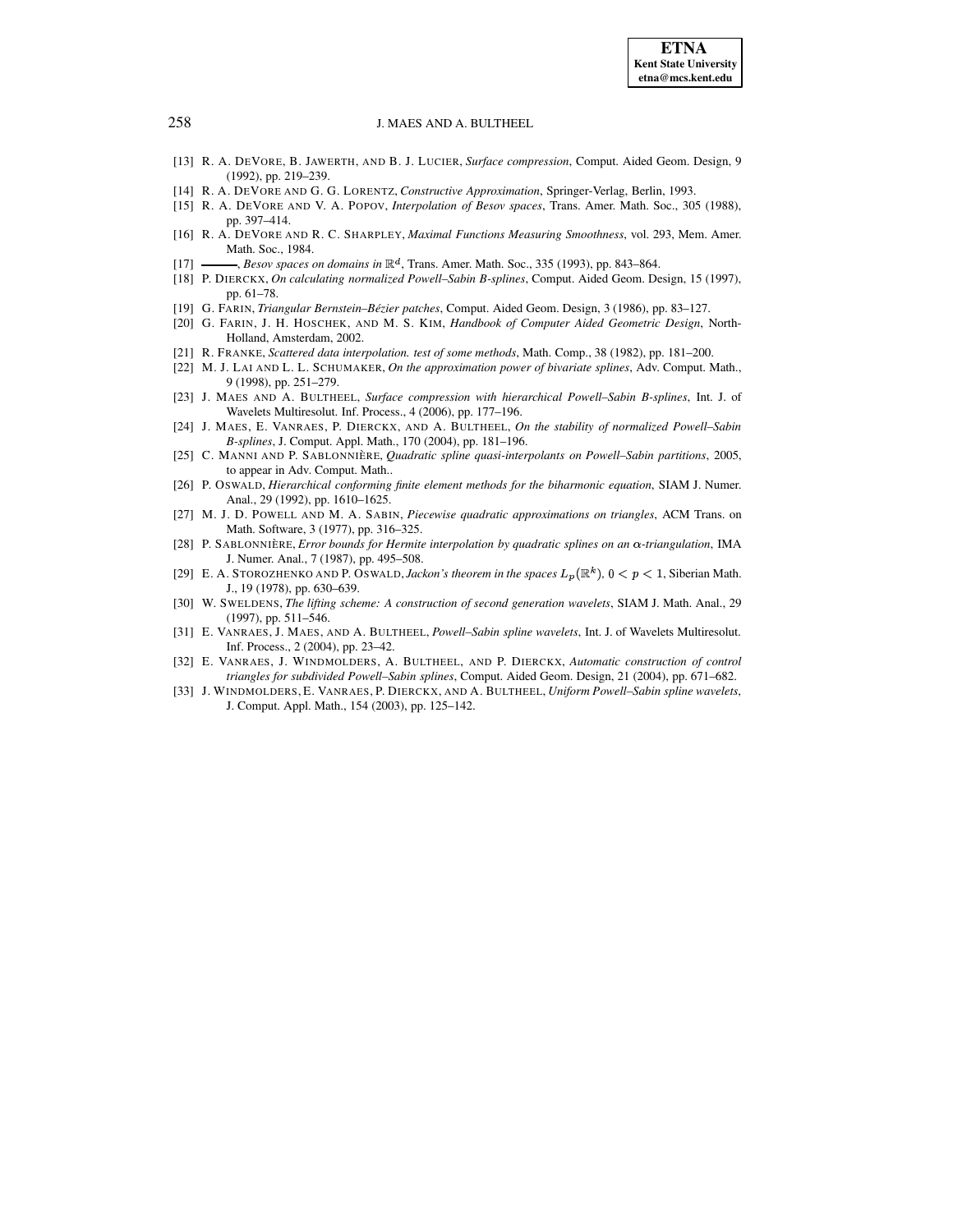[13] R. A. DeVore, B. Jawerth, and B. J. Lucier, *Surface compression*, Comput. Aided Geom. Design, 9 (1992), pp. 219–239.

[14] R. A. DeVore and G. G. Lorentz, *Constructive Approximation*, Springer-Verlag, Berlin, 1993.

[15] R. A. DeVore and V. A. Popov, *Interpolation of Besov spaces*, Trans. Amer. Math. Soc., 305 (1988), pp. 397–414.

[16] R. A. DeVore and R. C. Sharpley, *Maximal Functions Measuring Smoothness*, vol. 293, Mem. Amer. Math. Soc., 1984.

[17] ———, *Besov spaces on domains in* $\mathbb{R}^d$, Trans. Amer. Math. Soc., 335 (1993), pp. 843–864.

[18] P. Dierckx, *On calculating normalized Powell–Sabin B-splines*, Comput. Aided Geom. Design, 15 (1997), pp. 61–78.

[19] G. Farin, *Triangular Bernstein–Bézier patches*, Comput. Aided Geom. Design, 3 (1986), pp. 83–127.

[20] G. Farin, J. H. Hoschek, and M. S. Kim, *Handbook of Computer Aided Geometric Design*, North-Holland, Amsterdam, 2002.

[21] R. Franke, *Scattered data interpolation. test of some methods*, Math. Comp., 38 (1982), pp. 181–200.

[22] M. J. Lai and L. L. Schumaker, *On the approximation power of bivariate splines*, Adv. Comput. Math., 9 (1998), pp. 251–279.

[23] J. Maes and A. Bultheel, *Surface compression with hierarchical Powell–Sabin B-splines*, Int. J. of Wavelets Multiresolut. Inf. Process., 4 (2006), pp. 177–196.

[24] J. Maes, E. Vanraes, P. Dierckx, and A. Bultheel, *On the stability of normalized Powell–Sabin B-splines*, J. Comput. Appl. Math., 170 (2004), pp. 181–196.

[25] C. Manni and P. Sablonnière, *Quadratic spline quasi-interpolants on Powell–Sabin partitions*, 2005, to appear in Adv. Comput. Math..

[26] P. Oswald, *Hierarchical conforming finite element methods for the biharmonic equation*, SIAM J. Numer. Anal., 29 (1992), pp. 1610–1625.

[27] M. J. D. Powell and M. A. Sabin, *Piecewise quadratic approximations on triangles*, ACM Trans. on Math. Software, 3 (1977), pp. 316–325.

[28] P. Sablonnière, *Error bounds for Hermite interpolation by quadratic splines on an* $\alpha$*-triangulation*, IMA J. Numer. Anal., 7 (1987), pp. 495–508.

[29] E. A. Storozhenko and P. Oswald, *Jackon's theorem in the spaces* $L_p(\mathbb{R}^k)$, $0 < p < 1$, Siberian Math. J., 19 (1978), pp. 630–639.

[30] W. Sweldens, *The lifting scheme: A construction of second generation wavelets*, SIAM J. Math. Anal., 29 (1997), pp. 511–546.

[31] E. Vanraes, J. Maes, and A. Bultheel, *Powell–Sabin spline wavelets*, Int. J. of Wavelets Multiresolut. Inf. Process., 2 (2004), pp. 23–42.

[32] E. Vanraes, J. Windmolders, A. Bultheel, and P. Dierckx, *Automatic construction of control triangles for subdivided Powell–Sabin splines*, Comput. Aided Geom. Design, 21 (2004), pp. 671–682.

[33] J. Windmolders, E. Vanraes, P. Dierckx, and A. Bultheel, *Uniform Powell–Sabin spline wavelets*, J. Comput. Appl. Math., 154 (2003), pp. 125–142.